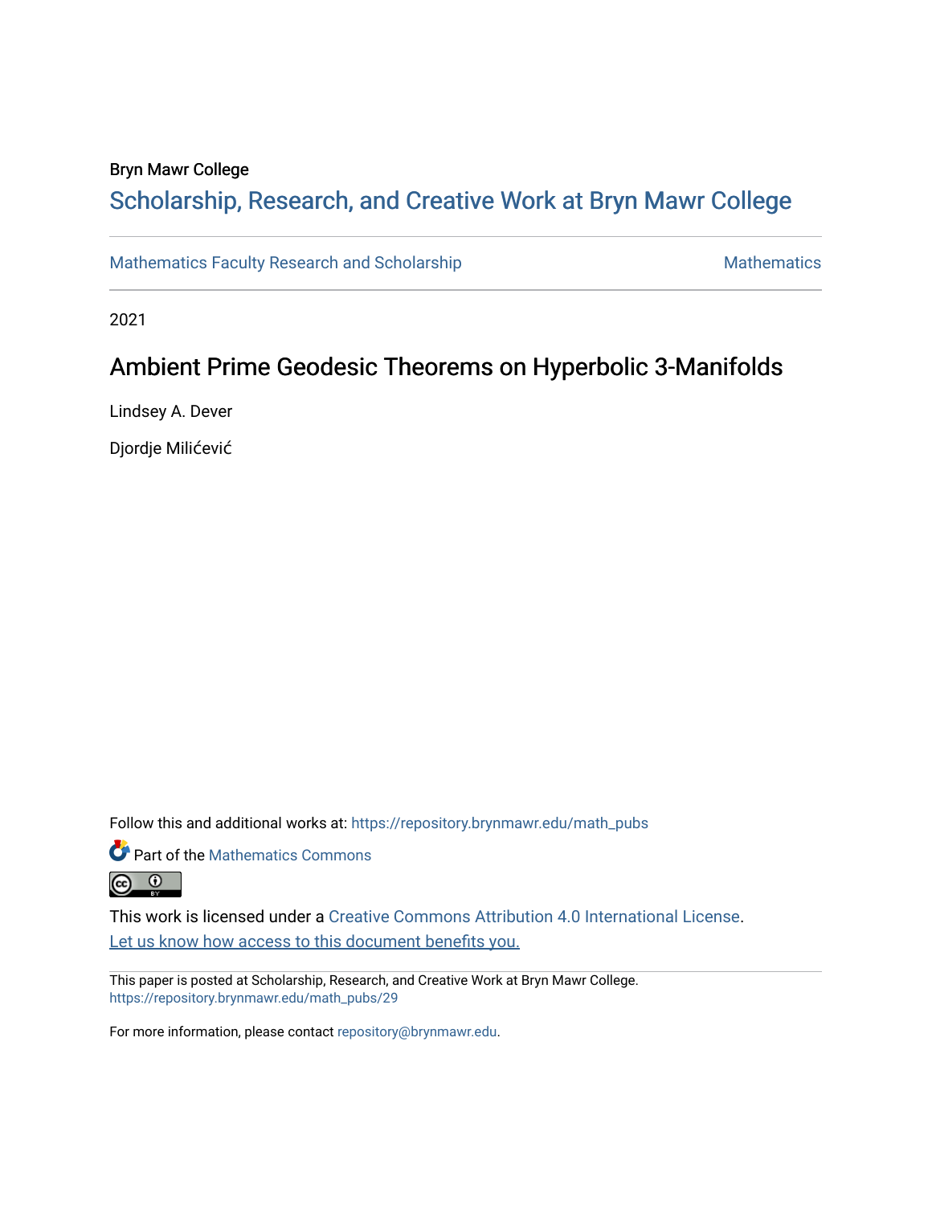Bryn Mawr College

# Scholarship, Research, and Creative Work at Bryn Mawr College

Mathematics Faculty Research and Scholarship | Mathematics

2021

## Ambient Prime Geodesic Theorems on Hyperbolic 3-Manifolds

Lindsey A. Dever

Djordje Milićević

Follow this and additional works at: https://repository.brynmawr.edu/math_pubs

Part of the Mathematics Commons

This work is licensed under a Creative Commons Attribution 4.0 International License.

Let us know how access to this document benefits you.

This paper is posted at Scholarship, Research, and Creative Work at Bryn Mawr College. https://repository.brynmawr.edu/math_pubs/29

For more information, please contact repository@brynmawr.edu.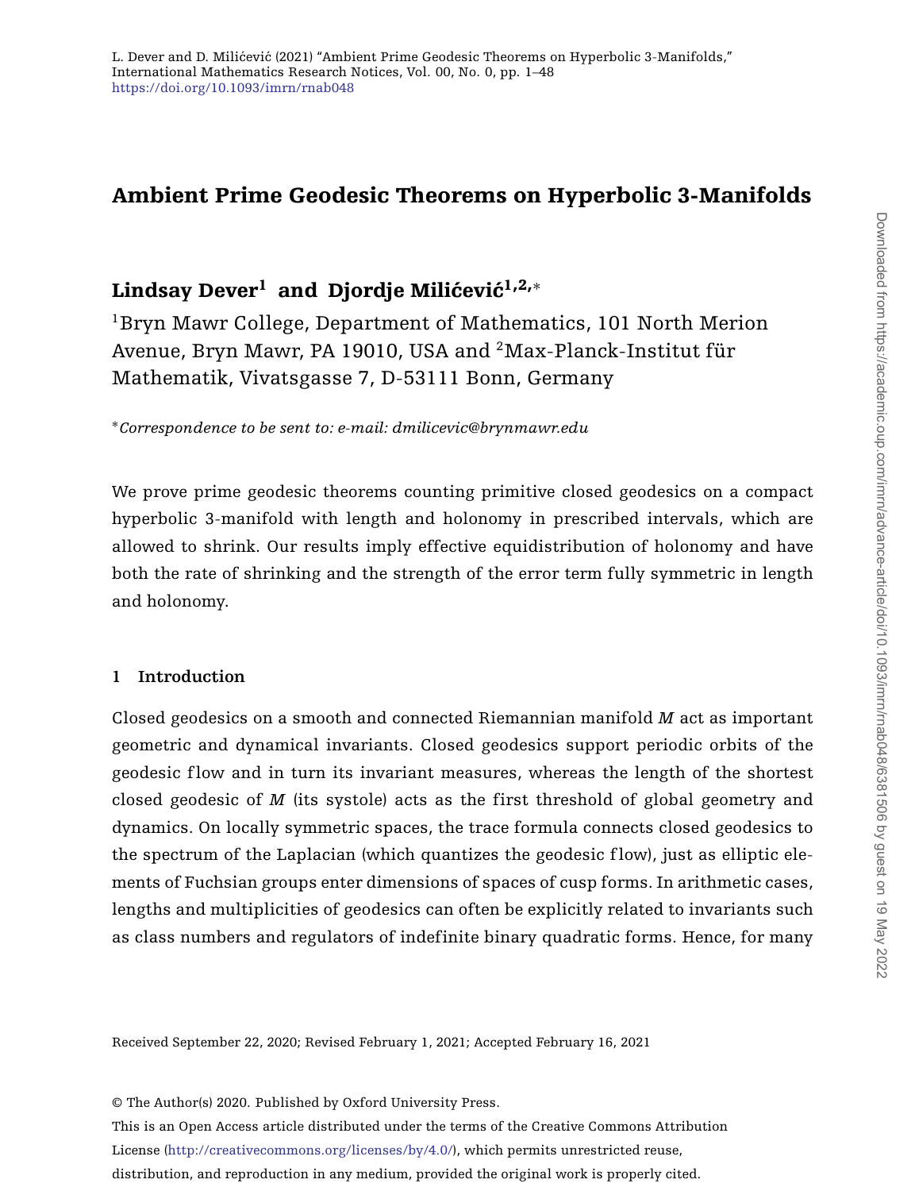# Ambient Prime Geodesic Theorems on Hyperbolic 3-Manifolds

## Lindsay Dever[1] and Djordje Milićević[1,2,*]

[1]Bryn Mawr College, Department of Mathematics, 101 North Merion Avenue, Bryn Mawr, PA 19010, USA and [2]Max-Planck-Institut für Mathematik, Vivatsgasse 7, D-53111 Bonn, Germany

[*]*Correspondence to be sent to: e-mail: dmilicevic@brynmawr.edu*

We prove prime geodesic theorems counting primitive closed geodesics on a compact hyperbolic 3-manifold with length and holonomy in prescribed intervals, which are allowed to shrink. Our results imply effective equidistribution of holonomy and have both the rate of shrinking and the strength of the error term fully symmetric in length and holonomy.

### 1 Introduction

Closed geodesics on a smooth and connected Riemannian manifold $M$ act as important geometric and dynamical invariants. Closed geodesics support periodic orbits of the geodesic flow and in turn its invariant measures, whereas the length of the shortest closed geodesic of $M$ (its systole) acts as the first threshold of global geometry and dynamics. On locally symmetric spaces, the trace formula connects closed geodesics to the spectrum of the Laplacian (which quantizes the geodesic flow), just as elliptic elements of Fuchsian groups enter dimensions of spaces of cusp forms. In arithmetic cases, lengths and multiplicities of geodesics can often be explicitly related to invariants such as class numbers and regulators of indefinite binary quadratic forms. Hence, for many

Received September 22, 2020; Revised February 1, 2021; Accepted February 16, 2021

© The Author(s) 2020. Published by Oxford University Press.
This is an Open Access article distributed under the terms of the Creative Commons Attribution License (http://creativecommons.org/licenses/by/4.0/), which permits unrestricted reuse, distribution, and reproduction in any medium, provided the original work is properly cited.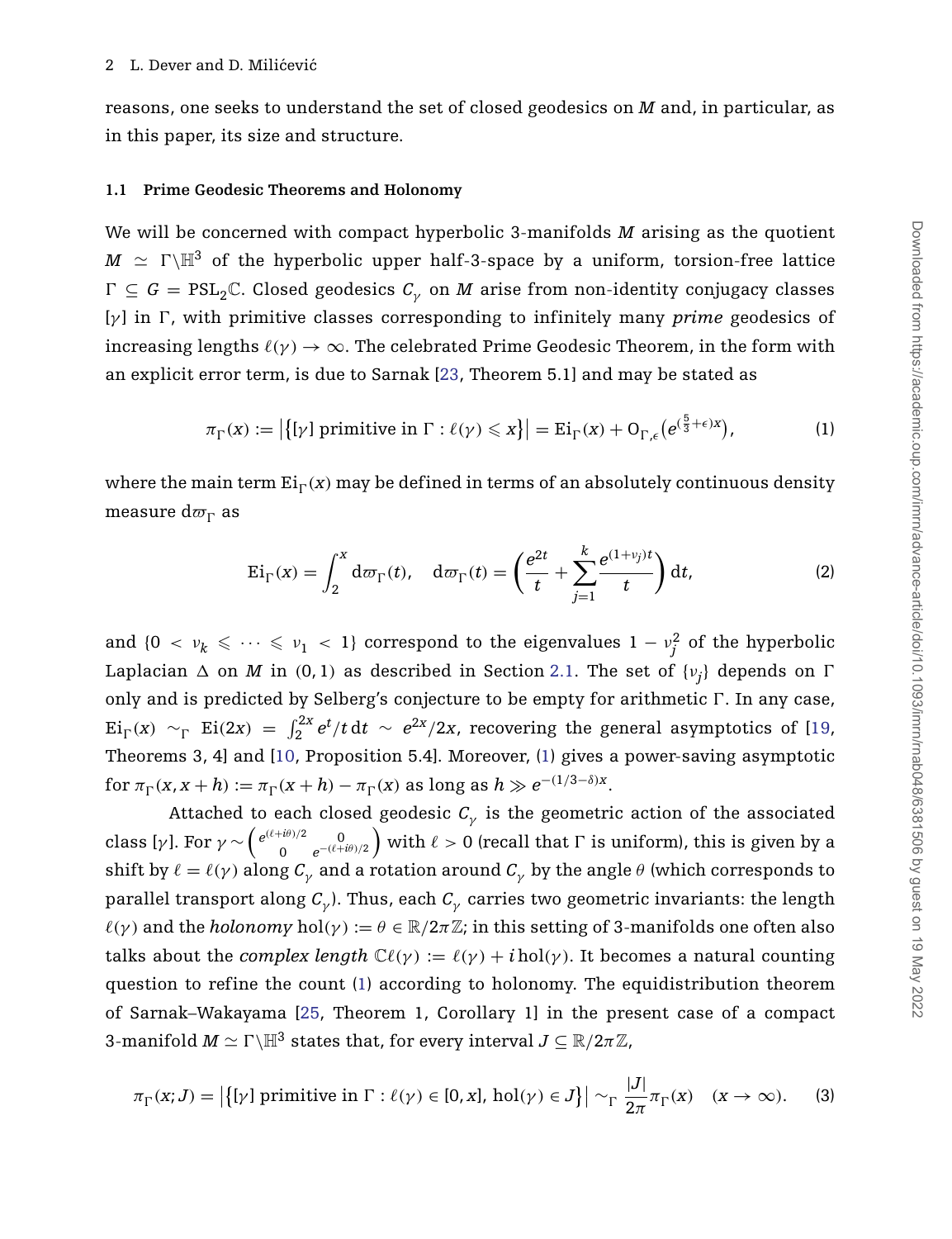reasons, one seeks to understand the set of closed geodesics on $M$ and, in particular, as in this paper, its size and structure.

### 1.1 Prime Geodesic Theorems and Holonomy

We will be concerned with compact hyperbolic 3-manifolds $M$ arising as the quotient $M \simeq \Gamma\backslash\mathbb{H}^3$ of the hyperbolic upper half-3-space by a uniform, torsion-free lattice $\Gamma \subseteq G = \mathrm{PSL}_2\mathbb{C}$. Closed geodesics $C_\gamma$ on $M$ arise from non-identity conjugacy classes $[\gamma]$ in $\Gamma$, with primitive classes corresponding to infinitely many *prime* geodesics of increasing lengths $\ell(\gamma) \to \infty$. The celebrated Prime Geodesic Theorem, in the form with an explicit error term, is due to Sarnak [23, Theorem 5.1] and may be stated as

$$\pi_\Gamma(x) := \left|\left\{[\gamma] \text{ primitive in } \Gamma : \ell(\gamma) \leqslant x\right\}\right| = \mathrm{Ei}_\Gamma(x) + \mathrm{O}_{\Gamma,\epsilon}\left(e^{(\frac{5}{3}+\epsilon)x}\right), \tag{1}$$

where the main term $\mathrm{Ei}_\Gamma(x)$ may be defined in terms of an absolutely continuous density measure $\mathrm{d}\varpi_\Gamma$ as

$$\mathrm{Ei}_\Gamma(x) = \int_2^x \mathrm{d}\varpi_\Gamma(t), \quad \mathrm{d}\varpi_\Gamma(t) = \left(\frac{e^{2t}}{t} + \sum_{j=1}^{k} \frac{e^{(1+\nu_j)t}}{t}\right)\mathrm{d}t, \tag{2}$$

and $\{0 < \nu_k \leqslant \cdots \leqslant \nu_1 < 1\}$ correspond to the eigenvalues $1 - \nu_j^2$ of the hyperbolic Laplacian $\Delta$ on $M$ in $(0,1)$ as described in Section 2.1. The set of $\{\nu_j\}$ depends on $\Gamma$ only and is predicted by Selberg's conjecture to be empty for arithmetic $\Gamma$. In any case, $\mathrm{Ei}_\Gamma(x) \sim_\Gamma \mathrm{Ei}(2x) = \int_2^{2x} e^t/t\,\mathrm{d}t \sim e^{2x}/2x$, recovering the general asymptotics of [19, Theorems 3, 4] and [10, Proposition 5.4]. Moreover, (1) gives a power-saving asymptotic for $\pi_\Gamma(x, x+h) := \pi_\Gamma(x+h) - \pi_\Gamma(x)$ as long as $h \gg e^{-(1/3-\delta)x}$.

Attached to each closed geodesic $C_\gamma$ is the geometric action of the associated class $[\gamma]$. For $\gamma \sim \begin{pmatrix} e^{(\ell+i\theta)/2} & 0 \\ 0 & e^{-(\ell+i\theta)/2} \end{pmatrix}$ with $\ell > 0$ (recall that $\Gamma$ is uniform), this is given by a shift by $\ell = \ell(\gamma)$ along $C_\gamma$ and a rotation around $C_\gamma$ by the angle $\theta$ (which corresponds to parallel transport along $C_\gamma$). Thus, each $C_\gamma$ carries two geometric invariants: the length $\ell(\gamma)$ and the *holonomy* $\mathrm{hol}(\gamma) := \theta \in \mathbb{R}/2\pi\mathbb{Z}$; in this setting of 3-manifolds one often also talks about the *complex length* $\mathbb{C}\ell(\gamma) := \ell(\gamma) + i\,\mathrm{hol}(\gamma)$. It becomes a natural counting question to refine the count (1) according to holonomy. The equidistribution theorem of Sarnak–Wakayama [25, Theorem 1, Corollary 1] in the present case of a compact 3-manifold $M \simeq \Gamma\backslash\mathbb{H}^3$ states that, for every interval $J \subseteq \mathbb{R}/2\pi\mathbb{Z}$,

$$\pi_\Gamma(x; J) = \left|\left\{[\gamma] \text{ primitive in } \Gamma : \ell(\gamma) \in [0, x],\ \mathrm{hol}(\gamma) \in J\right\}\right| \sim_\Gamma \frac{|J|}{2\pi}\pi_\Gamma(x) \quad (x \to \infty). \tag{3}$$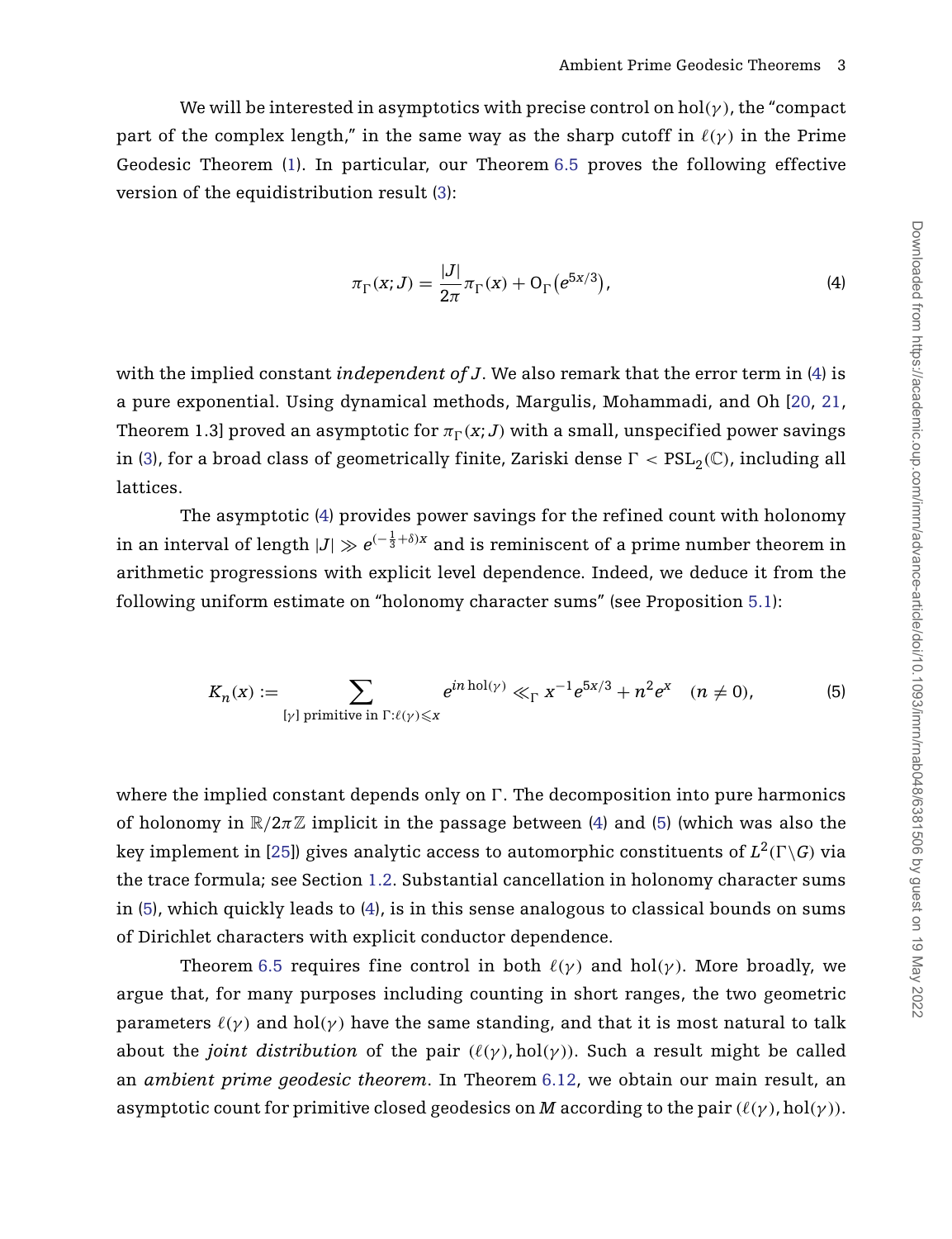We will be interested in asymptotics with precise control on $\mathrm{hol}(\gamma)$, the "compact part of the complex length," in the same way as the sharp cutoff in $\ell(\gamma)$ in the Prime Geodesic Theorem (1). In particular, our Theorem 6.5 proves the following effective version of the equidistribution result (3):

$$\pi_\Gamma(x; J) = \frac{|J|}{2\pi}\pi_\Gamma(x) + \mathrm{O}_\Gamma\big(e^{5x/3}\big), \tag{4}$$

with the implied constant *independent of* $J$. We also remark that the error term in (4) is a pure exponential. Using dynamical methods, Margulis, Mohammadi, and Oh [20, 21, Theorem 1.3] proved an asymptotic for $\pi_\Gamma(x; J)$ with a small, unspecified power savings in (3), for a broad class of geometrically finite, Zariski dense $\Gamma < \mathrm{PSL}_2(\mathbb{C})$, including all lattices.

The asymptotic (4) provides power savings for the refined count with holonomy in an interval of length $|J| \gg e^{(-\frac{1}{3}+\delta)x}$ and is reminiscent of a prime number theorem in arithmetic progressions with explicit level dependence. Indeed, we deduce it from the following uniform estimate on "holonomy character sums" (see Proposition 5.1):

$$K_n(x) := \sum_{[\gamma] \text{ primitive in } \Gamma : \ell(\gamma) \leqslant x} e^{in\,\mathrm{hol}(\gamma)} \ll_\Gamma x^{-1}e^{5x/3} + n^2 e^x \quad (n \neq 0), \tag{5}$$

where the implied constant depends only on $\Gamma$. The decomposition into pure harmonics of holonomy in $\mathbb{R}/2\pi\mathbb{Z}$ implicit in the passage between (4) and (5) (which was also the key implement in [25]) gives analytic access to automorphic constituents of $L^2(\Gamma\backslash G)$ via the trace formula; see Section 1.2. Substantial cancellation in holonomy character sums in (5), which quickly leads to (4), is in this sense analogous to classical bounds on sums of Dirichlet characters with explicit conductor dependence.

Theorem 6.5 requires fine control in both $\ell(\gamma)$ and $\mathrm{hol}(\gamma)$. More broadly, we argue that, for many purposes including counting in short ranges, the two geometric parameters $\ell(\gamma)$ and $\mathrm{hol}(\gamma)$ have the same standing, and that it is most natural to talk about the *joint distribution* of the pair $(\ell(\gamma), \mathrm{hol}(\gamma))$. Such a result might be called an *ambient prime geodesic theorem*. In Theorem 6.12, we obtain our main result, an asymptotic count for primitive closed geodesics on $M$ according to the pair $(\ell(\gamma), \mathrm{hol}(\gamma))$.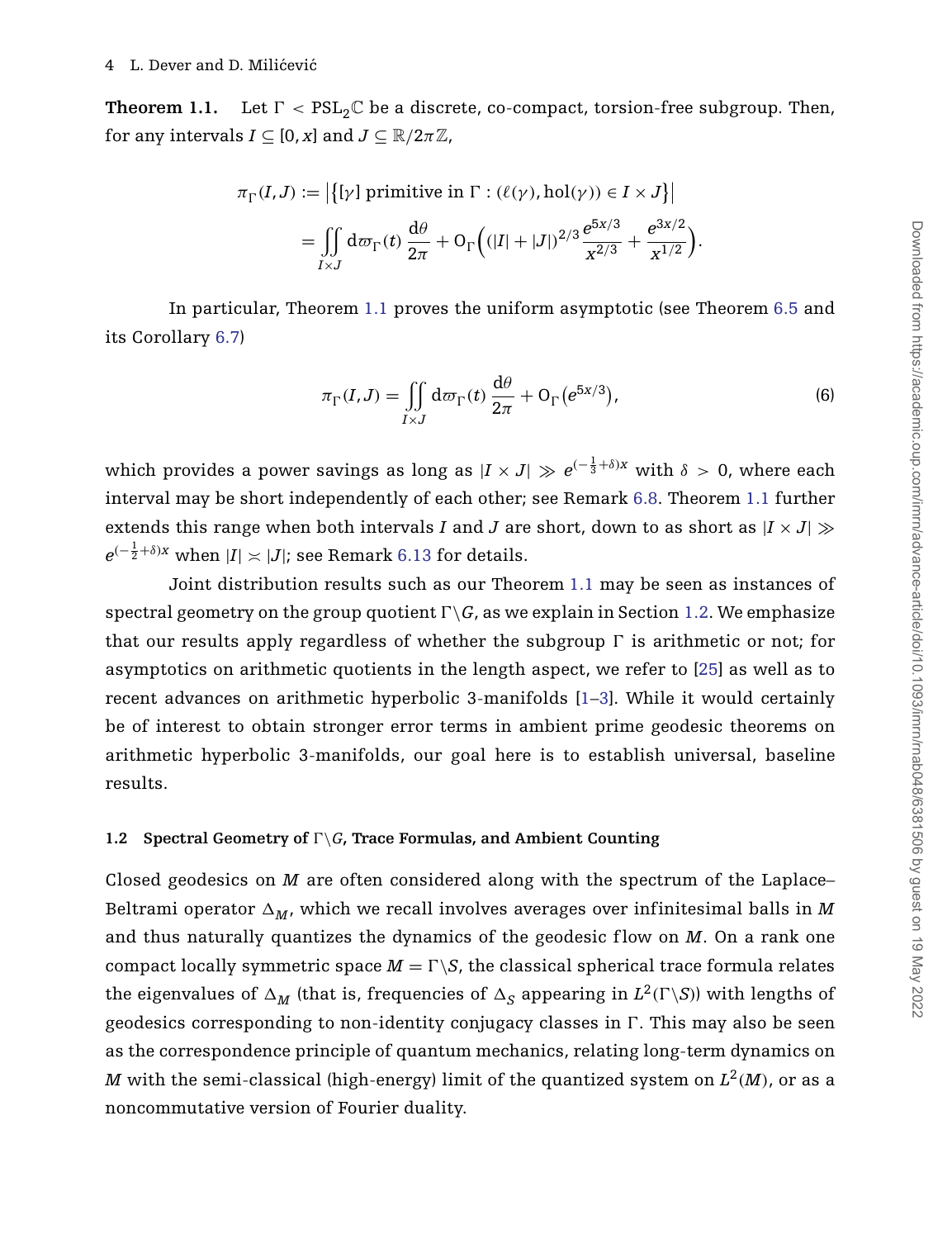**Theorem 1.1.** Let $\Gamma < \mathrm{PSL}_2\mathbb{C}$ be a discrete, co-compact, torsion-free subgroup. Then, for any intervals $I \subseteq [0,x]$ and $J \subseteq \mathbb{R}/2\pi\mathbb{Z}$,

$$\pi_\Gamma(I,J) := \left|\left\{[\gamma] \text{ primitive in } \Gamma : (\ell(\gamma), \mathrm{hol}(\gamma)) \in I \times J\right\}\right|$$
$$= \iint_{I\times J} \mathrm{d}\varpi_\Gamma(t)\, \frac{\mathrm{d}\theta}{2\pi} + \mathrm{O}_\Gamma\Big((|I|+|J|)^{2/3}\frac{e^{5x/3}}{x^{2/3}} + \frac{e^{3x/2}}{x^{1/2}}\Big).$$

In particular, Theorem 1.1 proves the uniform asymptotic (see Theorem 6.5 and its Corollary 6.7)

$$\pi_\Gamma(I,J) = \iint_{I\times J} \mathrm{d}\varpi_\Gamma(t)\, \frac{\mathrm{d}\theta}{2\pi} + \mathrm{O}_\Gamma\big(e^{5x/3}\big), \tag{6}$$

which provides a power savings as long as $|I \times J| \gg e^{(-\frac{1}{3}+\delta)x}$ with $\delta > 0$, where each interval may be short independently of each other; see Remark 6.8. Theorem 1.1 further extends this range when both intervals $I$ and $J$ are short, down to as short as $|I \times J| \gg e^{(-\frac{1}{2}+\delta)x}$ when $|I| \asymp |J|$; see Remark 6.13 for details.

Joint distribution results such as our Theorem 1.1 may be seen as instances of spectral geometry on the group quotient $\Gamma\backslash G$, as we explain in Section 1.2. We emphasize that our results apply regardless of whether the subgroup $\Gamma$ is arithmetic or not; for asymptotics on arithmetic quotients in the length aspect, we refer to [25] as well as to recent advances on arithmetic hyperbolic 3-manifolds [1–3]. While it would certainly be of interest to obtain stronger error terms in ambient prime geodesic theorems on arithmetic hyperbolic 3-manifolds, our goal here is to establish universal, baseline results.

### 1.2 Spectral Geometry of $\Gamma\backslash G$, Trace Formulas, and Ambient Counting

Closed geodesics on $M$ are often considered along with the spectrum of the Laplace–Beltrami operator $\Delta_M$, which we recall involves averages over infinitesimal balls in $M$ and thus naturally quantizes the dynamics of the geodesic flow on $M$. On a rank one compact locally symmetric space $M = \Gamma\backslash S$, the classical spherical trace formula relates the eigenvalues of $\Delta_M$ (that is, frequencies of $\Delta_S$ appearing in $L^2(\Gamma\backslash S)$) with lengths of geodesics corresponding to non-identity conjugacy classes in $\Gamma$. This may also be seen as the correspondence principle of quantum mechanics, relating long-term dynamics on $M$ with the semi-classical (high-energy) limit of the quantized system on $L^2(M)$, or as a noncommutative version of Fourier duality.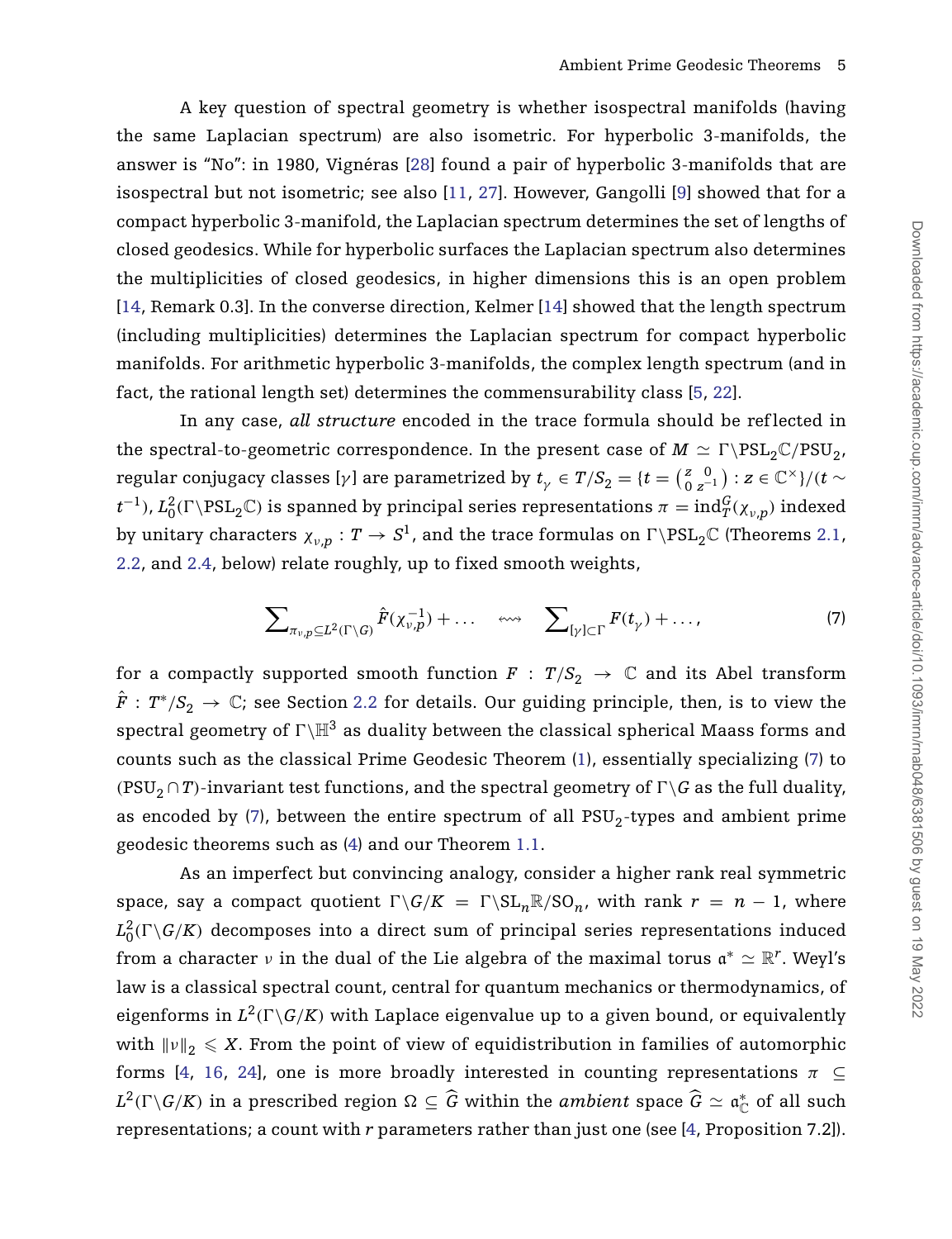A key question of spectral geometry is whether isospectral manifolds (having the same Laplacian spectrum) are also isometric. For hyperbolic 3-manifolds, the answer is "No": in 1980, Vignéras [28] found a pair of hyperbolic 3-manifolds that are isospectral but not isometric; see also [11, 27]. However, Gangolli [9] showed that for a compact hyperbolic 3-manifold, the Laplacian spectrum determines the set of lengths of closed geodesics. While for hyperbolic surfaces the Laplacian spectrum also determines the multiplicities of closed geodesics, in higher dimensions this is an open problem [14, Remark 0.3]. In the converse direction, Kelmer [14] showed that the length spectrum (including multiplicities) determines the Laplacian spectrum for compact hyperbolic manifolds. For arithmetic hyperbolic 3-manifolds, the complex length spectrum (and in fact, the rational length set) determines the commensurability class [5, 22].

In any case, *all structure* encoded in the trace formula should be reflected in the spectral-to-geometric correspondence. In the present case of $M \simeq \Gamma\backslash \mathrm{PSL}_2\mathbb{C}/\mathrm{PSU}_2$, regular conjugacy classes $[\gamma]$ are parametrized by $t_\gamma \in T/S_2 = \{t = \left(\begin{smallmatrix} z & 0 \\ 0 & z^{-1}\end{smallmatrix}\right) : z \in \mathbb{C}^\times\}/(t \sim t^{-1})$, $L^2_0(\Gamma\backslash \mathrm{PSL}_2\mathbb{C})$ is spanned by principal series representations $\pi = \mathrm{ind}_T^G(\chi_{\nu,p})$ indexed by unitary characters $\chi_{\nu,p} : T \to S^1$, and the trace formulas on $\Gamma\backslash \mathrm{PSL}_2\mathbb{C}$ (Theorems 2.1, 2.2, and 2.4, below) relate roughly, up to fixed smooth weights,

$$\sum\nolimits_{\pi_{\nu,p} \subseteq L^2(\Gamma\backslash G)} \hat{F}(\chi_{\nu,p}^{-1}) + \dots \quad \leftrightsquigarrow \quad \sum\nolimits_{[\gamma]\subset\Gamma} F(t_\gamma) + \dots, \tag{7}$$

for a compactly supported smooth function $F : T/S_2 \to \mathbb{C}$ and its Abel transform $\hat{F} : T^*/S_2 \to \mathbb{C}$; see Section 2.2 for details. Our guiding principle, then, is to view the spectral geometry of $\Gamma\backslash\mathbb{H}^3$ as duality between the classical spherical Maass forms and counts such as the classical Prime Geodesic Theorem (1), essentially specializing (7) to $(\mathrm{PSU}_2 \cap T)$-invariant test functions, and the spectral geometry of $\Gamma\backslash G$ as the full duality, as encoded by (7), between the entire spectrum of all $\mathrm{PSU}_2$-types and ambient prime geodesic theorems such as (4) and our Theorem 1.1.

As an imperfect but convincing analogy, consider a higher rank real symmetric space, say a compact quotient $\Gamma\backslash G/K = \Gamma\backslash \mathrm{SL}_n\mathbb{R}/\mathrm{SO}_n$, with rank $r = n-1$, where $L^2_0(\Gamma\backslash G/K)$ decomposes into a direct sum of principal series representations induced from a character $\nu$ in the dual of the Lie algebra of the maximal torus $\mathfrak{a}^* \simeq \mathbb{R}^r$. Weyl's law is a classical spectral count, central for quantum mechanics or thermodynamics, of eigenforms in $L^2(\Gamma\backslash G/K)$ with Laplace eigenvalue up to a given bound, or equivalently with $\|\nu\|_2 \leqslant X$. From the point of view of equidistribution in families of automorphic forms [4, 16, 24], one is more broadly interested in counting representations $\pi \subseteq L^2(\Gamma\backslash G/K)$ in a prescribed region $\Omega \subseteq \widehat{G}$ within the *ambient* space $\widehat{G} \simeq \mathfrak{a}^*_{\mathbb{C}}$ of all such representations; a count with $r$ parameters rather than just one (see [4, Proposition 7.2]).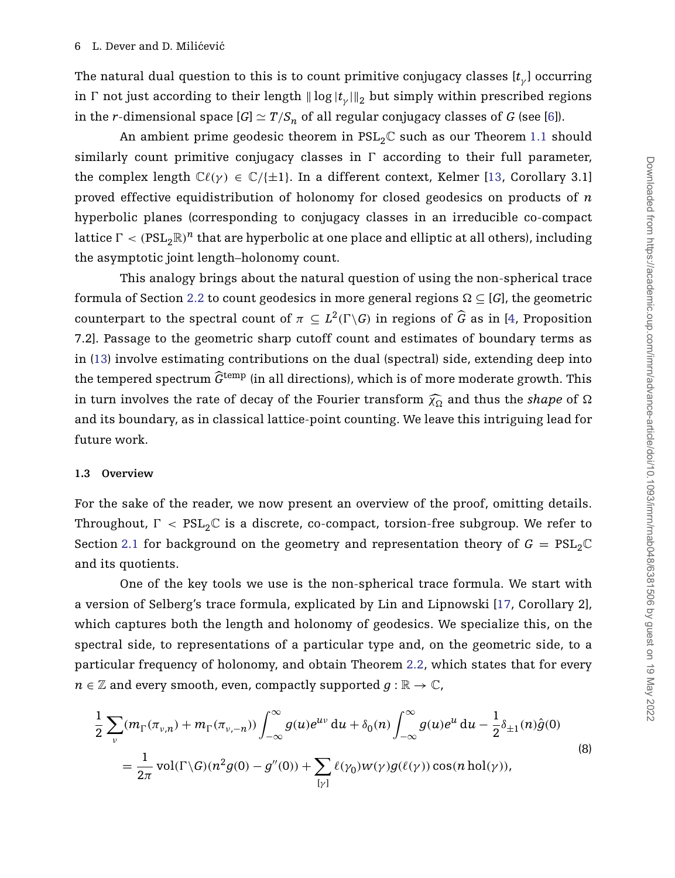The natural dual question to this is to count primitive conjugacy classes $[t_\gamma]$ occurring in $\Gamma$ not just according to their length $\|\log|t_\gamma|\|_2$ but simply within prescribed regions in the $r$-dimensional space $[G] \simeq T/S_n$ of all regular conjugacy classes of $G$ (see [6]).

An ambient prime geodesic theorem in $\mathrm{PSL}_2\mathbb{C}$ such as our Theorem 1.1 should similarly count primitive conjugacy classes in $\Gamma$ according to their full parameter, the complex length $\mathbb{C}\ell(\gamma) \in \mathbb{C}/\{\pm 1\}$. In a different context, Kelmer [13, Corollary 3.1] proved effective equidistribution of holonomy for closed geodesics on products of $n$ hyperbolic planes (corresponding to conjugacy classes in an irreducible co-compact lattice $\Gamma < (\mathrm{PSL}_2\mathbb{R})^n$ that are hyperbolic at one place and elliptic at all others), including the asymptotic joint length–holonomy count.

This analogy brings about the natural question of using the non-spherical trace formula of Section 2.2 to count geodesics in more general regions $\Omega \subseteq [G]$, the geometric counterpart to the spectral count of $\pi \subseteq L^2(\Gamma\backslash G)$ in regions of $\widehat{G}$ as in [4, Proposition 7.2]. Passage to the geometric sharp cutoff count and estimates of boundary terms as in (13) involve estimating contributions on the dual (spectral) side, extending deep into the tempered spectrum $\widehat{G}^{\mathrm{temp}}$ (in all directions), which is of more moderate growth. This in turn involves the rate of decay of the Fourier transform $\widehat{\chi_\Omega}$ and thus the *shape* of $\Omega$ and its boundary, as in classical lattice-point counting. We leave this intriguing lead for future work.

### 1.3 Overview

For the sake of the reader, we now present an overview of the proof, omitting details. Throughout, $\Gamma < \mathrm{PSL}_2\mathbb{C}$ is a discrete, co-compact, torsion-free subgroup. We refer to Section 2.1 for background on the geometry and representation theory of $G = \mathrm{PSL}_2\mathbb{C}$ and its quotients.

One of the key tools we use is the non-spherical trace formula. We start with a version of Selberg's trace formula, explicated by Lin and Lipnowski [17, Corollary 2], which captures both the length and holonomy of geodesics. We specialize this, on the spectral side, to representations of a particular type and, on the geometric side, to a particular frequency of holonomy, and obtain Theorem 2.2, which states that for every $n \in \mathbb{Z}$ and every smooth, even, compactly supported $g : \mathbb{R} \to \mathbb{C}$,

$$
\begin{aligned}
\frac{1}{2}\sum_{\nu}(m_\Gamma(\pi_{\nu,n}) + m_\Gamma(\pi_{\nu,-n}))\int_{-\infty}^{\infty} g(u)e^{u\nu}\,\mathrm{d}u + \delta_0(n)\int_{-\infty}^{\infty} g(u)e^{u}\,\mathrm{d}u - \frac{1}{2}\delta_{\pm 1}(n)\hat{g}(0) \\
= \frac{1}{2\pi}\mathrm{vol}(\Gamma\backslash G)(n^2 g(0) - g''(0)) + \sum_{[\gamma]} \ell(\gamma_0)w(\gamma)g(\ell(\gamma))\cos(n\,\mathrm{hol}(\gamma)),
\end{aligned}
\tag{8}
$$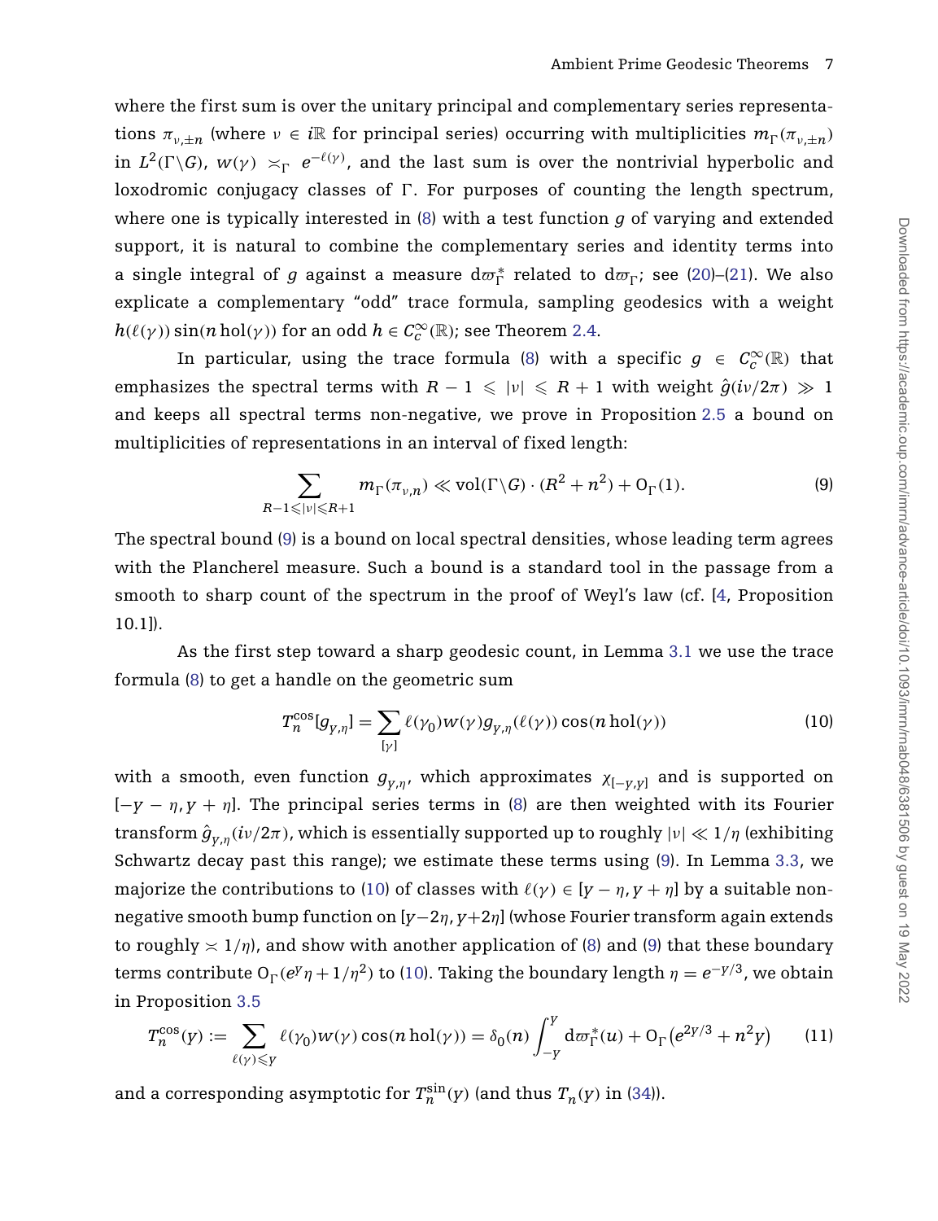where the first sum is over the unitary principal and complementary series representations $\pi_{\nu,\pm n}$ (where $\nu \in i\mathbb{R}$ for principal series) occurring with multiplicities $m_\Gamma(\pi_{\nu,\pm n})$ in $L^2(\Gamma\backslash G)$, $w(\gamma) \asymp_\Gamma e^{-\ell(\gamma)}$, and the last sum is over the nontrivial hyperbolic and loxodromic conjugacy classes of $\Gamma$. For purposes of counting the length spectrum, where one is typically interested in (8) with a test function $g$ of varying and extended support, it is natural to combine the complementary series and identity terms into a single integral of $g$ against a measure $\mathrm{d}\varpi_\Gamma^*$ related to $\mathrm{d}\varpi_\Gamma$; see (20)–(21). We also explicate a complementary "odd" trace formula, sampling geodesics with a weight $h(\ell(\gamma))\sin(n\,\mathrm{hol}(\gamma))$ for an odd $h \in C_c^\infty(\mathbb{R})$; see Theorem 2.4.

In particular, using the trace formula (8) with a specific $g \in C_c^\infty(\mathbb{R})$ that emphasizes the spectral terms with $R-1 \leqslant |\nu| \leqslant R+1$ with weight $\hat{g}(i\nu/2\pi) \gg 1$ and keeps all spectral terms non-negative, we prove in Proposition 2.5 a bound on multiplicities of representations in an interval of fixed length:

$$\sum_{R-1\leqslant|\nu|\leqslant R+1} m_\Gamma(\pi_{\nu,n}) \ll \mathrm{vol}(\Gamma\backslash G)\cdot(R^2+n^2) + \mathrm{O}_\Gamma(1). \tag{9}$$

The spectral bound (9) is a bound on local spectral densities, whose leading term agrees with the Plancherel measure. Such a bound is a standard tool in the passage from a smooth to sharp count of the spectrum in the proof of Weyl's law (cf. [4, Proposition 10.1]).

As the first step toward a sharp geodesic count, in Lemma 3.1 we use the trace formula (8) to get a handle on the geometric sum

$$T_n^{\cos}[g_{Y,\eta}] = \sum_{[\gamma]} \ell(\gamma_0) w(\gamma) g_{Y,\eta}(\ell(\gamma)) \cos(n\,\mathrm{hol}(\gamma)) \tag{10}$$

with a smooth, even function $g_{Y,\eta}$, which approximates $\chi_{[-Y,Y]}$ and is supported on $[-Y-\eta, Y+\eta]$. The principal series terms in (8) are then weighted with its Fourier transform $\hat{g}_{Y,\eta}(i\nu/2\pi)$, which is essentially supported up to roughly $|\nu| \ll 1/\eta$ (exhibiting Schwartz decay past this range); we estimate these terms using (9). In Lemma 3.3, we majorize the contributions to (10) of classes with $\ell(\gamma) \in [Y-\eta, Y+\eta]$ by a suitable non-negative smooth bump function on $[Y-2\eta, Y+2\eta]$ (whose Fourier transform again extends to roughly $\asymp 1/\eta$), and show with another application of (8) and (9) that these boundary terms contribute $\mathrm{O}_\Gamma(e^Y\eta + 1/\eta^2)$ to (10). Taking the boundary length $\eta = e^{-Y/3}$, we obtain in Proposition 3.5

$$T_n^{\cos}(Y) := \sum_{\ell(\gamma)\leqslant Y} \ell(\gamma_0) w(\gamma) \cos(n\,\mathrm{hol}(\gamma)) = \delta_0(n) \int_{-Y}^{Y} \mathrm{d}\varpi_\Gamma^*(u) + \mathrm{O}_\Gamma\big(e^{2Y/3} + n^2 Y\big) \tag{11}$$

and a corresponding asymptotic for $T_n^{\sin}(Y)$ (and thus $T_n(Y)$ in (34)).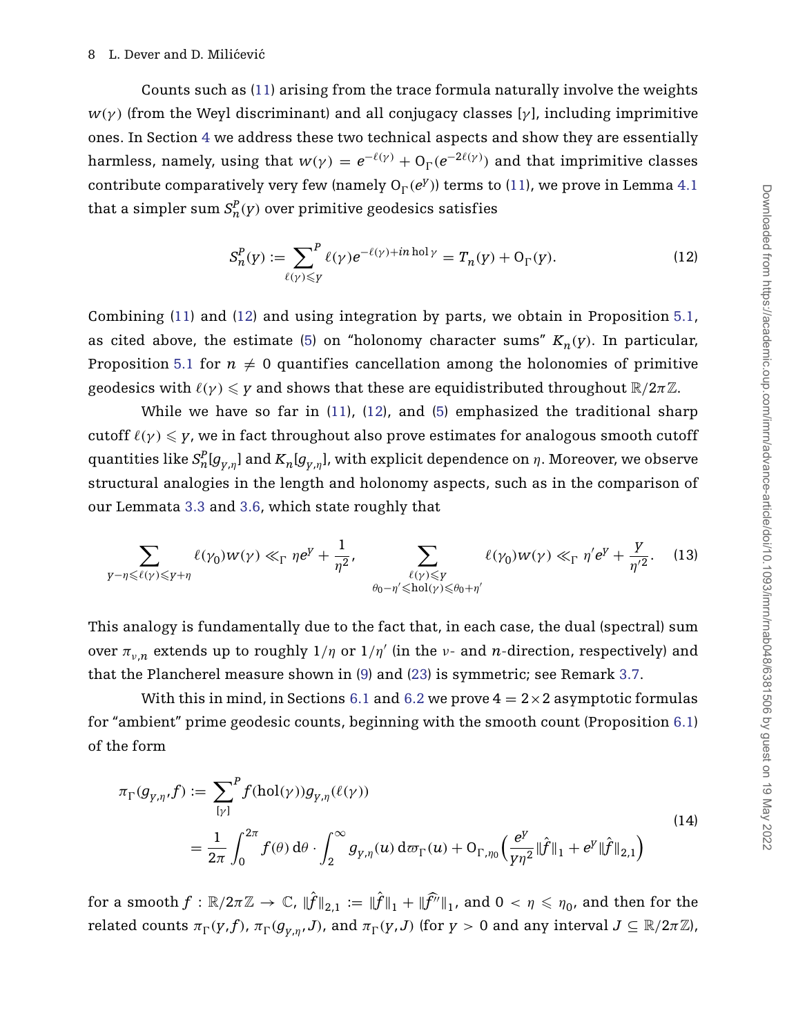Counts such as (11) arising from the trace formula naturally involve the weights $w(\gamma)$ (from the Weyl discriminant) and all conjugacy classes $[\gamma]$, including imprimitive ones. In Section 4 we address these two technical aspects and show they are essentially harmless, namely, using that $w(\gamma) = e^{-\ell(\gamma)} + \mathrm{O}_\Gamma(e^{-2\ell(\gamma)})$ and that imprimitive classes contribute comparatively very few (namely $\mathrm{O}_\Gamma(e^Y)$) terms to (11), we prove in Lemma 4.1 that a simpler sum $S_n^P(Y)$ over primitive geodesics satisfies

$$S_n^P(Y) := \sideset{}{^P}\sum_{\ell(\gamma)\leqslant Y} \ell(\gamma) e^{-\ell(\gamma)+in\,\mathrm{hol}\,\gamma} = T_n(Y) + \mathrm{O}_\Gamma(Y). \tag{12}$$

Combining (11) and (12) and using integration by parts, we obtain in Proposition 5.1, as cited above, the estimate (5) on "holonomy character sums" $K_n(Y)$. In particular, Proposition 5.1 for $n \neq 0$ quantifies cancellation among the holonomies of primitive geodesics with $\ell(\gamma) \leqslant Y$ and shows that these are equidistributed throughout $\mathbb{R}/2\pi\mathbb{Z}$.

While we have so far in (11), (12), and (5) emphasized the traditional sharp cutoff $\ell(\gamma) \leqslant Y$, we in fact throughout also prove estimates for analogous smooth cutoff quantities like $S_n^P[g_{Y,\eta}]$ and $K_n[g_{Y,\eta}]$, with explicit dependence on $\eta$. Moreover, we observe structural analogies in the length and holonomy aspects, such as in the comparison of our Lemmata 3.3 and 3.6, which state roughly that

$$\sum_{Y-\eta\leqslant\ell(\gamma)\leqslant Y+\eta} \ell(\gamma_0) w(\gamma) \ll_\Gamma \eta e^Y + \frac{1}{\eta^2}, \qquad \sum_{\substack{\ell(\gamma)\leqslant Y \\ \theta_0-\eta'\leqslant \mathrm{hol}(\gamma)\leqslant\theta_0+\eta'}} \ell(\gamma_0) w(\gamma) \ll_\Gamma \eta' e^Y + \frac{Y}{\eta'^2}. \tag{13}$$

This analogy is fundamentally due to the fact that, in each case, the dual (spectral) sum over $\pi_{\nu,n}$ extends up to roughly $1/\eta$ or $1/\eta'$ (in the $\nu$- and $n$-direction, respectively) and that the Plancherel measure shown in (9) and (23) is symmetric; see Remark 3.7.

With this in mind, in Sections 6.1 and 6.2 we prove $4 = 2\times 2$ asymptotic formulas for "ambient" prime geodesic counts, beginning with the smooth count (Proposition 6.1) of the form

$$\begin{aligned}
\pi_\Gamma(g_{Y,\eta}, f) &:= \sideset{}{^P}\sum_{[\gamma]} f(\mathrm{hol}(\gamma)) g_{Y,\eta}(\ell(\gamma)) \\
&= \frac{1}{2\pi}\int_0^{2\pi} f(\theta)\,\mathrm{d}\theta \cdot \int_2^\infty g_{Y,\eta}(u)\,\mathrm{d}\varpi_\Gamma(u) + \mathrm{O}_{\Gamma,\eta_0}\Big(\frac{e^Y}{Y\eta^2}\|\hat{f}\|_1 + e^Y\|\hat{f}\|_{2,1}\Big)
\end{aligned} \tag{14}$$

for a smooth $f : \mathbb{R}/2\pi\mathbb{Z} \to \mathbb{C}$, $\|\hat{f}\|_{2,1} := \|\hat{f}\|_1 + \|\widehat{f''}\|_1$, and $0 < \eta \leqslant \eta_0$, and then for the related counts $\pi_\Gamma(Y, f)$, $\pi_\Gamma(g_{Y,\eta}, J)$, and $\pi_\Gamma(Y, J)$ (for $Y > 0$ and any interval $J \subseteq \mathbb{R}/2\pi\mathbb{Z}$),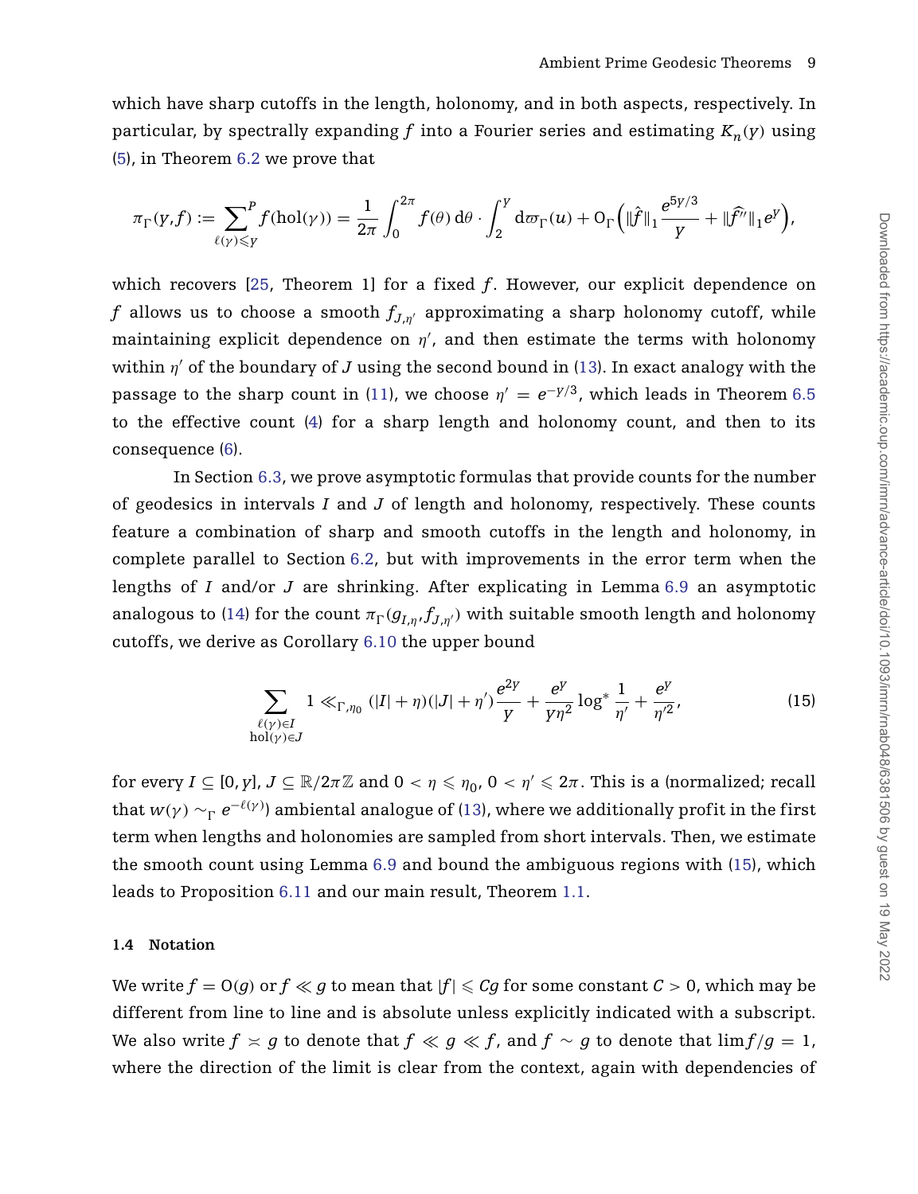which have sharp cutoffs in the length, holonomy, and in both aspects, respectively. In particular, by spectrally expanding $f$ into a Fourier series and estimating $K_n(Y)$ using (5), in Theorem 6.2 we prove that

$$\pi_\Gamma(Y,f) := \sum_{\ell(\gamma)\leqslant Y}^{P} f(\mathrm{hol}(\gamma)) = \frac{1}{2\pi}\int_0^{2\pi} f(\theta)\,\mathrm{d}\theta \cdot \int_2^Y \mathrm{d}\varpi_\Gamma(u) + \mathrm{O}_\Gamma\Big(\|\hat{f}\|_1 \frac{e^{5Y/3}}{Y} + \|\widehat{f''}\|_1 e^Y\Big),$$

which recovers [25, Theorem 1] for a fixed $f$. However, our explicit dependence on $f$ allows us to choose a smooth $f_{J,\eta'}$ approximating a sharp holonomy cutoff, while maintaining explicit dependence on $\eta'$, and then estimate the terms with holonomy within $\eta'$ of the boundary of $J$ using the second bound in (13). In exact analogy with the passage to the sharp count in (11), we choose $\eta' = e^{-Y/3}$, which leads in Theorem 6.5 to the effective count (4) for a sharp length and holonomy count, and then to its consequence (6).

In Section 6.3, we prove asymptotic formulas that provide counts for the number of geodesics in intervals $I$ and $J$ of length and holonomy, respectively. These counts feature a combination of sharp and smooth cutoffs in the length and holonomy, in complete parallel to Section 6.2, but with improvements in the error term when the lengths of $I$ and/or $J$ are shrinking. After explicating in Lemma 6.9 an asymptotic analogous to (14) for the count $\pi_\Gamma(g_{I,\eta}, f_{J,\eta'})$ with suitable smooth length and holonomy cutoffs, we derive as Corollary 6.10 the upper bound

$$\sum_{\substack{\ell(\gamma)\in I\\ \mathrm{hol}(\gamma)\in J}} 1 \ll_{\Gamma,\eta_0} (|I|+\eta)(|J|+\eta')\frac{e^{2Y}}{Y} + \frac{e^Y}{Y\eta^2}\log^*\frac{1}{\eta'} + \frac{e^Y}{\eta'^2}, \tag{15}$$

for every $I \subseteq [0,Y]$, $J \subseteq \mathbb{R}/2\pi\mathbb{Z}$ and $0 < \eta \leqslant \eta_0$, $0 < \eta' \leqslant 2\pi$. This is a (normalized; recall that $w(\gamma) \sim_\Gamma e^{-\ell(\gamma)}$) ambiental analogue of (13), where we additionally profit in the first term when lengths and holonomies are sampled from short intervals. Then, we estimate the smooth count using Lemma 6.9 and bound the ambiguous regions with (15), which leads to Proposition 6.11 and our main result, Theorem 1.1.

### 1.4 Notation

We write $f = \mathrm{O}(g)$ or $f \ll g$ to mean that $|f| \leqslant Cg$ for some constant $C > 0$, which may be different from line to line and is absolute unless explicitly indicated with a subscript. We also write $f \asymp g$ to denote that $f \ll g \ll f$, and $f \sim g$ to denote that $\lim f/g = 1$, where the direction of the limit is clear from the context, again with dependencies of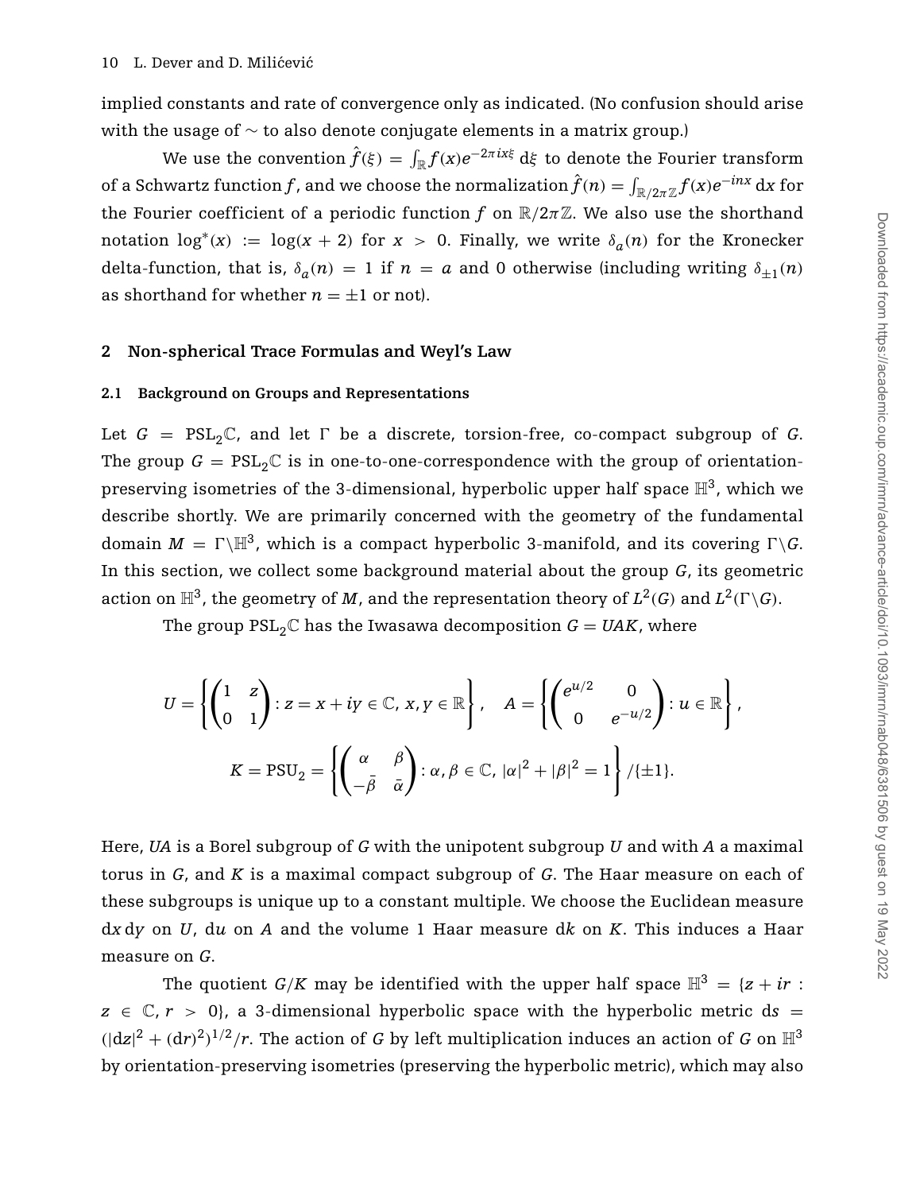implied constants and rate of convergence only as indicated. (No confusion should arise with the usage of $\sim$ to also denote conjugate elements in a matrix group.)

We use the convention $\hat{f}(\xi) = \int_{\mathbb{R}} f(x)e^{-2\pi i x\xi}\,\mathrm{d}\xi$ to denote the Fourier transform of a Schwartz function $f$, and we choose the normalization $\hat{f}(n) = \int_{\mathbb{R}/2\pi\mathbb{Z}} f(x)e^{-inx}\,\mathrm{d}x$ for the Fourier coefficient of a periodic function $f$ on $\mathbb{R}/2\pi\mathbb{Z}$. We also use the shorthand notation $\log^*(x) := \log(x+2)$ for $x > 0$. Finally, we write $\delta_a(n)$ for the Kronecker delta-function, that is, $\delta_a(n) = 1$ if $n = a$ and 0 otherwise (including writing $\delta_{\pm 1}(n)$ as shorthand for whether $n = \pm 1$ or not).

## 2 Non-spherical Trace Formulas and Weyl's Law

### 2.1 Background on Groups and Representations

Let $G = \mathrm{PSL}_2\mathbb{C}$, and let $\Gamma$ be a discrete, torsion-free, co-compact subgroup of $G$. The group $G = \mathrm{PSL}_2\mathbb{C}$ is in one-to-one-correspondence with the group of orientation-preserving isometries of the 3-dimensional, hyperbolic upper half space $\mathbb{H}^3$, which we describe shortly. We are primarily concerned with the geometry of the fundamental domain $M = \Gamma\backslash\mathbb{H}^3$, which is a compact hyperbolic 3-manifold, and its covering $\Gamma\backslash G$. In this section, we collect some background material about the group $G$, its geometric action on $\mathbb{H}^3$, the geometry of $M$, and the representation theory of $L^2(G)$ and $L^2(\Gamma\backslash G)$.

The group $\mathrm{PSL}_2\mathbb{C}$ has the Iwasawa decomposition $G = UAK$, where

$$U = \left\{ \begin{pmatrix} 1 & z \\ 0 & 1 \end{pmatrix} : z = x + iy \in \mathbb{C},\, x, y \in \mathbb{R} \right\}, \quad A = \left\{ \begin{pmatrix} e^{u/2} & 0 \\ 0 & e^{-u/2} \end{pmatrix} : u \in \mathbb{R} \right\},$$

$$K = \mathrm{PSU}_2 = \left\{ \begin{pmatrix} \alpha & \beta \\ -\bar{\beta} & \bar{\alpha} \end{pmatrix} : \alpha, \beta \in \mathbb{C},\, |\alpha|^2 + |\beta|^2 = 1 \right\} / \{\pm 1\}.$$

Here, $UA$ is a Borel subgroup of $G$ with the unipotent subgroup $U$ and with $A$ a maximal torus in $G$, and $K$ is a maximal compact subgroup of $G$. The Haar measure on each of these subgroups is unique up to a constant multiple. We choose the Euclidean measure $\mathrm{d}x\,\mathrm{d}y$ on $U$, $\mathrm{d}u$ on $A$ and the volume 1 Haar measure $\mathrm{d}k$ on $K$. This induces a Haar measure on $G$.

The quotient $G/K$ may be identified with the upper half space $\mathbb{H}^3 = \{z + ir : z \in \mathbb{C}, r > 0\}$, a 3-dimensional hyperbolic space with the hyperbolic metric $\mathrm{d}s = (|\mathrm{d}z|^2 + (\mathrm{d}r)^2)^{1/2}/r$. The action of $G$ by left multiplication induces an action of $G$ on $\mathbb{H}^3$ by orientation-preserving isometries (preserving the hyperbolic metric), which may also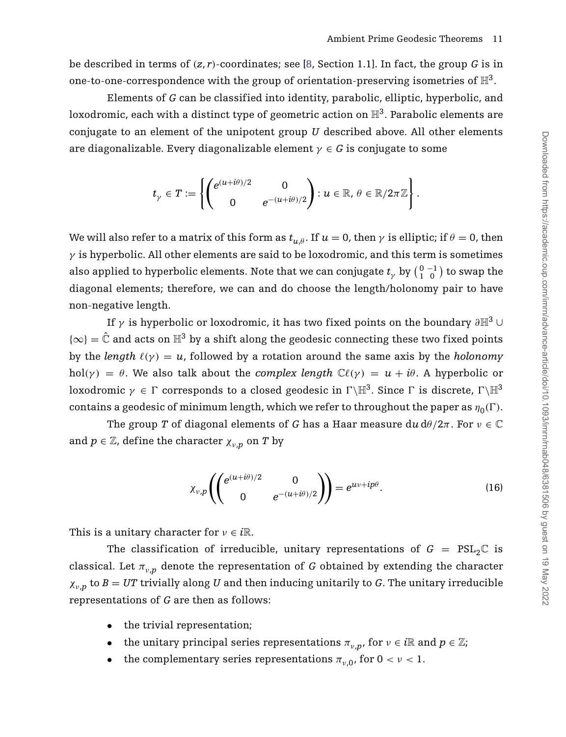be described in terms of $(z, r)$-coordinates; see [8, Section 1.1]. In fact, the group $G$ is in one-to-one-correspondence with the group of orientation-preserving isometries of $\mathbb{H}^3$.

Elements of $G$ can be classified into identity, parabolic, elliptic, hyperbolic, and loxodromic, each with a distinct type of geometric action on $\mathbb{H}^3$. Parabolic elements are conjugate to an element of the unipotent group $U$ described above. All other elements are diagonalizable. Every diagonalizable element $\gamma \in G$ is conjugate to some

$$t_\gamma \in T := \left\{ \begin{pmatrix} e^{(u+i\theta)/2} & 0 \\ 0 & e^{-(u+i\theta)/2} \end{pmatrix} : u \in \mathbb{R},\ \theta \in \mathbb{R}/2\pi\mathbb{Z} \right\}.$$

We will also refer to a matrix of this form as $t_{u,\theta}$. If $u = 0$, then $\gamma$ is elliptic; if $\theta = 0$, then $\gamma$ is hyperbolic. All other elements are said to be loxodromic, and this term is sometimes also applied to hyperbolic elements. Note that we can conjugate $t_\gamma$ by $\left(\begin{smallmatrix} 0 & -1 \\ 1 & 0 \end{smallmatrix}\right)$ to swap the diagonal elements; therefore, we can and do choose the length/holonomy pair to have non-negative length.

If $\gamma$ is hyperbolic or loxodromic, it has two fixed points on the boundary $\partial\mathbb{H}^3 \cup \{\infty\} = \hat{\mathbb{C}}$ and acts on $\mathbb{H}^3$ by a shift along the geodesic connecting these two fixed points by the *length* $\ell(\gamma) = u$, followed by a rotation around the same axis by the *holonomy* $\mathrm{hol}(\gamma) = \theta$. We also talk about the *complex length* $\mathbb{C}\ell(\gamma) = u + i\theta$. A hyperbolic or loxodromic $\gamma \in \Gamma$ corresponds to a closed geodesic in $\Gamma\backslash\mathbb{H}^3$. Since $\Gamma$ is discrete, $\Gamma\backslash\mathbb{H}^3$ contains a geodesic of minimum length, which we refer to throughout the paper as $\eta_0(\Gamma)$.

The group $T$ of diagonal elements of $G$ has a Haar measure $\mathrm{d}u\,\mathrm{d}\theta/2\pi$. For $\nu \in \mathbb{C}$ and $p \in \mathbb{Z}$, define the character $\chi_{\nu,p}$ on $T$ by

$$\chi_{\nu,p}\left( \begin{pmatrix} e^{(u+i\theta)/2} & 0 \\ 0 & e^{-(u+i\theta)/2} \end{pmatrix} \right) = e^{u\nu + ip\theta}. \tag{16}$$

This is a unitary character for $\nu \in i\mathbb{R}$.

The classification of irreducible, unitary representations of $G = \mathrm{PSL}_2\mathbb{C}$ is classical. Let $\pi_{\nu,p}$ denote the representation of $G$ obtained by extending the character $\chi_{\nu,p}$ to $B = UT$ trivially along $U$ and then inducing unitarily to $G$. The unitary irreducible representations of $G$ are then as follows:

- the trivial representation;
- the unitary principal series representations $\pi_{\nu,p}$, for $\nu \in i\mathbb{R}$ and $p \in \mathbb{Z}$;
- the complementary series representations $\pi_{\nu,0}$, for $0 < \nu < 1$.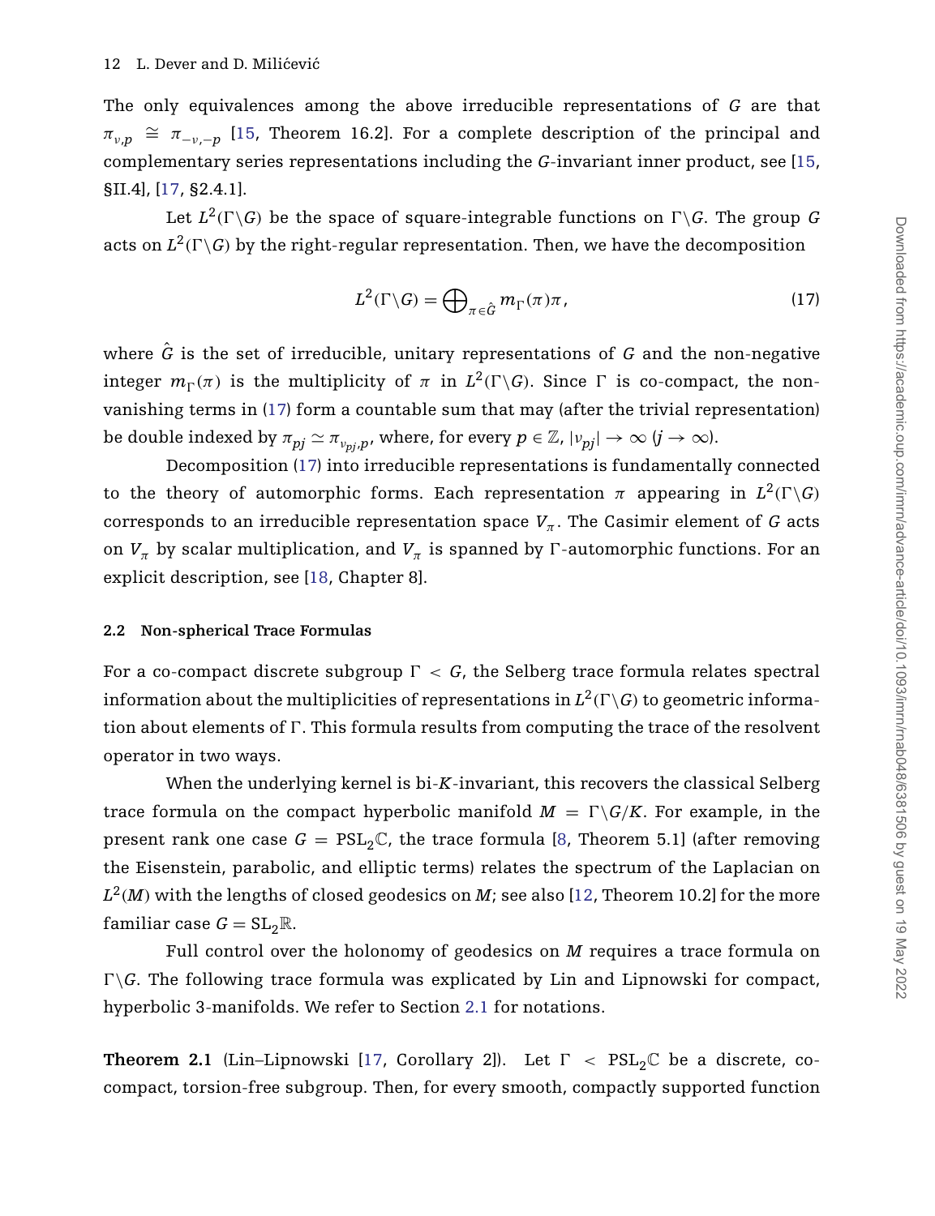The only equivalences among the above irreducible representations of $G$ are that $\pi_{\nu,p} \cong \pi_{-\nu,-p}$ [15, Theorem 16.2]. For a complete description of the principal and complementary series representations including the $G$-invariant inner product, see [15, §II.4], [17, §2.4.1].

Let $L^2(\Gamma\backslash G)$ be the space of square-integrable functions on $\Gamma\backslash G$. The group $G$ acts on $L^2(\Gamma\backslash G)$ by the right-regular representation. Then, we have the decomposition

$$L^2(\Gamma\backslash G) = \bigoplus\nolimits_{\pi\in\hat{G}} m_\Gamma(\pi)\pi, \tag{17}$$

where $\hat{G}$ is the set of irreducible, unitary representations of $G$ and the non-negative integer $m_\Gamma(\pi)$ is the multiplicity of $\pi$ in $L^2(\Gamma\backslash G)$. Since $\Gamma$ is co-compact, the non-vanishing terms in (17) form a countable sum that may (after the trivial representation) be double indexed by $\pi_{pj} \simeq \pi_{\nu_{pj},p}$, where, for every $p \in \mathbb{Z}$, $|\nu_{pj}| \to \infty$ $(j \to \infty)$.

Decomposition (17) into irreducible representations is fundamentally connected to the theory of automorphic forms. Each representation $\pi$ appearing in $L^2(\Gamma\backslash G)$ corresponds to an irreducible representation space $V_\pi$. The Casimir element of $G$ acts on $V_\pi$ by scalar multiplication, and $V_\pi$ is spanned by $\Gamma$-automorphic functions. For an explicit description, see [18, Chapter 8].

### 2.2 Non-spherical Trace Formulas

For a co-compact discrete subgroup $\Gamma < G$, the Selberg trace formula relates spectral information about the multiplicities of representations in $L^2(\Gamma\backslash G)$ to geometric information about elements of $\Gamma$. This formula results from computing the trace of the resolvent operator in two ways.

When the underlying kernel is bi-$K$-invariant, this recovers the classical Selberg trace formula on the compact hyperbolic manifold $M = \Gamma\backslash G/K$. For example, in the present rank one case $G = \mathrm{PSL}_2\mathbb{C}$, the trace formula [8, Theorem 5.1] (after removing the Eisenstein, parabolic, and elliptic terms) relates the spectrum of the Laplacian on $L^2(M)$ with the lengths of closed geodesics on $M$; see also [12, Theorem 10.2] for the more familiar case $G = \mathrm{SL}_2\mathbb{R}$.

Full control over the holonomy of geodesics on $M$ requires a trace formula on $\Gamma\backslash G$. The following trace formula was explicated by Lin and Lipnowski for compact, hyperbolic 3-manifolds. We refer to Section 2.1 for notations.

**Theorem 2.1** (Lin–Lipnowski [17, Corollary 2]). Let $\Gamma < \mathrm{PSL}_2\mathbb{C}$ be a discrete, co-compact, torsion-free subgroup. Then, for every smooth, compactly supported function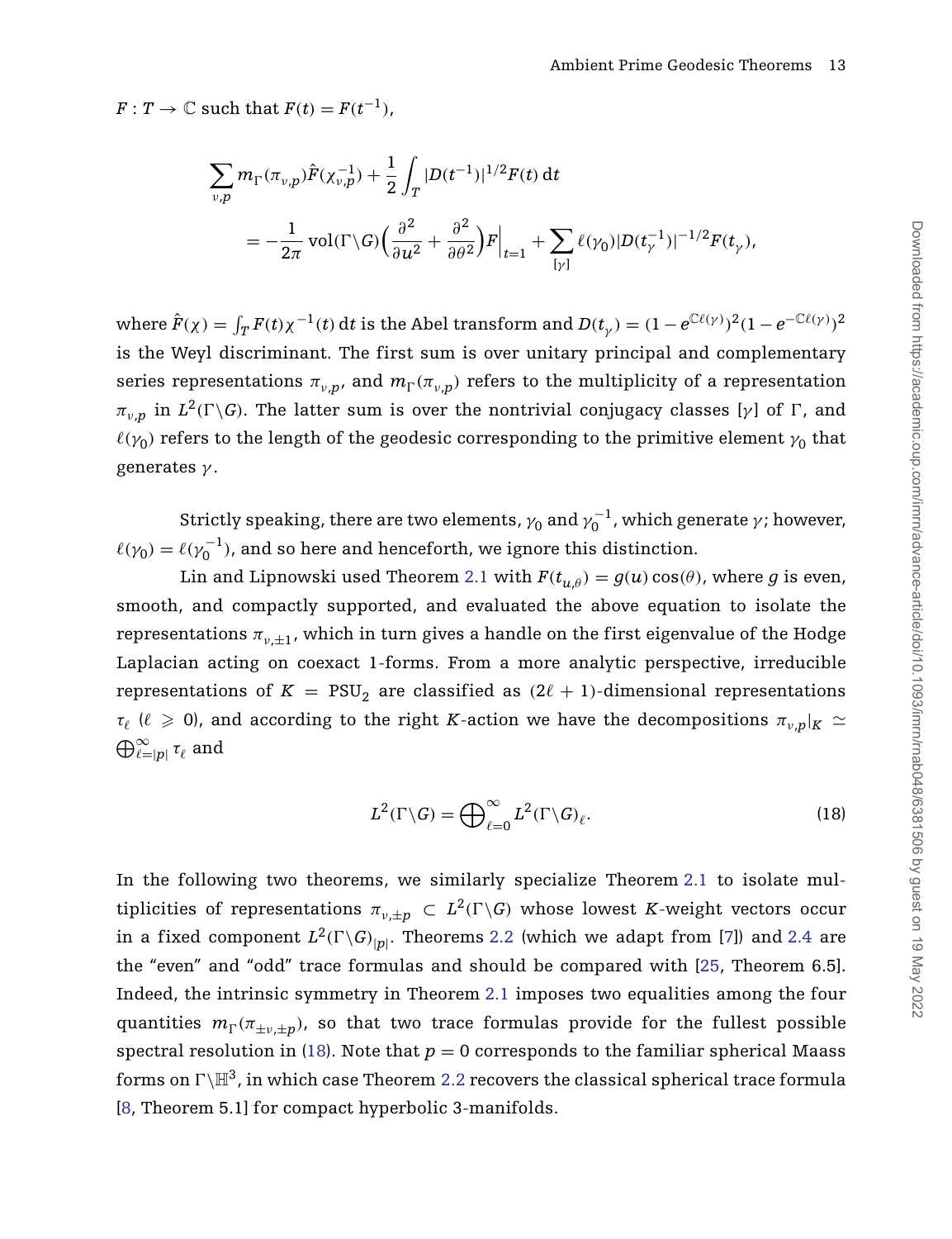$F : T \to \mathbb{C}$ such that $F(t) = F(t^{-1})$,

$$\sum_{\nu,p} m_\Gamma(\pi_{\nu,p})\hat{F}(\chi_{\nu,p}^{-1}) + \frac{1}{2}\int_T |D(t^{-1})|^{1/2} F(t)\,\mathrm{d}t$$
$$= -\frac{1}{2\pi}\operatorname{vol}(\Gamma\backslash G)\Big(\frac{\partial^2}{\partial u^2} + \frac{\partial^2}{\partial \theta^2}\Big)F\Big|_{t=1} + \sum_{[\gamma]} \ell(\gamma_0)|D(t_\gamma^{-1})|^{-1/2}F(t_\gamma),$$

where $\hat{F}(\chi) = \int_T F(t)\chi^{-1}(t)\,\mathrm{d}t$ is the Abel transform and $D(t_\gamma) = (1 - e^{\mathbb{C}\ell(\gamma)})^2(1 - e^{-\mathbb{C}\ell(\gamma)})^2$ is the Weyl discriminant. The first sum is over unitary principal and complementary series representations $\pi_{\nu,p}$, and $m_\Gamma(\pi_{\nu,p})$ refers to the multiplicity of a representation $\pi_{\nu,p}$ in $L^2(\Gamma\backslash G)$. The latter sum is over the nontrivial conjugacy classes $[\gamma]$ of $\Gamma$, and $\ell(\gamma_0)$ refers to the length of the geodesic corresponding to the primitive element $\gamma_0$ that generates $\gamma$.

Strictly speaking, there are two elements, $\gamma_0$ and $\gamma_0^{-1}$, which generate $\gamma$; however, $\ell(\gamma_0) = \ell(\gamma_0^{-1})$, and so here and henceforth, we ignore this distinction.

Lin and Lipnowski used Theorem 2.1 with $F(t_{u,\theta}) = g(u)\cos(\theta)$, where $g$ is even, smooth, and compactly supported, and evaluated the above equation to isolate the representations $\pi_{\nu,\pm 1}$, which in turn gives a handle on the first eigenvalue of the Hodge Laplacian acting on coexact 1-forms. From a more analytic perspective, irreducible representations of $K = \mathrm{PSU}_2$ are classified as $(2\ell + 1)$-dimensional representations $\tau_\ell$ ($\ell \geqslant 0$), and according to the right $K$-action we have the decompositions $\pi_{\nu,p}|_K \simeq \bigoplus_{\ell=|p|}^\infty \tau_\ell$ and

$$L^2(\Gamma\backslash G) = \bigoplus\nolimits_{\ell=0}^{\infty} L^2(\Gamma\backslash G)_\ell. \tag{18}$$

In the following two theorems, we similarly specialize Theorem 2.1 to isolate multiplicities of representations $\pi_{\nu,\pm p} \subset L^2(\Gamma\backslash G)$ whose lowest $K$-weight vectors occur in a fixed component $L^2(\Gamma\backslash G)_{|p|}$. Theorems 2.2 (which we adapt from [7]) and 2.4 are the "even" and "odd" trace formulas and should be compared with [25, Theorem 6.5]. Indeed, the intrinsic symmetry in Theorem 2.1 imposes two equalities among the four quantities $m_\Gamma(\pi_{\pm\nu,\pm p})$, so that two trace formulas provide for the fullest possible spectral resolution in (18). Note that $p = 0$ corresponds to the familiar spherical Maass forms on $\Gamma\backslash\mathbb{H}^3$, in which case Theorem 2.2 recovers the classical spherical trace formula [8, Theorem 5.1] for compact hyperbolic 3-manifolds.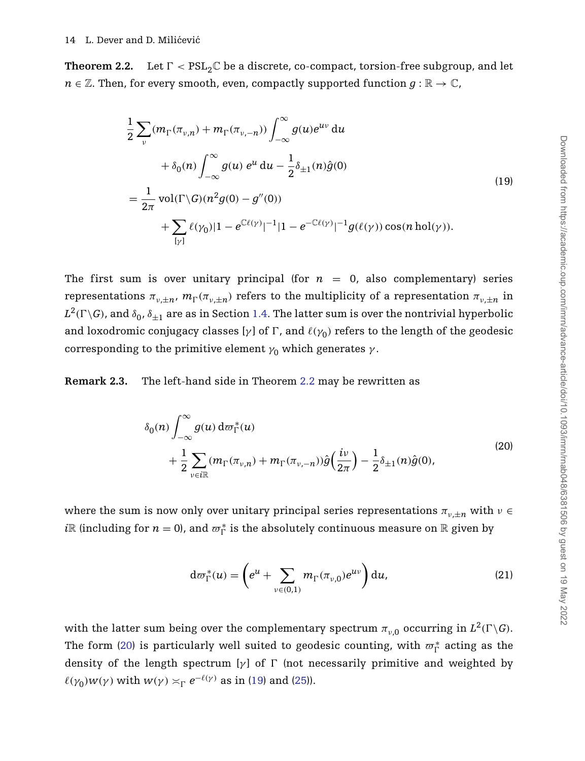**Theorem 2.2.** Let $\Gamma < \mathrm{PSL}_2\mathbb{C}$ be a discrete, co-compact, torsion-free subgroup, and let $n \in \mathbb{Z}$. Then, for every smooth, even, compactly supported function $g : \mathbb{R} \to \mathbb{C}$,

$$
\begin{aligned}
&\frac{1}{2}\sum_{\nu}(m_\Gamma(\pi_{\nu,n}) + m_\Gamma(\pi_{\nu,-n}))\int_{-\infty}^{\infty} g(u)e^{u\nu}\,\mathrm{d}u \\
&\qquad + \delta_0(n)\int_{-\infty}^{\infty} g(u)\,e^{u}\,\mathrm{d}u - \frac{1}{2}\delta_{\pm 1}(n)\hat{g}(0) \\
&= \frac{1}{2\pi}\,\mathrm{vol}(\Gamma\backslash G)(n^2 g(0) - g''(0)) \\
&\qquad + \sum_{[\gamma]} \ell(\gamma_0)|1 - e^{\mathbb{C}\ell(\gamma)}|^{-1}|1 - e^{-\mathbb{C}\ell(\gamma)}|^{-1} g(\ell(\gamma))\cos(n\,\mathrm{hol}(\gamma)).
\end{aligned}
\tag{19}
$$

The first sum is over unitary principal (for $n = 0$, also complementary) series representations $\pi_{\nu,\pm n}$, $m_\Gamma(\pi_{\nu,\pm n})$ refers to the multiplicity of a representation $\pi_{\nu,\pm n}$ in $L^2(\Gamma\backslash G)$, and $\delta_0$, $\delta_{\pm 1}$ are as in Section 1.4. The latter sum is over the nontrivial hyperbolic and loxodromic conjugacy classes $[\gamma]$ of $\Gamma$, and $\ell(\gamma_0)$ refers to the length of the geodesic corresponding to the primitive element $\gamma_0$ which generates $\gamma$.

**Remark 2.3.** The left-hand side in Theorem 2.2 may be rewritten as

$$
\begin{aligned}
&\delta_0(n)\int_{-\infty}^{\infty} g(u)\,\mathrm{d}\varpi_\Gamma^*(u) \\
&\qquad + \frac{1}{2}\sum_{\nu\in i\mathbb{R}}(m_\Gamma(\pi_{\nu,n}) + m_\Gamma(\pi_{\nu,-n}))\hat{g}\Big(\frac{i\nu}{2\pi}\Big) - \frac{1}{2}\delta_{\pm 1}(n)\hat{g}(0),
\end{aligned}
\tag{20}
$$

where the sum is now only over unitary principal series representations $\pi_{\nu,\pm n}$ with $\nu \in i\mathbb{R}$ (including for $n = 0$), and $\varpi_\Gamma^*$ is the absolutely continuous measure on $\mathbb{R}$ given by

$$
\mathrm{d}\varpi_\Gamma^*(u) = \Bigg(e^{u} + \sum_{\nu\in(0,1)} m_\Gamma(\pi_{\nu,0})e^{u\nu}\Bigg)\,\mathrm{d}u,
\tag{21}
$$

with the latter sum being over the complementary spectrum $\pi_{\nu,0}$ occurring in $L^2(\Gamma\backslash G)$. The form (20) is particularly well suited to geodesic counting, with $\varpi_\Gamma^*$ acting as the density of the length spectrum $[\gamma]$ of $\Gamma$ (not necessarily primitive and weighted by $\ell(\gamma_0)w(\gamma)$ with $w(\gamma) \asymp_\Gamma e^{-\ell(\gamma)}$ as in (19) and (25)).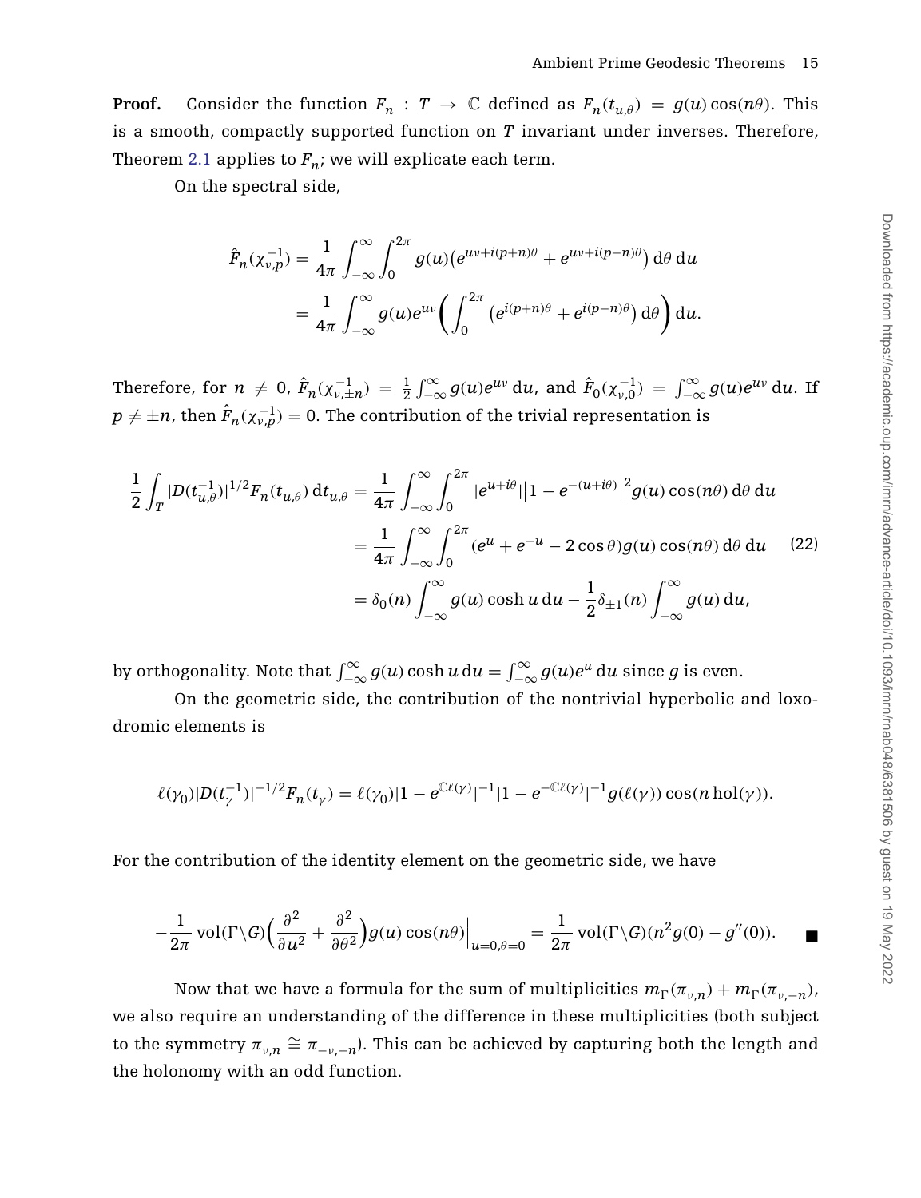**Proof.** Consider the function $F_n : T \to \mathbb{C}$ defined as $F_n(t_{u,\theta}) = g(u)\cos(n\theta)$. This is a smooth, compactly supported function on $T$ invariant under inverses. Therefore, Theorem 2.1 applies to $F_n$; we will explicate each term.

On the spectral side,

$$\hat{F}_n(\chi_{\nu,p}^{-1}) = \frac{1}{4\pi}\int_{-\infty}^{\infty}\int_0^{2\pi} g(u)\big(e^{u\nu+i(p+n)\theta} + e^{u\nu+i(p-n)\theta}\big)\,\mathrm{d}\theta\,\mathrm{d}u$$
$$= \frac{1}{4\pi}\int_{-\infty}^{\infty} g(u)e^{u\nu}\bigg(\int_0^{2\pi}\big(e^{i(p+n)\theta} + e^{i(p-n)\theta}\big)\,\mathrm{d}\theta\bigg)\,\mathrm{d}u.$$

Therefore, for $n \neq 0$, $\hat{F}_n(\chi_{\nu,\pm n}^{-1}) = \frac{1}{2}\int_{-\infty}^{\infty} g(u)e^{u\nu}\,\mathrm{d}u$, and $\hat{F}_0(\chi_{\nu,0}^{-1}) = \int_{-\infty}^{\infty} g(u)e^{u\nu}\,\mathrm{d}u$. If $p \neq \pm n$, then $\hat{F}_n(\chi_{\nu,p}^{-1}) = 0$. The contribution of the trivial representation is

$$\begin{aligned}
\frac{1}{2}\int_T |D(t_{u,\theta}^{-1})|^{1/2}F_n(t_{u,\theta})\,\mathrm{d}t_{u,\theta} &= \frac{1}{4\pi}\int_{-\infty}^{\infty}\int_0^{2\pi} |e^{u+i\theta}|\big|1-e^{-(u+i\theta)}\big|^2 g(u)\cos(n\theta)\,\mathrm{d}\theta\,\mathrm{d}u \\
&= \frac{1}{4\pi}\int_{-\infty}^{\infty}\int_0^{2\pi}(e^u + e^{-u} - 2\cos\theta)g(u)\cos(n\theta)\,\mathrm{d}\theta\,\mathrm{d}u \qquad (22)\\
&= \delta_0(n)\int_{-\infty}^{\infty} g(u)\cosh u\,\mathrm{d}u - \frac{1}{2}\delta_{\pm 1}(n)\int_{-\infty}^{\infty} g(u)\,\mathrm{d}u,
\end{aligned}$$

by orthogonality. Note that $\int_{-\infty}^{\infty} g(u)\cosh u\,\mathrm{d}u = \int_{-\infty}^{\infty} g(u)e^u\,\mathrm{d}u$ since $g$ is even.

On the geometric side, the contribution of the nontrivial hyperbolic and loxodromic elements is

$$\ell(\gamma_0)|D(t_\gamma^{-1})|^{-1/2}F_n(t_\gamma) = \ell(\gamma_0)|1-e^{\mathbb{C}\ell(\gamma)}|^{-1}|1-e^{-\mathbb{C}\ell(\gamma)}|^{-1}g(\ell(\gamma))\cos(n\,\mathrm{hol}(\gamma)).$$

For the contribution of the identity element on the geometric side, we have

$$-\frac{1}{2\pi}\operatorname{vol}(\Gamma\backslash G)\Big(\frac{\partial^2}{\partial u^2} + \frac{\partial^2}{\partial\theta^2}\Big)g(u)\cos(n\theta)\Big|_{u=0,\theta=0} = \frac{1}{2\pi}\operatorname{vol}(\Gamma\backslash G)(n^2 g(0) - g''(0)). \qquad \blacksquare$$

Now that we have a formula for the sum of multiplicities $m_\Gamma(\pi_{\nu,n}) + m_\Gamma(\pi_{\nu,-n})$, we also require an understanding of the difference in these multiplicities (both subject to the symmetry $\pi_{\nu,n} \cong \pi_{-\nu,-n}$). This can be achieved by capturing both the length and the holonomy with an odd function.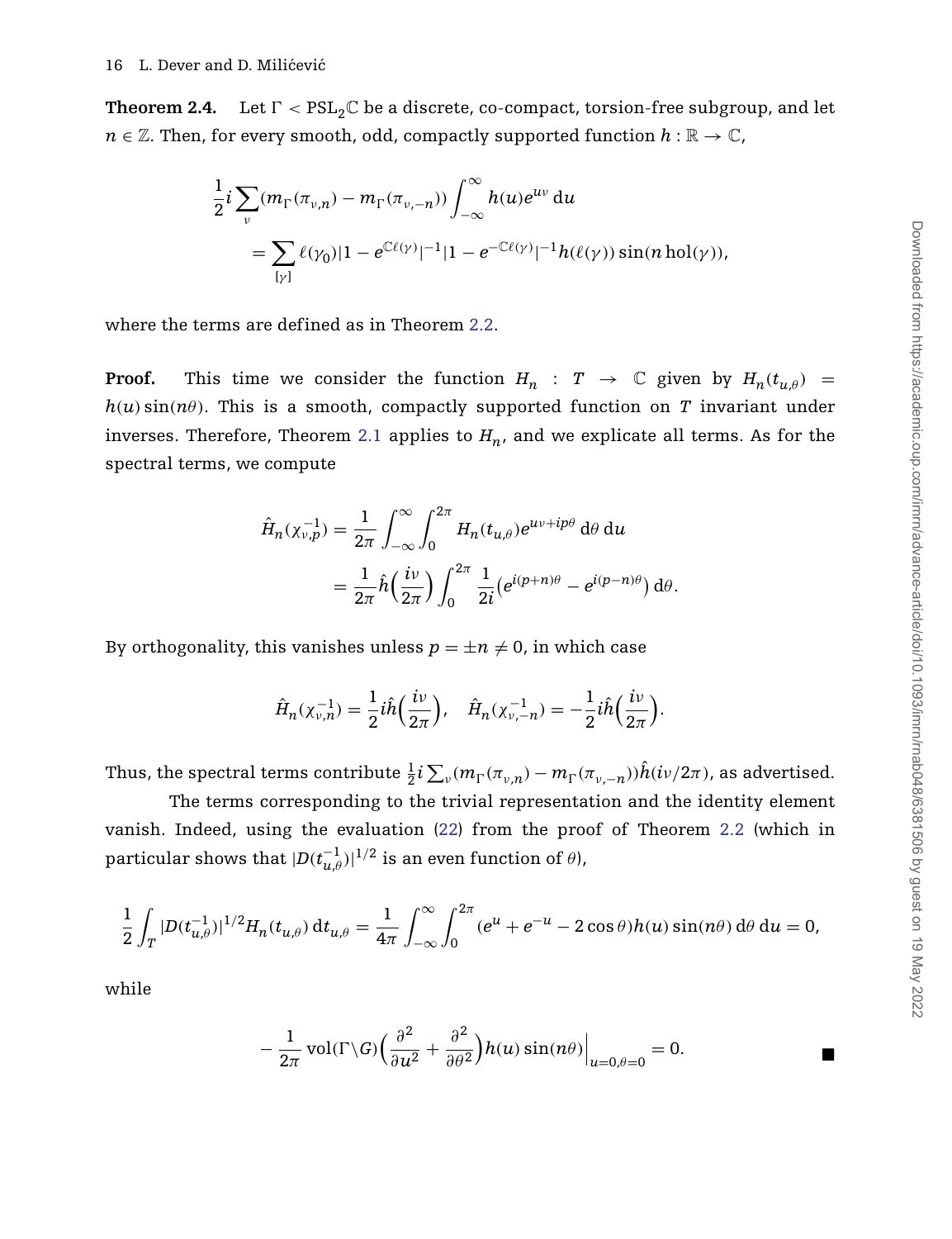**Theorem 2.4.** Let $\Gamma < \mathrm{PSL}_2\mathbb{C}$ be a discrete, co-compact, torsion-free subgroup, and let $n \in \mathbb{Z}$. Then, for every smooth, odd, compactly supported function $h : \mathbb{R} \to \mathbb{C}$,

$$\frac{1}{2} i \sum_{\nu} (m_\Gamma(\pi_{\nu,n}) - m_\Gamma(\pi_{\nu,-n})) \int_{-\infty}^{\infty} h(u) e^{u\nu} \, \mathrm{d}u$$
$$= \sum_{[\gamma]} \ell(\gamma_0) |1 - e^{\mathbb{C}\ell(\gamma)}|^{-1} |1 - e^{-\mathbb{C}\ell(\gamma)}|^{-1} h(\ell(\gamma)) \sin(n \,\mathrm{hol}(\gamma)),$$

where the terms are defined as in Theorem 2.2.

**Proof.** This time we consider the function $H_n : T \to \mathbb{C}$ given by $H_n(t_{u,\theta}) = h(u)\sin(n\theta)$. This is a smooth, compactly supported function on $T$ invariant under inverses. Therefore, Theorem 2.1 applies to $H_n$, and we explicate all terms. As for the spectral terms, we compute

$$\hat{H}_n(\chi_{\nu,p}^{-1}) = \frac{1}{2\pi} \int_{-\infty}^{\infty} \int_0^{2\pi} H_n(t_{u,\theta}) e^{u\nu + ip\theta} \, \mathrm{d}\theta \, \mathrm{d}u$$
$$= \frac{1}{2\pi} \hat{h}\Big(\frac{i\nu}{2\pi}\Big) \int_0^{2\pi} \frac{1}{2i} \big(e^{i(p+n)\theta} - e^{i(p-n)\theta}\big) \, \mathrm{d}\theta.$$

By orthogonality, this vanishes unless $p = \pm n \neq 0$, in which case

$$\hat{H}_n(\chi_{\nu,n}^{-1}) = \frac{1}{2} i \hat{h}\Big(\frac{i\nu}{2\pi}\Big), \quad \hat{H}_n(\chi_{\nu,-n}^{-1}) = -\frac{1}{2} i \hat{h}\Big(\frac{i\nu}{2\pi}\Big).$$

Thus, the spectral terms contribute $\frac{1}{2} i \sum_\nu (m_\Gamma(\pi_{\nu,n}) - m_\Gamma(\pi_{\nu,-n})) \hat{h}(i\nu/2\pi)$, as advertised.

The terms corresponding to the trivial representation and the identity element vanish. Indeed, using the evaluation (22) from the proof of Theorem 2.2 (which in particular shows that $|D(t_{u,\theta}^{-1})|^{1/2}$ is an even function of $\theta$),

$$\frac{1}{2} \int_T |D(t_{u,\theta}^{-1})|^{1/2} H_n(t_{u,\theta}) \, \mathrm{d}t_{u,\theta} = \frac{1}{4\pi} \int_{-\infty}^{\infty} \int_0^{2\pi} (e^u + e^{-u} - 2\cos\theta) h(u) \sin(n\theta) \, \mathrm{d}\theta \, \mathrm{d}u = 0,$$

while

$$-\frac{1}{2\pi} \mathrm{vol}(\Gamma \backslash G) \Big(\frac{\partial^2}{\partial u^2} + \frac{\partial^2}{\partial \theta^2}\Big) h(u) \sin(n\theta) \Big|_{u=0,\theta=0} = 0. \qquad \blacksquare$$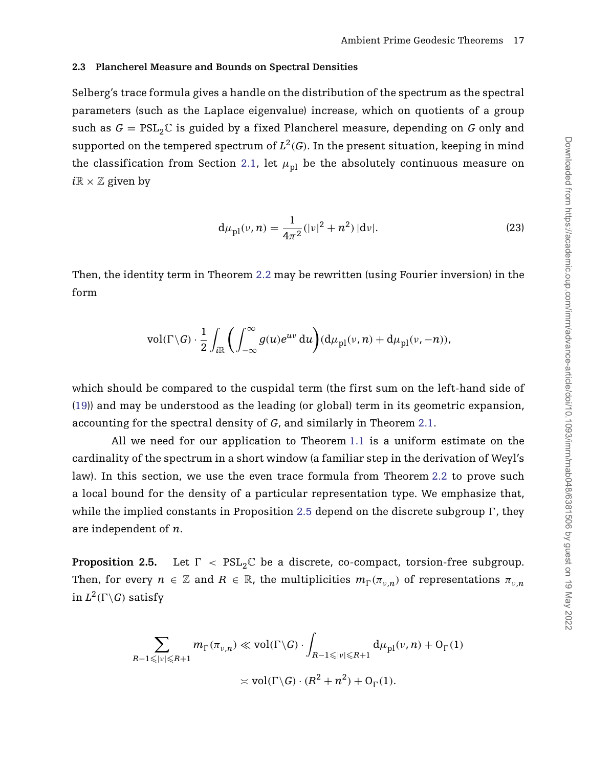### 2.3 Plancherel Measure and Bounds on Spectral Densities

Selberg's trace formula gives a handle on the distribution of the spectrum as the spectral parameters (such as the Laplace eigenvalue) increase, which on quotients of a group such as $G = \mathrm{PSL}_2\mathbb{C}$ is guided by a fixed Plancherel measure, depending on $G$ only and supported on the tempered spectrum of $L^2(G)$. In the present situation, keeping in mind the classification from Section 2.1, let $\mu_{\mathrm{pl}}$ be the absolutely continuous measure on $i\mathbb{R} \times \mathbb{Z}$ given by

$$d\mu_{\mathrm{pl}}(\nu, n) = \frac{1}{4\pi^2}(|\nu|^2 + n^2)\,|d\nu|. \tag{23}$$

Then, the identity term in Theorem 2.2 may be rewritten (using Fourier inversion) in the form

$$\mathrm{vol}(\Gamma\backslash G) \cdot \frac{1}{2}\int_{i\mathbb{R}} \left( \int_{-\infty}^{\infty} g(u)e^{u\nu}\, du \right)(d\mu_{\mathrm{pl}}(\nu, n) + d\mu_{\mathrm{pl}}(\nu, -n)),$$

which should be compared to the cuspidal term (the first sum on the left-hand side of (19)) and may be understood as the leading (or global) term in its geometric expansion, accounting for the spectral density of $G$, and similarly in Theorem 2.1.

All we need for our application to Theorem 1.1 is a uniform estimate on the cardinality of the spectrum in a short window (a familiar step in the derivation of Weyl's law). In this section, we use the even trace formula from Theorem 2.2 to prove such a local bound for the density of a particular representation type. We emphasize that, while the implied constants in Proposition 2.5 depend on the discrete subgroup $\Gamma$, they are independent of $n$.

**Proposition 2.5.** Let $\Gamma < \mathrm{PSL}_2\mathbb{C}$ be a discrete, co-compact, torsion-free subgroup. Then, for every $n \in \mathbb{Z}$ and $R \in \mathbb{R}$, the multiplicities $m_\Gamma(\pi_{\nu,n})$ of representations $\pi_{\nu,n}$ in $L^2(\Gamma\backslash G)$ satisfy

$$\sum_{R-1 \leqslant |\nu| \leqslant R+1} m_\Gamma(\pi_{\nu,n}) \ll \mathrm{vol}(\Gamma\backslash G) \cdot \int_{R-1 \leqslant |\nu| \leqslant R+1} d\mu_{\mathrm{pl}}(\nu, n) + \mathrm{O}_\Gamma(1)$$

$$\asymp \mathrm{vol}(\Gamma\backslash G) \cdot (R^2 + n^2) + \mathrm{O}_\Gamma(1).$$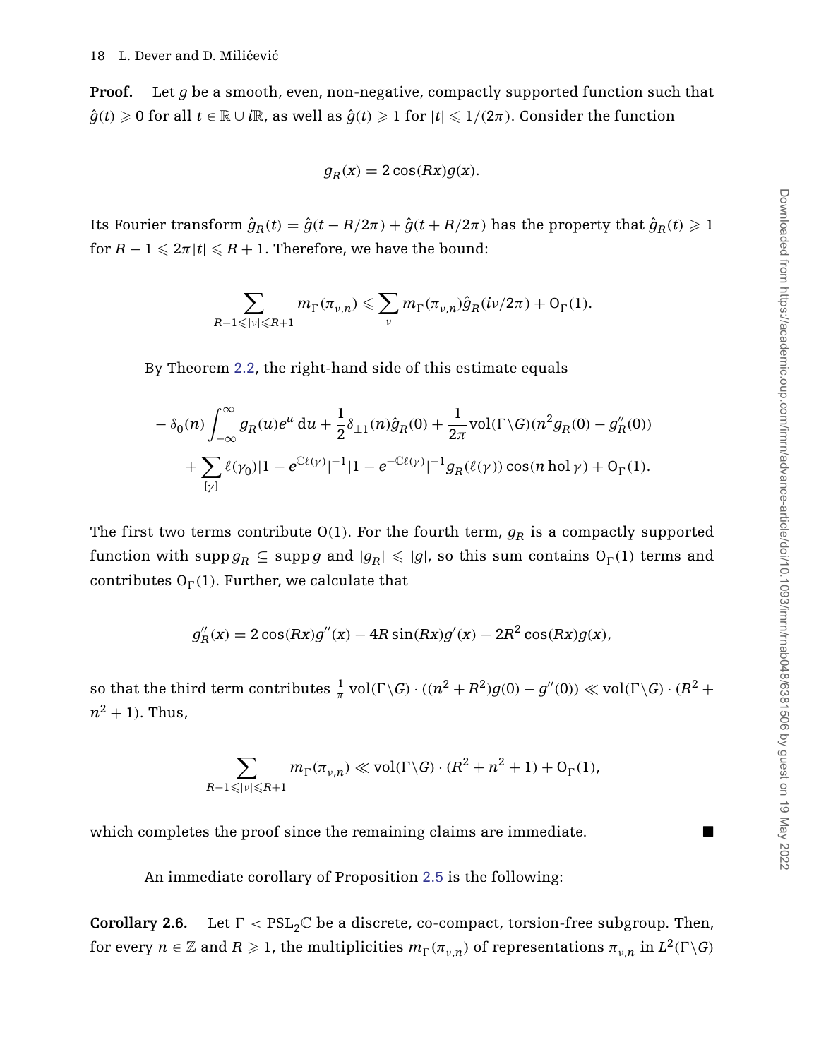**Proof.** Let $g$ be a smooth, even, non-negative, compactly supported function such that $\hat{g}(t) \geqslant 0$ for all $t \in \mathbb{R} \cup i\mathbb{R}$, as well as $\hat{g}(t) \geqslant 1$ for $|t| \leqslant 1/(2\pi)$. Consider the function

$$g_R(x) = 2\cos(Rx)g(x).$$

Its Fourier transform $\hat{g}_R(t) = \hat{g}(t - R/2\pi) + \hat{g}(t + R/2\pi)$ has the property that $\hat{g}_R(t) \geqslant 1$ for $R - 1 \leqslant 2\pi|t| \leqslant R + 1$. Therefore, we have the bound:

$$\sum_{R-1 \leqslant |\nu| \leqslant R+1} m_\Gamma(\pi_{\nu,n}) \leqslant \sum_{\nu} m_\Gamma(\pi_{\nu,n})\hat{g}_R(i\nu/2\pi) + \mathrm{O}_\Gamma(1).$$

By Theorem 2.2, the right-hand side of this estimate equals

$$\begin{aligned}
&-\delta_0(n)\int_{-\infty}^{\infty} g_R(u)e^u \, \mathrm{d}u + \frac{1}{2}\delta_{\pm 1}(n)\hat{g}_R(0) + \frac{1}{2\pi}\mathrm{vol}(\Gamma\backslash G)(n^2 g_R(0) - g_R''(0)) \\
&\quad + \sum_{[\gamma]} \ell(\gamma_0)|1 - e^{\mathbb{C}\ell(\gamma)}|^{-1}|1 - e^{-\mathbb{C}\ell(\gamma)}|^{-1} g_R(\ell(\gamma))\cos(n \operatorname{hol}\gamma) + \mathrm{O}_\Gamma(1).
\end{aligned}$$

The first two terms contribute $\mathrm{O}(1)$. For the fourth term, $g_R$ is a compactly supported function with $\operatorname{supp} g_R \subseteq \operatorname{supp} g$ and $|g_R| \leqslant |g|$, so this sum contains $\mathrm{O}_\Gamma(1)$ terms and contributes $\mathrm{O}_\Gamma(1)$. Further, we calculate that

$$g_R''(x) = 2\cos(Rx)g''(x) - 4R\sin(Rx)g'(x) - 2R^2\cos(Rx)g(x),$$

so that the third term contributes $\frac{1}{\pi}\,\mathrm{vol}(\Gamma\backslash G) \cdot ((n^2 + R^2)g(0) - g''(0)) \ll \mathrm{vol}(\Gamma\backslash G) \cdot (R^2 + n^2 + 1)$. Thus,

$$\sum_{R-1 \leqslant |\nu| \leqslant R+1} m_\Gamma(\pi_{\nu,n}) \ll \mathrm{vol}(\Gamma\backslash G) \cdot (R^2 + n^2 + 1) + \mathrm{O}_\Gamma(1),$$

which completes the proof since the remaining claims are immediate. ∎

An immediate corollary of Proposition 2.5 is the following:

**Corollary 2.6.** Let $\Gamma < \mathrm{PSL}_2\mathbb{C}$ be a discrete, co-compact, torsion-free subgroup. Then, for every $n \in \mathbb{Z}$ and $R \geqslant 1$, the multiplicities $m_\Gamma(\pi_{\nu,n})$ of representations $\pi_{\nu,n}$ in $L^2(\Gamma\backslash G)$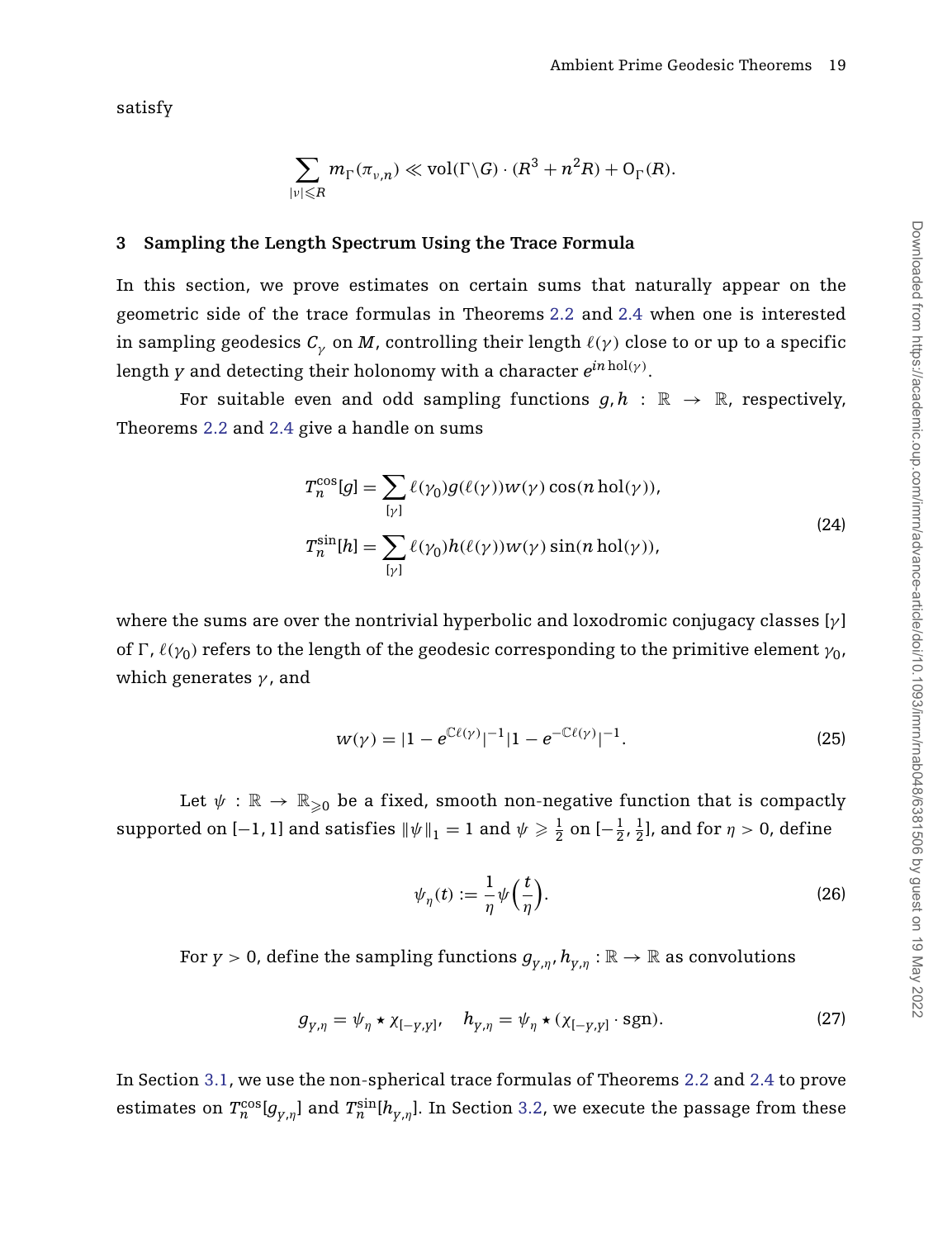satisfy

$$\sum_{|\nu|\leqslant R} m_\Gamma(\pi_{\nu,n}) \ll \mathrm{vol}(\Gamma\backslash G)\cdot(R^3+n^2R)+\mathrm{O}_\Gamma(R).$$

## 3 Sampling the Length Spectrum Using the Trace Formula

In this section, we prove estimates on certain sums that naturally appear on the geometric side of the trace formulas in Theorems 2.2 and 2.4 when one is interested in sampling geodesics $C_\gamma$ on $M$, controlling their length $\ell(\gamma)$ close to or up to a specific length $y$ and detecting their holonomy with a character $e^{in\,\mathrm{hol}(\gamma)}$.

For suitable even and odd sampling functions $g,h:\mathbb{R}\to\mathbb{R}$, respectively, Theorems 2.2 and 2.4 give a handle on sums

$$\begin{aligned}
T_n^{\cos}[g] &= \sum_{[\gamma]} \ell(\gamma_0) g(\ell(\gamma)) w(\gamma)\cos(n\,\mathrm{hol}(\gamma)),\\
T_n^{\sin}[h] &= \sum_{[\gamma]} \ell(\gamma_0) h(\ell(\gamma)) w(\gamma)\sin(n\,\mathrm{hol}(\gamma)),
\end{aligned} \tag{24}$$

where the sums are over the nontrivial hyperbolic and loxodromic conjugacy classes $[\gamma]$ of $\Gamma$, $\ell(\gamma_0)$ refers to the length of the geodesic corresponding to the primitive element $\gamma_0$, which generates $\gamma$, and

$$w(\gamma) = |1-e^{\mathbb{C}\ell(\gamma)}|^{-1}|1-e^{-\mathbb{C}\ell(\gamma)}|^{-1}. \tag{25}$$

Let $\psi:\mathbb{R}\to\mathbb{R}_{\geqslant 0}$ be a fixed, smooth non-negative function that is compactly supported on $[-1,1]$ and satisfies $\|\psi\|_1=1$ and $\psi\geqslant\frac{1}{2}$ on $[-\frac{1}{2},\frac{1}{2}]$, and for $\eta>0$, define

$$\psi_\eta(t) := \frac{1}{\eta}\psi\Big(\frac{t}{\eta}\Big). \tag{26}$$

For $y>0$, define the sampling functions $g_{y,\eta},h_{y,\eta}:\mathbb{R}\to\mathbb{R}$ as convolutions

$$g_{y,\eta} = \psi_\eta \star \chi_{[-y,y]}, \quad h_{y,\eta} = \psi_\eta\star(\chi_{[-y,y]}\cdot\mathrm{sgn}). \tag{27}$$

In Section 3.1, we use the non-spherical trace formulas of Theorems 2.2 and 2.4 to prove estimates on $T_n^{\cos}[g_{y,\eta}]$ and $T_n^{\sin}[h_{y,\eta}]$. In Section 3.2, we execute the passage from these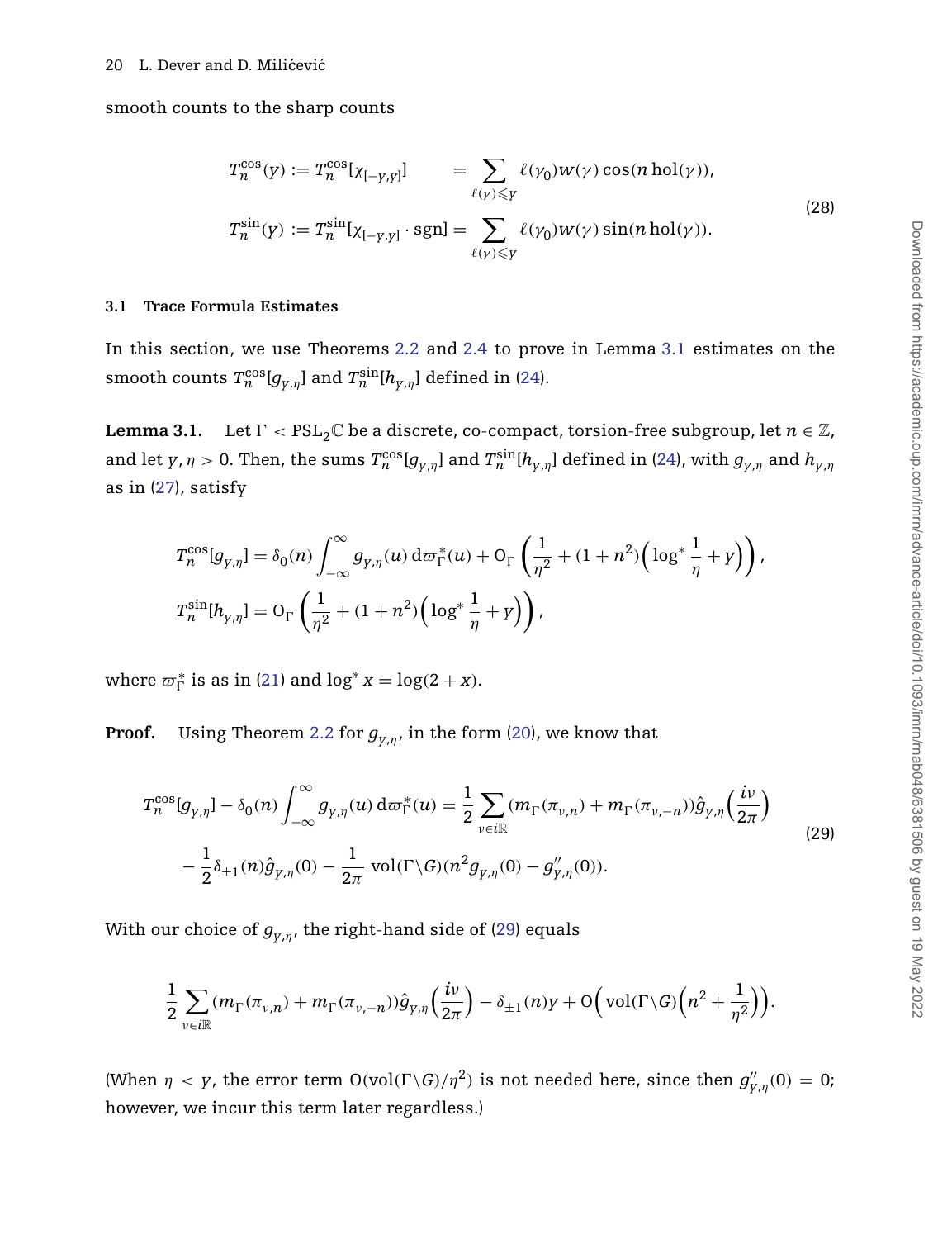smooth counts to the sharp counts

$$
\begin{aligned}
T_n^{\cos}(y) &:= T_n^{\cos}[\chi_{[-y,y]}] &&= \sum_{\ell(\gamma)\leqslant y} \ell(\gamma_0) w(\gamma)\cos(n\,\mathrm{hol}(\gamma)),\\
T_n^{\sin}(y) &:= T_n^{\sin}[\chi_{[-y,y]}\cdot \mathrm{sgn}] &&= \sum_{\ell(\gamma)\leqslant y} \ell(\gamma_0) w(\gamma)\sin(n\,\mathrm{hol}(\gamma)).
\end{aligned}
\tag{28}
$$

### 3.1 Trace Formula Estimates

In this section, we use Theorems 2.2 and 2.4 to prove in Lemma 3.1 estimates on the smooth counts $T_n^{\cos}[g_{y,\eta}]$ and $T_n^{\sin}[h_{y,\eta}]$ defined in (24).

**Lemma 3.1.** Let $\Gamma < \mathrm{PSL}_2\mathbb{C}$ be a discrete, co-compact, torsion-free subgroup, let $n \in \mathbb{Z}$, and let $y, \eta > 0$. Then, the sums $T_n^{\cos}[g_{y,\eta}]$ and $T_n^{\sin}[h_{y,\eta}]$ defined in (24), with $g_{y,\eta}$ and $h_{y,\eta}$ as in (27), satisfy

$$
\begin{aligned}
T_n^{\cos}[g_{y,\eta}] &= \delta_0(n)\int_{-\infty}^{\infty} g_{y,\eta}(u)\,\mathrm{d}\varpi_\Gamma^*(u) + \mathrm{O}_\Gamma\left(\frac{1}{\eta^2} + (1+n^2)\Big(\log^*\frac{1}{\eta} + y\Big)\right),\\
T_n^{\sin}[h_{y,\eta}] &= \mathrm{O}_\Gamma\left(\frac{1}{\eta^2} + (1+n^2)\Big(\log^*\frac{1}{\eta} + y\Big)\right),
\end{aligned}
$$

where $\varpi_\Gamma^*$ is as in (21) and $\log^* x = \log(2+x)$.

**Proof.** Using Theorem 2.2 for $g_{y,\eta}$, in the form (20), we know that

$$
\begin{aligned}
T_n^{\cos}[g_{y,\eta}] - \delta_0(n)\int_{-\infty}^{\infty} g_{y,\eta}(u)\,\mathrm{d}\varpi_\Gamma^*(u) &= \frac{1}{2}\sum_{\nu\in i\mathbb{R}} (m_\Gamma(\pi_{\nu,n}) + m_\Gamma(\pi_{\nu,-n}))\hat{g}_{y,\eta}\Big(\frac{i\nu}{2\pi}\Big)\\
&\quad - \frac{1}{2}\delta_{\pm1}(n)\hat{g}_{y,\eta}(0) - \frac{1}{2\pi}\,\mathrm{vol}(\Gamma\backslash G)(n^2 g_{y,\eta}(0) - g''_{y,\eta}(0)).
\end{aligned}
\tag{29}
$$

With our choice of $g_{y,\eta}$, the right-hand side of (29) equals

$$
\frac{1}{2}\sum_{\nu\in i\mathbb{R}} (m_\Gamma(\pi_{\nu,n}) + m_\Gamma(\pi_{\nu,-n}))\hat{g}_{y,\eta}\Big(\frac{i\nu}{2\pi}\Big) - \delta_{\pm1}(n)y + \mathrm{O}\Big(\mathrm{vol}(\Gamma\backslash G)\Big(n^2 + \frac{1}{\eta^2}\Big)\Big).
$$

(When $\eta < y$, the error term $\mathrm{O}(\mathrm{vol}(\Gamma\backslash G)/\eta^2)$ is not needed here, since then $g''_{y,\eta}(0) = 0$; however, we incur this term later regardless.)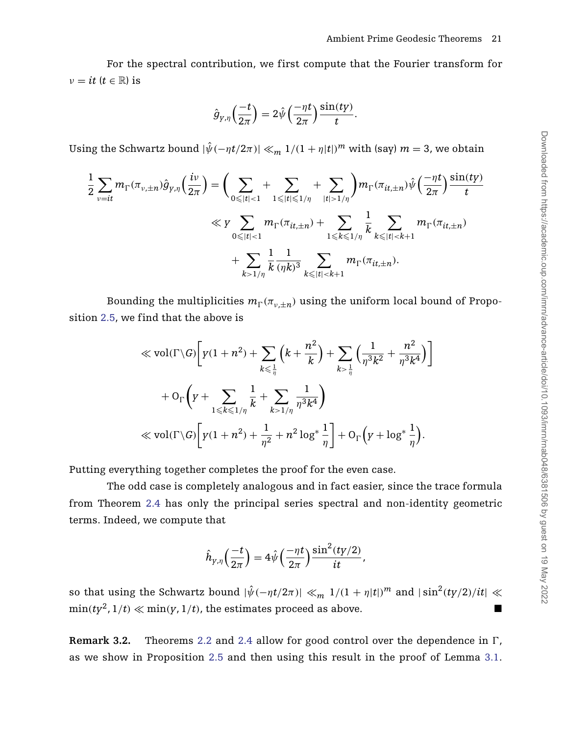For the spectral contribution, we first compute that the Fourier transform for $\nu = it$ ($t \in \mathbb{R}$) is

$$\hat{g}_{y,\eta}\Big(\frac{-t}{2\pi}\Big) = 2\hat{\psi}\Big(\frac{-\eta t}{2\pi}\Big)\frac{\sin(ty)}{t}.$$

Using the Schwartz bound $|\hat{\psi}(-\eta t/2\pi)| \ll_m 1/(1+\eta|t|)^m$ with (say) $m = 3$, we obtain

$$\begin{aligned}
\frac{1}{2}\sum_{\nu=it} m_\Gamma(\pi_{\nu,\pm n})\hat{g}_{y,\eta}\Big(\frac{i\nu}{2\pi}\Big) &= \Bigg(\sum_{0\leqslant |t|<1} + \sum_{1\leqslant |t|\leqslant 1/\eta} + \sum_{|t|>1/\eta}\Bigg) m_\Gamma(\pi_{it,\pm n})\hat{\psi}\Big(\frac{-\eta t}{2\pi}\Big)\frac{\sin(ty)}{t} \\
&\ll y\sum_{0\leqslant |t|<1} m_\Gamma(\pi_{it,\pm n}) + \sum_{1\leqslant k\leqslant 1/\eta}\frac{1}{k}\sum_{k\leqslant |t|<k+1} m_\Gamma(\pi_{it,\pm n}) \\
&\quad + \sum_{k>1/\eta}\frac{1}{k}\frac{1}{(\eta k)^3}\sum_{k\leqslant |t|<k+1} m_\Gamma(\pi_{it,\pm n}).
\end{aligned}$$

Bounding the multiplicities $m_\Gamma(\pi_{\nu,\pm n})$ using the uniform local bound of Proposition 2.5, we find that the above is

$$\begin{aligned}
&\ll \mathrm{vol}(\Gamma\backslash G)\Bigg[y(1+n^2) + \sum_{k\leqslant \frac{1}{\eta}}\Big(k + \frac{n^2}{k}\Big) + \sum_{k>\frac{1}{\eta}}\Big(\frac{1}{\eta^3 k^2} + \frac{n^2}{\eta^3 k^4}\Big)\Bigg] \\
&\quad + \mathrm{O}_\Gamma\Bigg(y + \sum_{1\leqslant k\leqslant 1/\eta}\frac{1}{k} + \sum_{k>1/\eta}\frac{1}{\eta^3 k^4}\Bigg) \\
&\ll \mathrm{vol}(\Gamma\backslash G)\Bigg[y(1+n^2) + \frac{1}{\eta^2} + n^2\log^*\frac{1}{\eta}\Bigg] + \mathrm{O}_\Gamma\Big(y + \log^*\frac{1}{\eta}\Big).
\end{aligned}$$

Putting everything together completes the proof for the even case.

The odd case is completely analogous and in fact easier, since the trace formula from Theorem 2.4 has only the principal series spectral and non-identity geometric terms. Indeed, we compute that

$$\hat{h}_{y,\eta}\Big(\frac{-t}{2\pi}\Big) = 4\hat{\psi}\Big(\frac{-\eta t}{2\pi}\Big)\frac{\sin^2(ty/2)}{it},$$

so that using the Schwartz bound $|\hat{\psi}(-\eta t/2\pi)| \ll_m 1/(1+\eta|t|)^m$ and $|\sin^2(ty/2)/it| \ll \min(ty^2, 1/t) \ll \min(y, 1/t)$, the estimates proceed as above. ∎

**Remark 3.2.** Theorems 2.2 and 2.4 allow for good control over the dependence in $\Gamma$, as we show in Proposition 2.5 and then using this result in the proof of Lemma 3.1.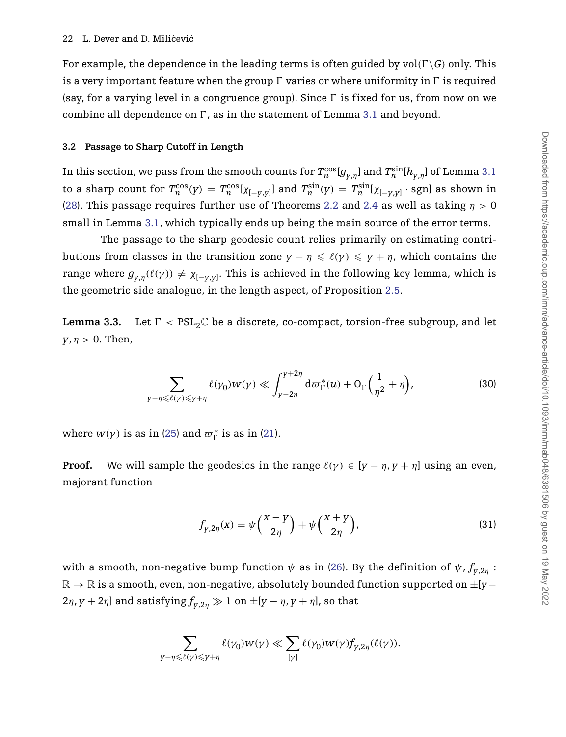For example, the dependence in the leading terms is often guided by $\mathrm{vol}(\Gamma\backslash G)$ only. This is a very important feature when the group $\Gamma$ varies or where uniformity in $\Gamma$ is required (say, for a varying level in a congruence group). Since $\Gamma$ is fixed for us, from now on we combine all dependence on $\Gamma$, as in the statement of Lemma 3.1 and beyond.

### 3.2 Passage to Sharp Cutoff in Length

In this section, we pass from the smooth counts for $T_n^{\cos}[g_{y,\eta}]$ and $T_n^{\sin}[h_{y,\eta}]$ of Lemma 3.1 to a sharp count for $T_n^{\cos}(y) = T_n^{\cos}[\chi_{[-y,y]}]$ and $T_n^{\sin}(y) = T_n^{\sin}[\chi_{[-y,y]} \cdot \mathrm{sgn}]$ as shown in (28). This passage requires further use of Theorems 2.2 and 2.4 as well as taking $\eta > 0$ small in Lemma 3.1, which typically ends up being the main source of the error terms.

The passage to the sharp geodesic count relies primarily on estimating contributions from classes in the transition zone $y - \eta \leqslant \ell(\gamma) \leqslant y + \eta$, which contains the range where $g_{y,\eta}(\ell(\gamma)) \neq \chi_{[-y,y]}$. This is achieved in the following key lemma, which is the geometric side analogue, in the length aspect, of Proposition 2.5.

**Lemma 3.3.** Let $\Gamma < \mathrm{PSL}_2\mathbb{C}$ be a discrete, co-compact, torsion-free subgroup, and let $y, \eta > 0$. Then,

$$\sum_{y-\eta\leqslant\ell(\gamma)\leqslant y+\eta} \ell(\gamma_0) w(\gamma) \ll \int_{y-2\eta}^{y+2\eta} \mathrm{d}\varpi_\Gamma^*(u) + \mathrm{O}_\Gamma\Big(\frac{1}{\eta^2} + \eta\Big), \tag{30}$$

where $w(\gamma)$ is as in (25) and $\varpi_\Gamma^*$ is as in (21).

**Proof.** We will sample the geodesics in the range $\ell(\gamma) \in [y - \eta, y + \eta]$ using an even, majorant function

$$f_{y,2\eta}(x) = \psi\Big(\frac{x-y}{2\eta}\Big) + \psi\Big(\frac{x+y}{2\eta}\Big), \tag{31}$$

with a smooth, non-negative bump function $\psi$ as in (26). By the definition of $\psi$, $f_{y,2\eta} : \mathbb{R} \to \mathbb{R}$ is a smooth, even, non-negative, absolutely bounded function supported on $\pm[y - 2\eta, y + 2\eta]$ and satisfying $f_{y,2\eta} \gg 1$ on $\pm[y - \eta, y + \eta]$, so that

$$\sum_{y-\eta\leqslant\ell(\gamma)\leqslant y+\eta} \ell(\gamma_0) w(\gamma) \ll \sum_{[\gamma]} \ell(\gamma_0) w(\gamma) f_{y,2\eta}(\ell(\gamma)).$$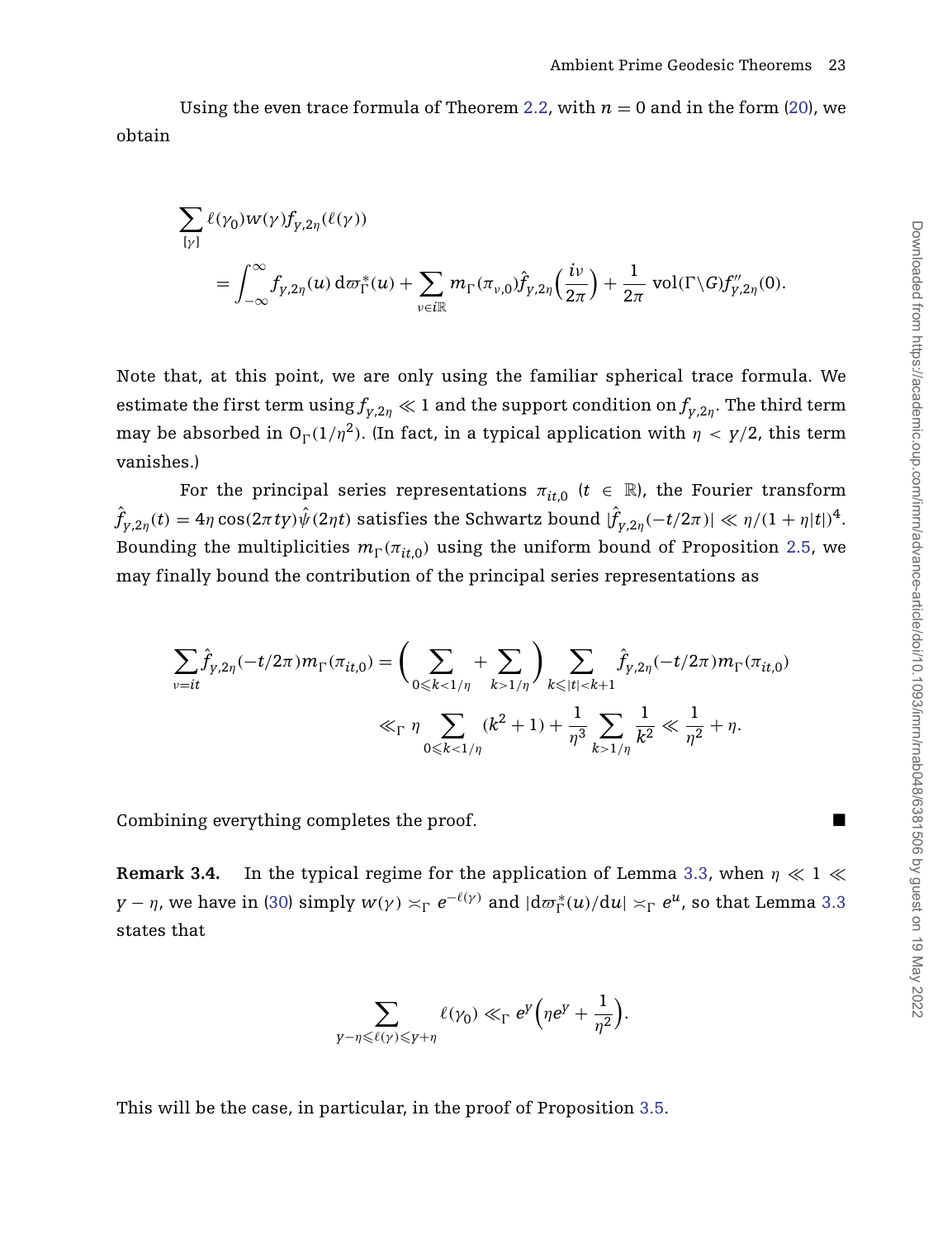Using the even trace formula of Theorem 2.2, with $n = 0$ and in the form (20), we obtain

$$\sum_{[\gamma]} \ell(\gamma_0) w(\gamma) f_{Y,2\eta}(\ell(\gamma))$$
$$= \int_{-\infty}^{\infty} f_{Y,2\eta}(u)\, \mathrm{d}\varpi_\Gamma^*(u) + \sum_{\nu \in i\mathbb{R}} m_\Gamma(\pi_{\nu,0}) \hat{f}_{Y,2\eta}\Big(\frac{i\nu}{2\pi}\Big) + \frac{1}{2\pi}\ \mathrm{vol}(\Gamma\backslash G) f''_{Y,2\eta}(0).$$

Note that, at this point, we are only using the familiar spherical trace formula. We estimate the first term using $f_{Y,2\eta} \ll 1$ and the support condition on $f_{Y,2\eta}$. The third term may be absorbed in $\mathrm{O}_\Gamma(1/\eta^2)$. (In fact, in a typical application with $\eta < Y/2$, this term vanishes.)

For the principal series representations $\pi_{it,0}$ ($t \in \mathbb{R}$), the Fourier transform $\hat{f}_{Y,2\eta}(t) = 4\eta \cos(2\pi t Y)\hat{\psi}(2\eta t)$ satisfies the Schwartz bound $|\hat{f}_{Y,2\eta}(-t/2\pi)| \ll \eta/(1+\eta|t|)^4$. Bounding the multiplicities $m_\Gamma(\pi_{it,0})$ using the uniform bound of Proposition 2.5, we may finally bound the contribution of the principal series representations as

$$\sum_{\nu = it} \hat{f}_{Y,2\eta}(-t/2\pi) m_\Gamma(\pi_{it,0}) = \Bigg(\sum_{0\leqslant k<1/\eta} + \sum_{k>1/\eta}\Bigg) \sum_{k\leqslant|t|<k+1} \hat{f}_{Y,2\eta}(-t/2\pi) m_\Gamma(\pi_{it,0})$$
$$\ll_\Gamma \eta \sum_{0\leqslant k<1/\eta} (k^2+1) + \frac{1}{\eta^3}\sum_{k>1/\eta} \frac{1}{k^2} \ll \frac{1}{\eta^2} + \eta.$$

Combining everything completes the proof. ∎

**Remark 3.4.** In the typical regime for the application of Lemma 3.3, when $\eta \ll 1 \ll Y - \eta$, we have in (30) simply $w(\gamma) \asymp_\Gamma e^{-\ell(\gamma)}$ and $|\mathrm{d}\varpi_\Gamma^*(u)/\mathrm{d}u| \asymp_\Gamma e^u$, so that Lemma 3.3 states that

$$\sum_{Y-\eta\leqslant\ell(\gamma)\leqslant Y+\eta} \ell(\gamma_0) \ll_\Gamma e^Y\Big(\eta e^Y + \frac{1}{\eta^2}\Big).$$

This will be the case, in particular, in the proof of Proposition 3.5.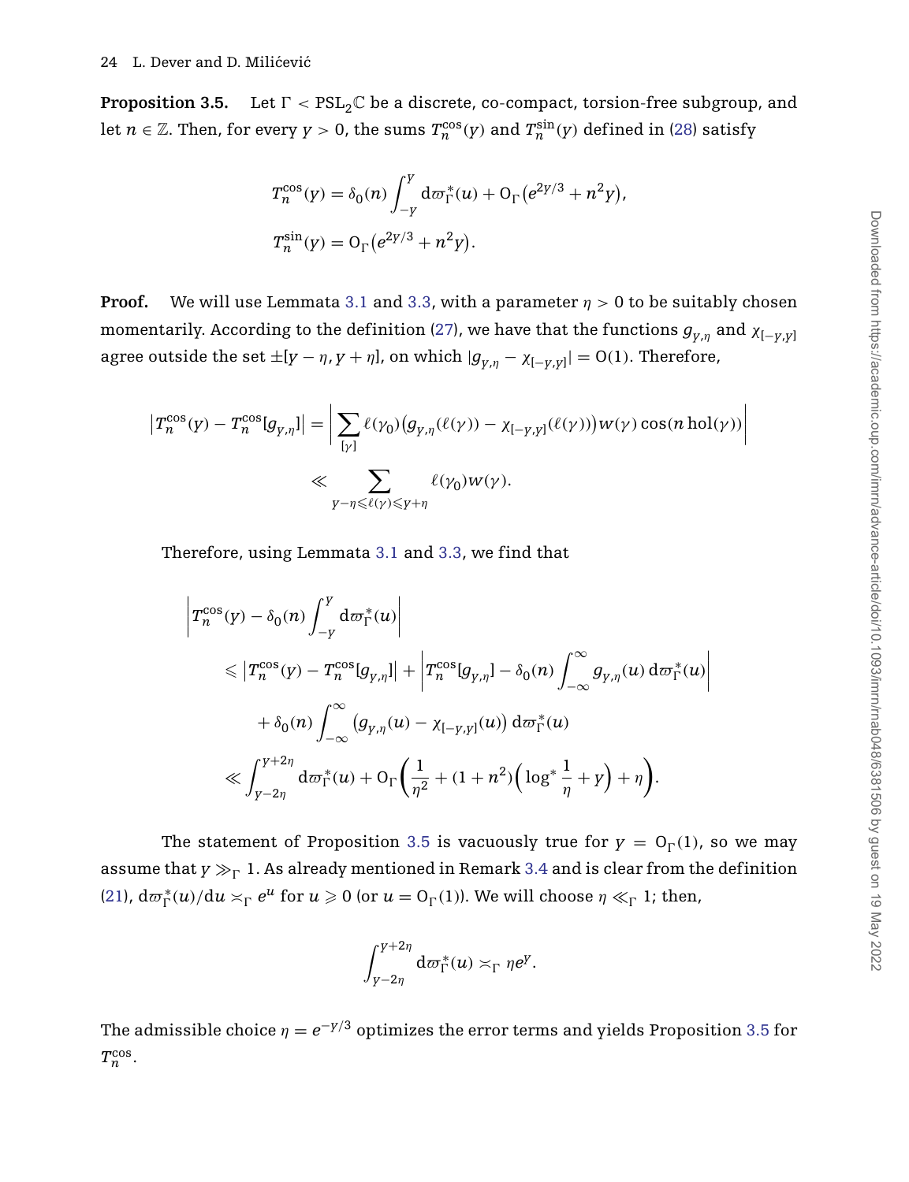**Proposition 3.5.** Let $\Gamma < \mathrm{PSL}_2\mathbb{C}$ be a discrete, co-compact, torsion-free subgroup, and let $n \in \mathbb{Z}$. Then, for every $y > 0$, the sums $T_n^{\cos}(y)$ and $T_n^{\sin}(y)$ defined in (28) satisfy

$$T_n^{\cos}(y) = \delta_0(n) \int_{-y}^{y} \mathrm{d}\varpi_\Gamma^*(u) + \mathrm{O}_\Gamma\big(e^{2y/3} + n^2 y\big),$$

$$T_n^{\sin}(y) = \mathrm{O}_\Gamma\big(e^{2y/3} + n^2 y\big).$$

**Proof.** We will use Lemmata 3.1 and 3.3, with a parameter $\eta > 0$ to be suitably chosen momentarily. According to the definition (27), we have that the functions $g_{y,\eta}$ and $\chi_{[-y,y]}$ agree outside the set $\pm[y-\eta, y+\eta]$, on which $|g_{y,\eta} - \chi_{[-y,y]}| = \mathrm{O}(1)$. Therefore,

$$\big|T_n^{\cos}(y) - T_n^{\cos}[g_{y,\eta}]\big| = \Bigg|\sum_{[\gamma]} \ell(\gamma_0)\big(g_{y,\eta}(\ell(\gamma)) - \chi_{[-y,y]}(\ell(\gamma))\big) w(\gamma) \cos(n \operatorname{hol}(\gamma))\Bigg|$$

$$\ll \sum_{y-\eta \leqslant \ell(\gamma) \leqslant y+\eta} \ell(\gamma_0) w(\gamma).$$

Therefore, using Lemmata 3.1 and 3.3, we find that

$$\begin{aligned}
&\left|T_n^{\cos}(y) - \delta_0(n) \int_{-y}^{y} \mathrm{d}\varpi_\Gamma^*(u)\right| \\
&\quad \leqslant \big|T_n^{\cos}(y) - T_n^{\cos}[g_{y,\eta}]\big| + \left|T_n^{\cos}[g_{y,\eta}] - \delta_0(n) \int_{-\infty}^{\infty} g_{y,\eta}(u)\, \mathrm{d}\varpi_\Gamma^*(u)\right| \\
&\qquad + \delta_0(n) \int_{-\infty}^{\infty} \big(g_{y,\eta}(u) - \chi_{[-y,y]}(u)\big)\, \mathrm{d}\varpi_\Gamma^*(u) \\
&\quad \ll \int_{y-2\eta}^{y+2\eta} \mathrm{d}\varpi_\Gamma^*(u) + \mathrm{O}_\Gamma\left(\frac{1}{\eta^2} + (1+n^2)\Big(\log^* \frac{1}{\eta} + y\Big) + \eta\right).
\end{aligned}$$

The statement of Proposition 3.5 is vacuously true for $y = \mathrm{O}_\Gamma(1)$, so we may assume that $y \gg_\Gamma 1$. As already mentioned in Remark 3.4 and is clear from the definition (21), $\mathrm{d}\varpi_\Gamma^*(u)/\mathrm{d}u \asymp_\Gamma e^u$ for $u \geqslant 0$ (or $u = \mathrm{O}_\Gamma(1)$). We will choose $\eta \ll_\Gamma 1$; then,

$$\int_{y-2\eta}^{y+2\eta} \mathrm{d}\varpi_\Gamma^*(u) \asymp_\Gamma \eta e^y.$$

The admissible choice $\eta = e^{-y/3}$ optimizes the error terms and yields Proposition 3.5 for $T_n^{\cos}$.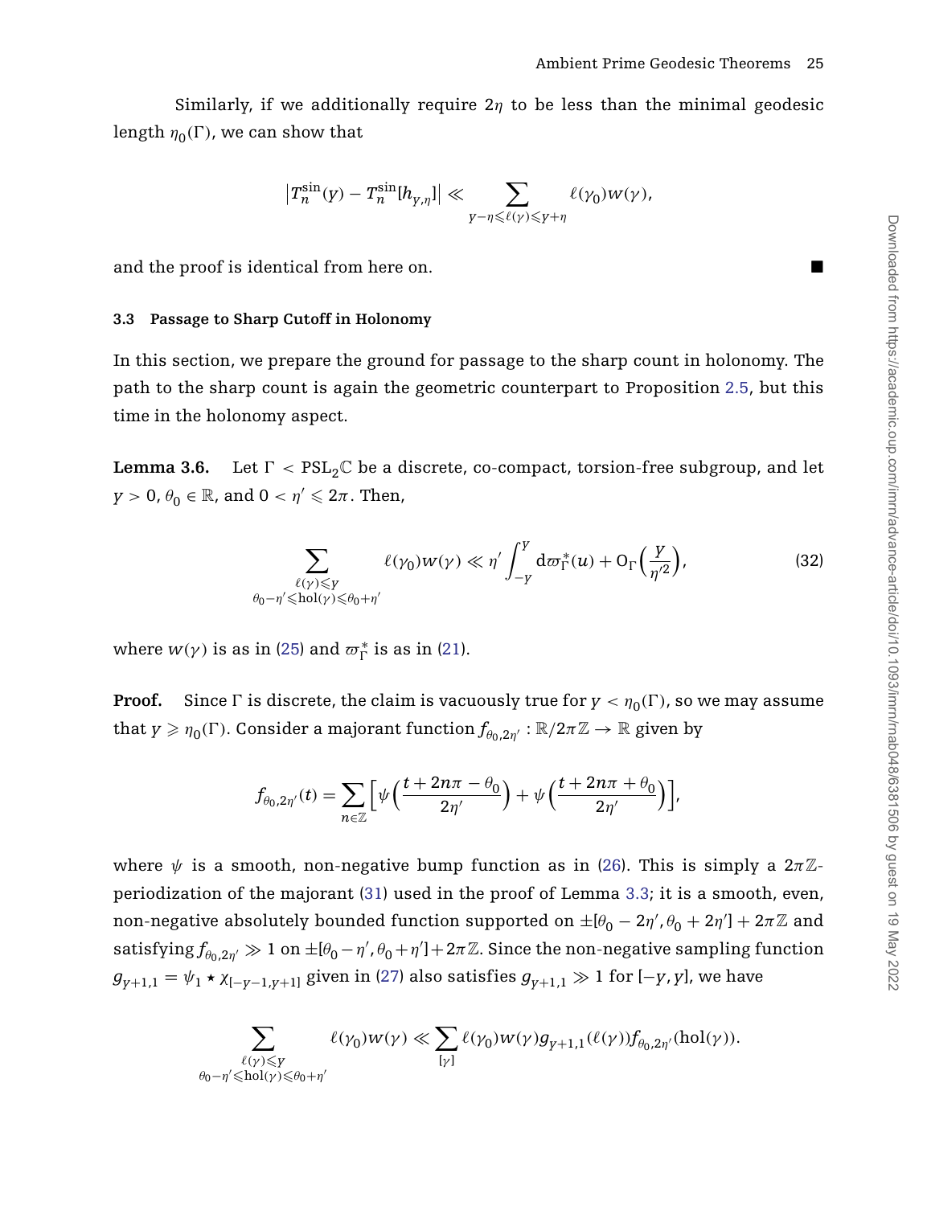Similarly, if we additionally require $2\eta$ to be less than the minimal geodesic length $\eta_0(\Gamma)$, we can show that

$$\left|T_n^{\sin}(y) - T_n^{\sin}[h_{y,\eta}]\right| \ll \sum_{y-\eta \leqslant \ell(\gamma) \leqslant y+\eta} \ell(\gamma_0) w(\gamma),$$

and the proof is identical from here on. ■

### 3.3 Passage to Sharp Cutoff in Holonomy

In this section, we prepare the ground for passage to the sharp count in holonomy. The path to the sharp count is again the geometric counterpart to Proposition 2.5, but this time in the holonomy aspect.

**Lemma 3.6.** Let $\Gamma < \mathrm{PSL}_2\mathbb{C}$ be a discrete, co-compact, torsion-free subgroup, and let $y > 0$, $\theta_0 \in \mathbb{R}$, and $0 < \eta' \leqslant 2\pi$. Then,

$$\sum_{\substack{\ell(\gamma) \leqslant y \\ \theta_0 - \eta' \leqslant \mathrm{hol}(\gamma) \leqslant \theta_0 + \eta'}} \ell(\gamma_0) w(\gamma) \ll \eta' \int_{-y}^{y} \mathrm{d}\varpi_\Gamma^*(u) + \mathrm{O}_\Gamma\Big(\frac{y}{\eta'^2}\Big), \tag{32}$$

where $w(\gamma)$ is as in (25) and $\varpi_\Gamma^*$ is as in (21).

**Proof.** Since $\Gamma$ is discrete, the claim is vacuously true for $y < \eta_0(\Gamma)$, so we may assume that $y \geqslant \eta_0(\Gamma)$. Consider a majorant function $f_{\theta_0, 2\eta'} : \mathbb{R}/2\pi\mathbb{Z} \to \mathbb{R}$ given by

$$f_{\theta_0,2\eta'}(t) = \sum_{n\in\mathbb{Z}} \Big[\psi\Big(\frac{t + 2n\pi - \theta_0}{2\eta'}\Big) + \psi\Big(\frac{t + 2n\pi + \theta_0}{2\eta'}\Big)\Big],$$

where $\psi$ is a smooth, non-negative bump function as in (26). This is simply a $2\pi\mathbb{Z}$-periodization of the majorant (31) used in the proof of Lemma 3.3; it is a smooth, even, non-negative absolutely bounded function supported on $\pm[\theta_0 - 2\eta', \theta_0 + 2\eta'] + 2\pi\mathbb{Z}$ and satisfying $f_{\theta_0,2\eta'} \gg 1$ on $\pm[\theta_0 - \eta', \theta_0 + \eta'] + 2\pi\mathbb{Z}$. Since the non-negative sampling function $g_{y+1,1} = \psi_1 \star \chi_{[-y-1,y+1]}$ given in (27) also satisfies $g_{y+1,1} \gg 1$ for $[-y, y]$, we have

$$\sum_{\substack{\ell(\gamma) \leqslant y \\ \theta_0 - \eta' \leqslant \mathrm{hol}(\gamma) \leqslant \theta_0 + \eta'}} \ell(\gamma_0) w(\gamma) \ll \sum_{[\gamma]} \ell(\gamma_0) w(\gamma) g_{y+1,1}(\ell(\gamma)) f_{\theta_0,2\eta'}(\mathrm{hol}(\gamma)).$$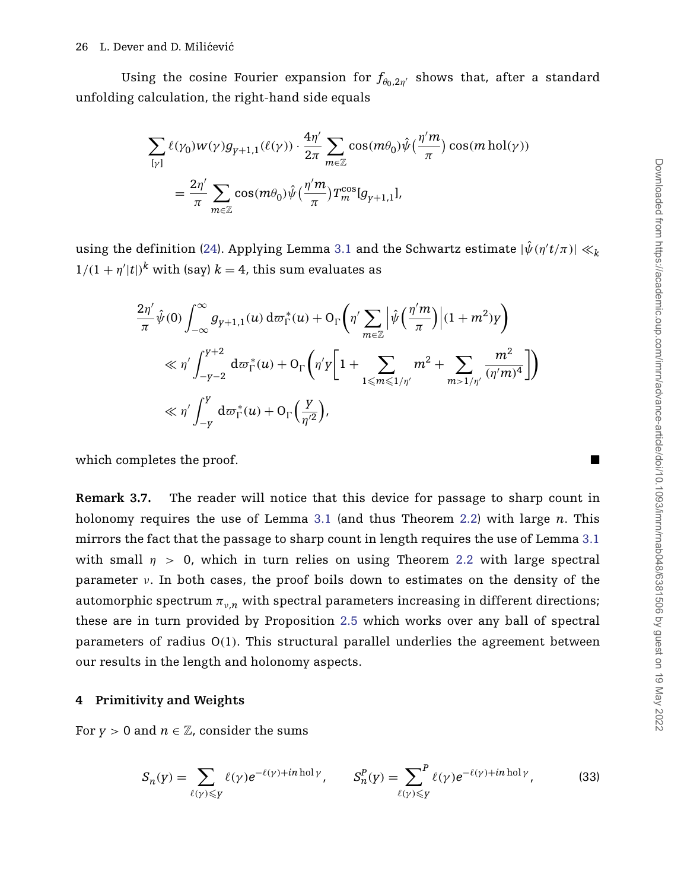Using the cosine Fourier expansion for $f_{\theta_0,2\eta'}$ shows that, after a standard unfolding calculation, the right-hand side equals

$$\sum_{[\gamma]} \ell(\gamma_0) w(\gamma) g_{Y+1,1}(\ell(\gamma)) \cdot \frac{4\eta'}{2\pi} \sum_{m\in\mathbb{Z}} \cos(m\theta_0)\hat{\psi}\big(\frac{\eta' m}{\pi}\big) \cos(m\,\mathrm{hol}(\gamma))$$

$$= \frac{2\eta'}{\pi} \sum_{m\in\mathbb{Z}} \cos(m\theta_0)\hat{\psi}\big(\frac{\eta' m}{\pi}\big) T_m^{\cos}[g_{Y+1,1}],$$

using the definition (24). Applying Lemma 3.1 and the Schwartz estimate $|\hat{\psi}(\eta' t/\pi)| \ll_k 1/(1+\eta'|t|)^k$ with (say) $k=4$, this sum evaluates as

$$\frac{2\eta'}{\pi}\hat{\psi}(0)\int_{-\infty}^{\infty} g_{Y+1,1}(u)\,\mathrm{d}\varpi_\Gamma^*(u) + \mathrm{O}_\Gamma\bigg(\eta' \sum_{m\in\mathbb{Z}} \Big|\hat{\psi}\Big(\frac{\eta' m}{\pi}\Big)\Big|(1+m^2)Y\bigg)$$

$$\ll \eta' \int_{-Y-2}^{Y+2} \mathrm{d}\varpi_\Gamma^*(u) + \mathrm{O}_\Gamma\bigg(\eta' Y\Big[1 + \sum_{1\leqslant m\leqslant 1/\eta'} m^2 + \sum_{m>1/\eta'} \frac{m^2}{(\eta' m)^4}\Big]\bigg)$$

$$\ll \eta' \int_{-Y}^{Y} \mathrm{d}\varpi_\Gamma^*(u) + \mathrm{O}_\Gamma\Big(\frac{Y}{\eta'^2}\Big),$$

which completes the proof. ■

**Remark 3.7.** The reader will notice that this device for passage to sharp count in holonomy requires the use of Lemma 3.1 (and thus Theorem 2.2) with large $n$. This mirrors the fact that the passage to sharp count in length requires the use of Lemma 3.1 with small $\eta > 0$, which in turn relies on using Theorem 2.2 with large spectral parameter $\nu$. In both cases, the proof boils down to estimates on the density of the automorphic spectrum $\pi_{\nu,n}$ with spectral parameters increasing in different directions; these are in turn provided by Proposition 2.5 which works over any ball of spectral parameters of radius O(1). This structural parallel underlies the agreement between our results in the length and holonomy aspects.

## 4 Primitivity and Weights

For $Y > 0$ and $n \in \mathbb{Z}$, consider the sums

$$S_n(Y) = \sum_{\ell(\gamma)\leqslant Y} \ell(\gamma) e^{-\ell(\gamma)+in\,\mathrm{hol}\,\gamma}, \qquad S_n^P(Y) = \sum_{\ell(\gamma)\leqslant Y}^{P} \ell(\gamma) e^{-\ell(\gamma)+in\,\mathrm{hol}\,\gamma}, \tag{33}$$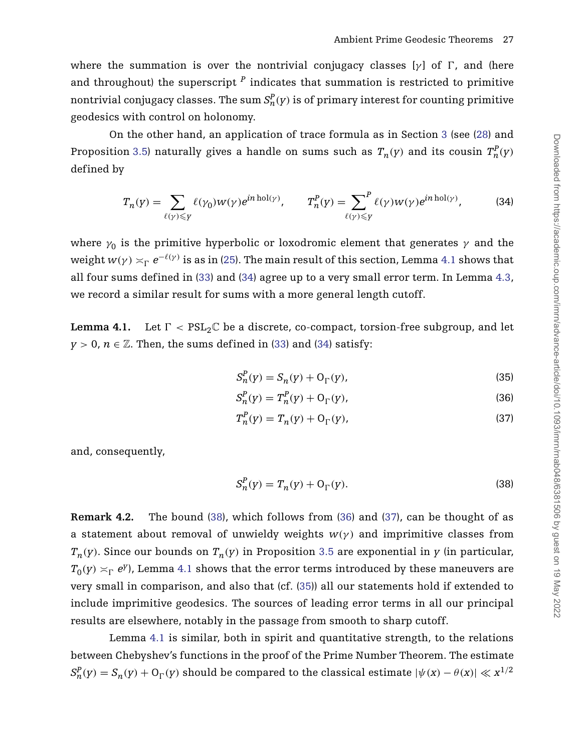where the summation is over the nontrivial conjugacy classes $[\gamma]$ of $\Gamma$, and (here and throughout) the superscript $^P$ indicates that summation is restricted to primitive nontrivial conjugacy classes. The sum $S_n^P(y)$ is of primary interest for counting primitive geodesics with control on holonomy.

On the other hand, an application of trace formula as in Section 3 (see (28) and Proposition 3.5) naturally gives a handle on sums such as $T_n(y)$ and its cousin $T_n^P(y)$ defined by

$$T_n(y) = \sum_{\ell(\gamma)\leqslant y} \ell(\gamma_0) w(\gamma) e^{in\,\mathrm{hol}(\gamma)}, \qquad T_n^P(y) = \sum_{\ell(\gamma)\leqslant y}^{P} \ell(\gamma) w(\gamma) e^{in\,\mathrm{hol}(\gamma)}, \tag{34}$$

where $\gamma_0$ is the primitive hyperbolic or loxodromic element that generates $\gamma$ and the weight $w(\gamma) \asymp_\Gamma e^{-\ell(\gamma)}$ is as in (25). The main result of this section, Lemma 4.1 shows that all four sums defined in (33) and (34) agree up to a very small error term. In Lemma 4.3, we record a similar result for sums with a more general length cutoff.

**Lemma 4.1.** Let $\Gamma < \mathrm{PSL}_2\mathbb{C}$ be a discrete, co-compact, torsion-free subgroup, and let $y > 0$, $n \in \mathbb{Z}$. Then, the sums defined in (33) and (34) satisfy:

$$S_n^P(y) = S_n(y) + \mathrm{O}_\Gamma(y), \tag{35}$$

$$S_n^P(y) = T_n^P(y) + \mathrm{O}_\Gamma(y), \tag{36}$$

$$T_n^P(y) = T_n(y) + \mathrm{O}_\Gamma(y), \tag{37}$$

and, consequently,

$$S_n^P(y) = T_n(y) + \mathrm{O}_\Gamma(y). \tag{38}$$

**Remark 4.2.** The bound (38), which follows from (36) and (37), can be thought of as a statement about removal of unwieldy weights $w(\gamma)$ and imprimitive classes from $T_n(y)$. Since our bounds on $T_n(y)$ in Proposition 3.5 are exponential in $y$ (in particular, $T_0(y) \asymp_\Gamma e^y$), Lemma 4.1 shows that the error terms introduced by these maneuvers are very small in comparison, and also that (cf. (35)) all our statements hold if extended to include imprimitive geodesics. The sources of leading error terms in all our principal results are elsewhere, notably in the passage from smooth to sharp cutoff.

Lemma 4.1 is similar, both in spirit and quantitative strength, to the relations between Chebyshev's functions in the proof of the Prime Number Theorem. The estimate $S_n^P(y) = S_n(y) + \mathrm{O}_\Gamma(y)$ should be compared to the classical estimate $|\psi(x) - \theta(x)| \ll x^{1/2}$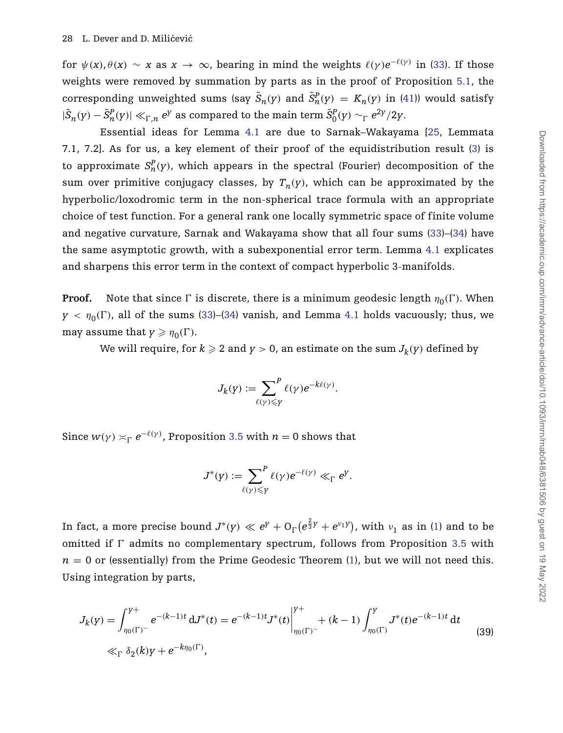for $\psi(x), \theta(x) \sim x$ as $x \to \infty$, bearing in mind the weights $\ell(\gamma)e^{-\ell(\gamma)}$ in (33). If those weights were removed by summation by parts as in the proof of Proposition 5.1, the corresponding unweighted sums (say $\tilde{S}_n(y)$ and $\tilde{S}_n^P(y) = K_n(y)$ in (41)) would satisfy $|\tilde{S}_n(y) - \tilde{S}_n^P(y)| \ll_{\Gamma,n} e^y$ as compared to the main term $\tilde{S}_0^P(y) \sim_\Gamma e^{2y}/2y$.

Essential ideas for Lemma 4.1 are due to Sarnak–Wakayama [25, Lemmata 7.1, 7.2]. As for us, a key element of their proof of the equidistribution result (3) is to approximate $S_n^P(y)$, which appears in the spectral (Fourier) decomposition of the sum over primitive conjugacy classes, by $T_n(y)$, which can be approximated by the hyperbolic/loxodromic term in the non-spherical trace formula with an appropriate choice of test function. For a general rank one locally symmetric space of finite volume and negative curvature, Sarnak and Wakayama show that all four sums (33)–(34) have the same asymptotic growth, with a subexponential error term. Lemma 4.1 explicates and sharpens this error term in the context of compact hyperbolic 3-manifolds.

**Proof.** Note that since $\Gamma$ is discrete, there is a minimum geodesic length $\eta_0(\Gamma)$. When $y < \eta_0(\Gamma)$, all of the sums (33)–(34) vanish, and Lemma 4.1 holds vacuously; thus, we may assume that $y \geqslant \eta_0(\Gamma)$.

We will require, for $k \geqslant 2$ and $y > 0$, an estimate on the sum $J_k(y)$ defined by

$$J_k(y) := \sum_{\ell(\gamma) \leqslant y}^{P} \ell(\gamma) e^{-k\ell(\gamma)}.$$

Since $w(\gamma) \asymp_\Gamma e^{-\ell(\gamma)}$, Proposition 3.5 with $n = 0$ shows that

$$J^*(y) := \sum_{\ell(\gamma) \leqslant y}^{P} \ell(\gamma) e^{-\ell(\gamma)} \ll_\Gamma e^y.$$

In fact, a more precise bound $J^*(y) \ll e^y + \mathrm{O}_\Gamma\left(e^{\frac{2}{3}y} + e^{\nu_1 y}\right)$, with $\nu_1$ as in (1) and to be omitted if $\Gamma$ admits no complementary spectrum, follows from Proposition 3.5 with $n = 0$ or (essentially) from the Prime Geodesic Theorem (1), but we will not need this. Using integration by parts,

$$\begin{aligned}
J_k(y) &= \int_{\eta_0(\Gamma)^-}^{y+} e^{-(k-1)t} \, \mathrm{d}J^*(t) = e^{-(k-1)t} J^*(t) \Big|_{\eta_0(\Gamma)^-}^{y+} + (k-1) \int_{\eta_0(\Gamma)}^{y} J^*(t) e^{-(k-1)t} \, \mathrm{d}t \\
&\ll_\Gamma \delta_2(k) y + e^{-k\eta_0(\Gamma)},
\end{aligned} \tag{39}$$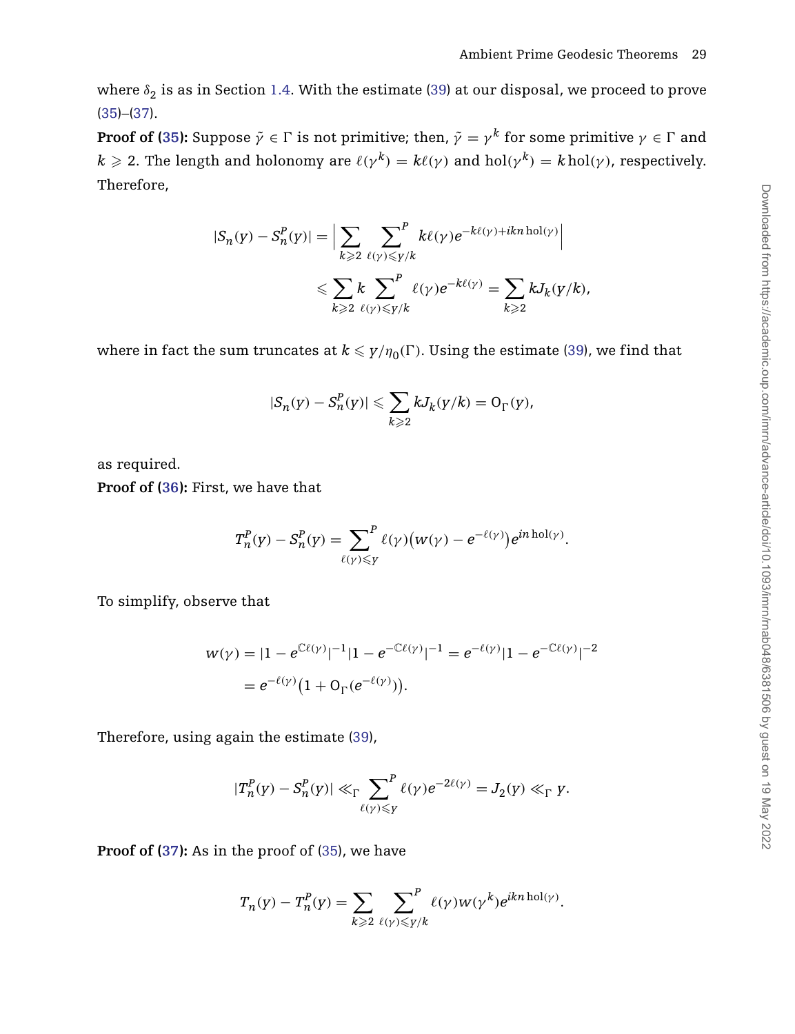where $\delta_2$ is as in Section 1.4. With the estimate (39) at our disposal, we proceed to prove (35)–(37).

**Proof of (35):** Suppose $\tilde{\gamma} \in \Gamma$ is not primitive; then, $\tilde{\gamma} = \gamma^k$ for some primitive $\gamma \in \Gamma$ and $k \geqslant 2$. The length and holonomy are $\ell(\gamma^k) = k\ell(\gamma)$ and $\mathrm{hol}(\gamma^k) = k\,\mathrm{hol}(\gamma)$, respectively. Therefore,

$$
\begin{aligned}
|S_n(Y) - S_n^P(Y)| &= \Big| \sum_{k\geqslant 2} \sum_{\ell(\gamma)\leqslant Y/k}^{P} k\ell(\gamma) e^{-k\ell(\gamma)+ikn\,\mathrm{hol}(\gamma)} \Big| \\
&\leqslant \sum_{k\geqslant 2} k \sum_{\ell(\gamma)\leqslant Y/k}^{P} \ell(\gamma) e^{-k\ell(\gamma)} = \sum_{k\geqslant 2} kJ_k(Y/k),
\end{aligned}
$$

where in fact the sum truncates at $k \leqslant Y/\eta_0(\Gamma)$. Using the estimate (39), we find that

$$
|S_n(Y) - S_n^P(Y)| \leqslant \sum_{k\geqslant 2} kJ_k(Y/k) = \mathrm{O}_\Gamma(Y),
$$

as required.

**Proof of (36):** First, we have that

$$
T_n^P(Y) - S_n^P(Y) = \sum_{\ell(\gamma)\leqslant Y}^{P} \ell(\gamma)\big(w(\gamma) - e^{-\ell(\gamma)}\big) e^{in\,\mathrm{hol}(\gamma)}.
$$

To simplify, observe that

$$
\begin{aligned}
w(\gamma) &= |1 - e^{\mathbb{C}\ell(\gamma)}|^{-1} |1 - e^{-\mathbb{C}\ell(\gamma)}|^{-1} = e^{-\ell(\gamma)} |1 - e^{-\mathbb{C}\ell(\gamma)}|^{-2} \\
&= e^{-\ell(\gamma)}\big(1 + \mathrm{O}_\Gamma(e^{-\ell(\gamma)})\big).
\end{aligned}
$$

Therefore, using again the estimate (39),

$$
|T_n^P(Y) - S_n^P(Y)| \ll_\Gamma \sum_{\ell(\gamma)\leqslant Y}^{P} \ell(\gamma) e^{-2\ell(\gamma)} = J_2(Y) \ll_\Gamma Y.
$$

**Proof of (37):** As in the proof of (35), we have

$$
T_n(Y) - T_n^P(Y) = \sum_{k\geqslant 2} \sum_{\ell(\gamma)\leqslant Y/k}^{P} \ell(\gamma) w(\gamma^k) e^{ikn\,\mathrm{hol}(\gamma)}.
$$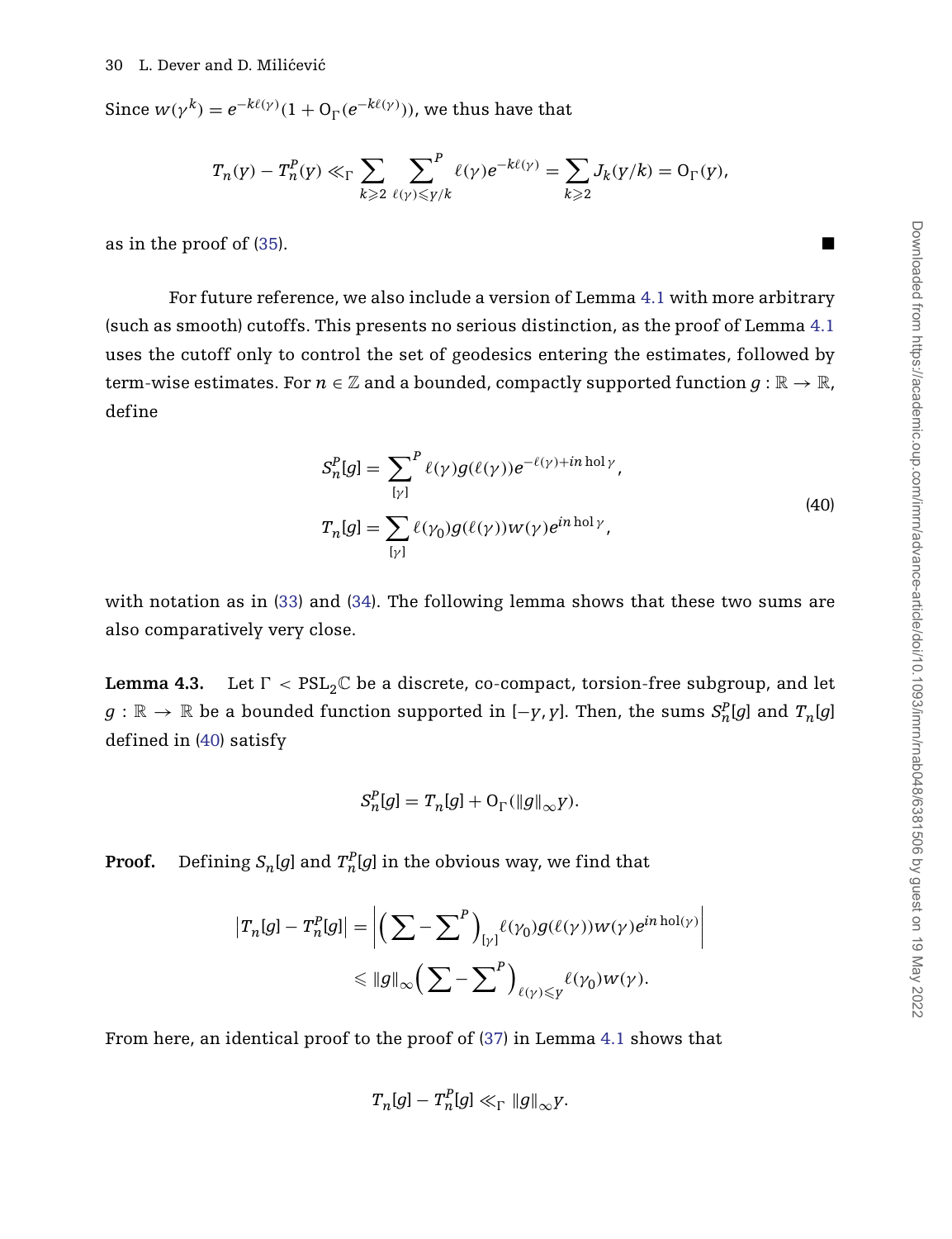Since $w(\gamma^k) = e^{-k\ell(\gamma)}(1 + \mathrm{O}_\Gamma(e^{-k\ell(\gamma)}))$, we thus have that

$$T_n(Y) - T_n^P(Y) \ll_\Gamma \sum_{k\geqslant 2} \sum_{\ell(\gamma)\leqslant Y/k}^{P} \ell(\gamma) e^{-k\ell(\gamma)} = \sum_{k\geqslant 2} J_k(Y/k) = \mathrm{O}_\Gamma(Y),$$

as in the proof of (35). ■

For future reference, we also include a version of Lemma 4.1 with more arbitrary (such as smooth) cutoffs. This presents no serious distinction, as the proof of Lemma 4.1 uses the cutoff only to control the set of geodesics entering the estimates, followed by term-wise estimates. For $n \in \mathbb{Z}$ and a bounded, compactly supported function $g : \mathbb{R} \to \mathbb{R}$, define

$$\begin{aligned} S_n^P[g] &= \sum_{[\gamma]}^{P} \ell(\gamma) g(\ell(\gamma)) e^{-\ell(\gamma) + in \operatorname{hol}\gamma}, \\ T_n[g] &= \sum_{[\gamma]} \ell(\gamma_0) g(\ell(\gamma)) w(\gamma) e^{in \operatorname{hol}\gamma}, \end{aligned} \tag{40}$$

with notation as in (33) and (34). The following lemma shows that these two sums are also comparatively very close.

**Lemma 4.3.** Let $\Gamma < \mathrm{PSL}_2\mathbb{C}$ be a discrete, co-compact, torsion-free subgroup, and let $g : \mathbb{R} \to \mathbb{R}$ be a bounded function supported in $[-Y, Y]$. Then, the sums $S_n^P[g]$ and $T_n[g]$ defined in (40) satisfy

$$S_n^P[g] = T_n[g] + \mathrm{O}_\Gamma(\|g\|_\infty Y).$$

**Proof.** Defining $S_n[g]$ and $T_n^P[g]$ in the obvious way, we find that

$$\begin{aligned} \left|T_n[g] - T_n^P[g]\right| &= \left| \left( \sum - \sum^{P} \right)_{[\gamma]} \ell(\gamma_0) g(\ell(\gamma)) w(\gamma) e^{in \operatorname{hol}(\gamma)} \right| \\ &\leqslant \|g\|_\infty \left( \sum - \sum^{P} \right)_{\ell(\gamma)\leqslant Y} \ell(\gamma_0) w(\gamma). \end{aligned}$$

From here, an identical proof to the proof of (37) in Lemma 4.1 shows that

$$T_n[g] - T_n^P[g] \ll_\Gamma \|g\|_\infty Y.$$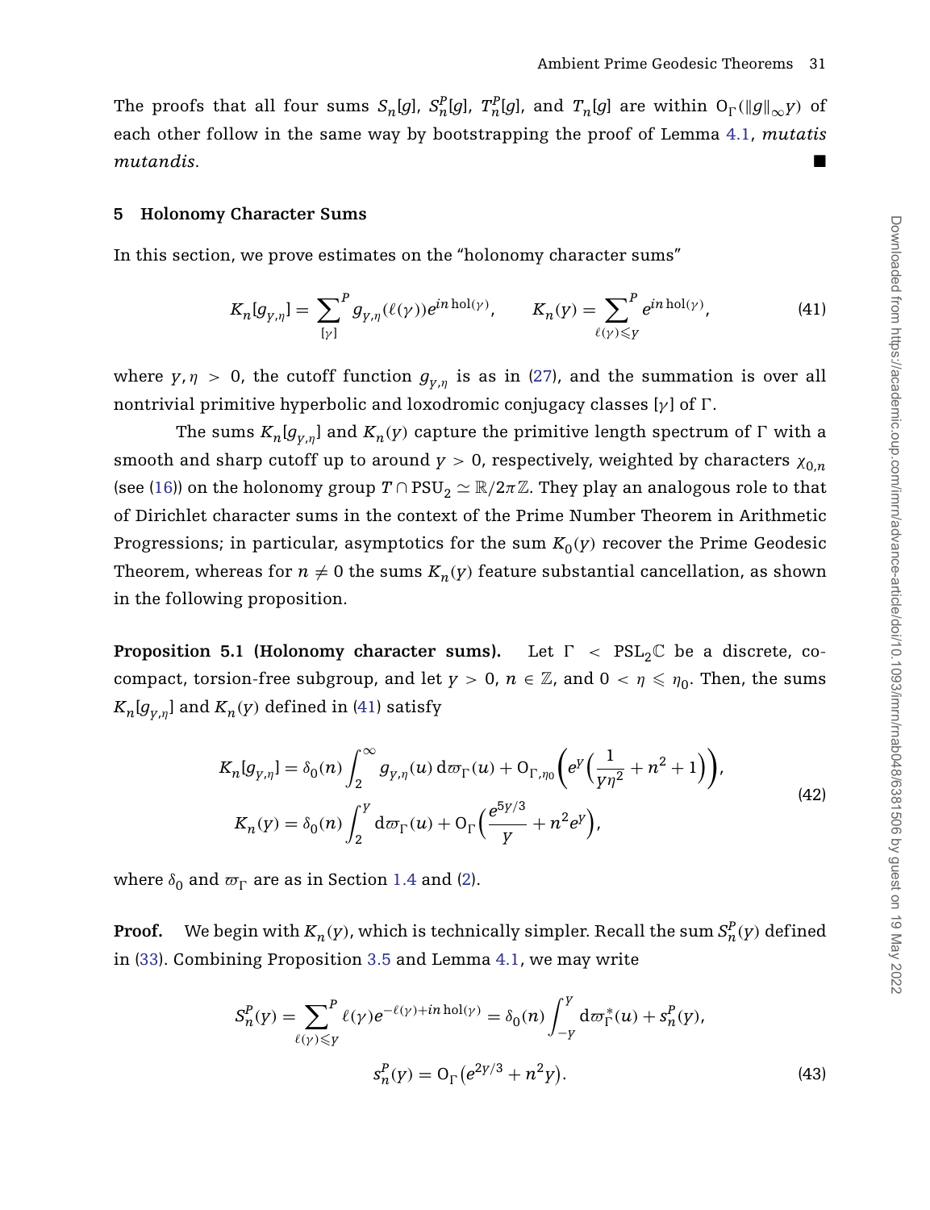The proofs that all four sums $S_n[g]$, $S_n^P[g]$, $T_n^P[g]$, and $T_n[g]$ are within $\mathrm{O}_\Gamma(\|g\|_\infty y)$ of each other follow in the same way by bootstrapping the proof of Lemma 4.1, *mutatis mutandis*. ■

## 5 Holonomy Character Sums

In this section, we prove estimates on the "holonomy character sums"

$$K_n[g_{y,\eta}] = \sum_{[\gamma]}^{P} g_{y,\eta}(\ell(\gamma)) e^{in\,\mathrm{hol}(\gamma)}, \qquad K_n(y) = \sum_{\ell(\gamma)\leqslant y}^{P} e^{in\,\mathrm{hol}(\gamma)}, \tag{41}$$

where $y, \eta > 0$, the cutoff function $g_{y,\eta}$ is as in (27), and the summation is over all nontrivial primitive hyperbolic and loxodromic conjugacy classes $[\gamma]$ of $\Gamma$.

The sums $K_n[g_{y,\eta}]$ and $K_n(y)$ capture the primitive length spectrum of $\Gamma$ with a smooth and sharp cutoff up to around $y > 0$, respectively, weighted by characters $\chi_{0,n}$ (see (16)) on the holonomy group $T \cap \mathrm{PSU}_2 \simeq \mathbb{R}/2\pi\mathbb{Z}$. They play an analogous role to that of Dirichlet character sums in the context of the Prime Number Theorem in Arithmetic Progressions; in particular, asymptotics for the sum $K_0(y)$ recover the Prime Geodesic Theorem, whereas for $n \neq 0$ the sums $K_n(y)$ feature substantial cancellation, as shown in the following proposition.

**Proposition 5.1 (Holonomy character sums).** Let $\Gamma < \mathrm{PSL}_2\mathbb{C}$ be a discrete, co-compact, torsion-free subgroup, and let $y > 0$, $n \in \mathbb{Z}$, and $0 < \eta \leqslant \eta_0$. Then, the sums $K_n[g_{y,\eta}]$ and $K_n(y)$ defined in (41) satisfy

$$\begin{aligned} K_n[g_{y,\eta}] &= \delta_0(n) \int_2^\infty g_{y,\eta}(u)\, \mathrm{d}\varpi_\Gamma(u) + \mathrm{O}_{\Gamma,\eta_0}\left(e^y\Big(\frac{1}{y\eta^2} + n^2 + 1\Big)\right), \\ K_n(y) &= \delta_0(n) \int_2^y \mathrm{d}\varpi_\Gamma(u) + \mathrm{O}_\Gamma\Big(\frac{e^{5y/3}}{y} + n^2 e^y\Big), \end{aligned} \tag{42}$$

where $\delta_0$ and $\varpi_\Gamma$ are as in Section 1.4 and (2).

**Proof.** We begin with $K_n(y)$, which is technically simpler. Recall the sum $S_n^P(y)$ defined in (33). Combining Proposition 3.5 and Lemma 4.1, we may write

$$\begin{aligned} S_n^P(y) = \sum_{\ell(\gamma)\leqslant y}^{P} \ell(\gamma) e^{-\ell(\gamma)+in\,\mathrm{hol}(\gamma)} &= \delta_0(n) \int_{-y}^{y} \mathrm{d}\varpi_\Gamma^*(u) + s_n^P(y), \\ s_n^P(y) &= \mathrm{O}_\Gamma\big(e^{2y/3} + n^2 y\big). \end{aligned} \tag{43}$$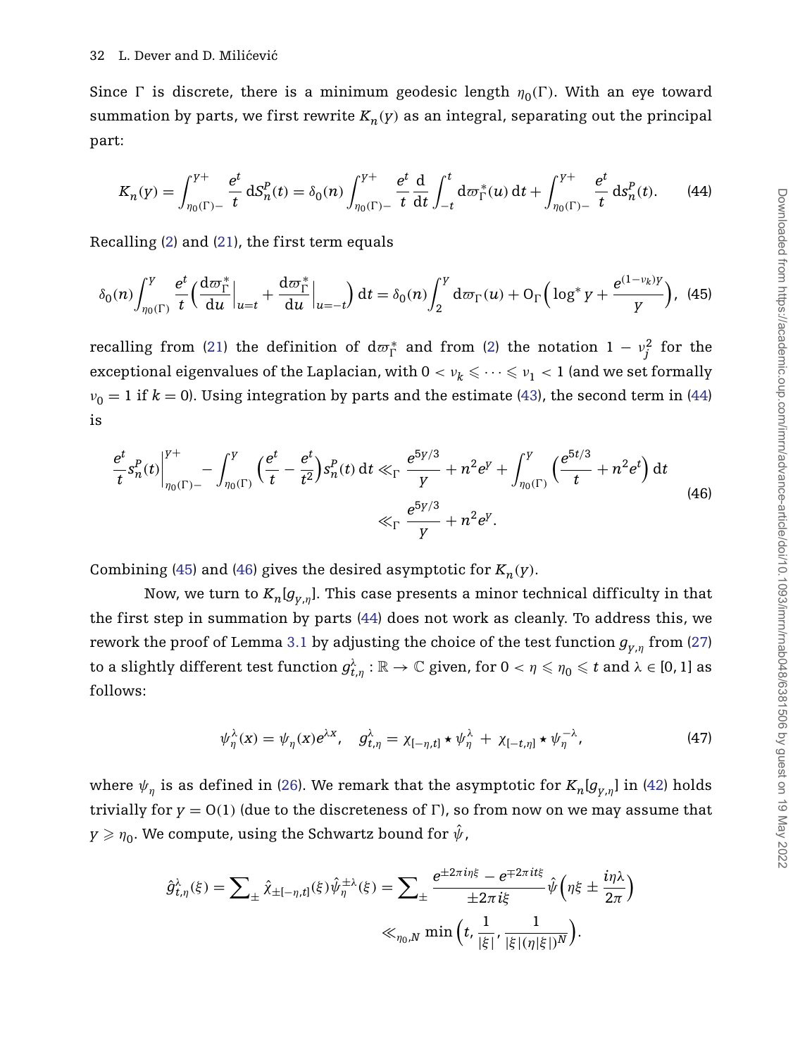Since $\Gamma$ is discrete, there is a minimum geodesic length $\eta_0(\Gamma)$. With an eye toward summation by parts, we first rewrite $K_n(y)$ as an integral, separating out the principal part:

$$K_n(y) = \int_{\eta_0(\Gamma)-}^{y+} \frac{e^t}{t}\,\mathrm{d}S_n^P(t) = \delta_0(n)\int_{\eta_0(\Gamma)-}^{y+} \frac{e^t}{t}\frac{\mathrm{d}}{\mathrm{d}t}\int_{-t}^{t}\mathrm{d}\varpi_\Gamma^*(u)\,\mathrm{d}t + \int_{\eta_0(\Gamma)-}^{y+}\frac{e^t}{t}\,\mathrm{d}s_n^P(t). \tag{44}$$

Recalling (2) and (21), the first term equals

$$\delta_0(n)\int_{\eta_0(\Gamma)}^{y}\frac{e^t}{t}\Big(\frac{\mathrm{d}\varpi_\Gamma^*}{\mathrm{d}u}\Big|_{u=t} + \frac{\mathrm{d}\varpi_\Gamma^*}{\mathrm{d}u}\Big|_{u=-t}\Big)\,\mathrm{d}t = \delta_0(n)\int_2^y \mathrm{d}\varpi_\Gamma(u) + \mathrm{O}_\Gamma\Big(\log^* y + \frac{e^{(1-\nu_k)y}}{y}\Big), \tag{45}$$

recalling from (21) the definition of $\mathrm{d}\varpi_\Gamma^*$ and from (2) the notation $1-\nu_j^2$ for the exceptional eigenvalues of the Laplacian, with $0<\nu_k\leqslant\cdots\leqslant\nu_1<1$ (and we set formally $\nu_0=1$ if $k=0$). Using integration by parts and the estimate (43), the second term in (44) is

$$\begin{aligned}\frac{e^t}{t}s_n^P(t)\Big|_{\eta_0(\Gamma)-}^{y+} - \int_{\eta_0(\Gamma)}^{y}\Big(\frac{e^t}{t}-\frac{e^t}{t^2}\Big)s_n^P(t)\,\mathrm{d}t &\ll_\Gamma \frac{e^{5y/3}}{y} + n^2e^y + \int_{\eta_0(\Gamma)}^{y}\Big(\frac{e^{5t/3}}{t}+n^2e^t\Big)\,\mathrm{d}t \\ &\ll_\Gamma \frac{e^{5y/3}}{y} + n^2e^y.\end{aligned} \tag{46}$$

Combining (45) and (46) gives the desired asymptotic for $K_n(y)$.

Now, we turn to $K_n[g_{y,\eta}]$. This case presents a minor technical difficulty in that the first step in summation by parts (44) does not work as cleanly. To address this, we rework the proof of Lemma 3.1 by adjusting the choice of the test function $g_{y,\eta}$ from (27) to a slightly different test function $g_{t,\eta}^\lambda:\mathbb{R}\to\mathbb{C}$ given, for $0<\eta\leqslant\eta_0\leqslant t$ and $\lambda\in[0,1]$ as follows:

$$\psi_\eta^\lambda(x) = \psi_\eta(x)e^{\lambda x},\quad g_{t,\eta}^\lambda = \chi_{[-\eta,t]}\star\psi_\eta^\lambda + \chi_{[-t,\eta]}\star\psi_\eta^{-\lambda}, \tag{47}$$

where $\psi_\eta$ is as defined in (26). We remark that the asymptotic for $K_n[g_{y,\eta}]$ in (42) holds trivially for $y=\mathrm{O}(1)$ (due to the discreteness of $\Gamma$), so from now on we may assume that $y\geqslant\eta_0$. We compute, using the Schwartz bound for $\hat{\psi}$,

$$\begin{aligned}\hat{g}_{t,\eta}^\lambda(\xi) = \textstyle\sum_\pm \hat{\chi}_{\pm[-\eta,t]}(\xi)\hat{\psi}_\eta^{\pm\lambda}(\xi) &= \textstyle\sum_\pm \dfrac{e^{\pm2\pi i\eta\xi}-e^{\mp2\pi it\xi}}{\pm2\pi i\xi}\hat{\psi}\Big(\eta\xi\pm\dfrac{i\eta\lambda}{2\pi}\Big) \\ &\ll_{\eta_0,N} \min\Big(t,\frac{1}{|\xi|},\frac{1}{|\xi|(\eta|\xi|)^N}\Big).\end{aligned}$$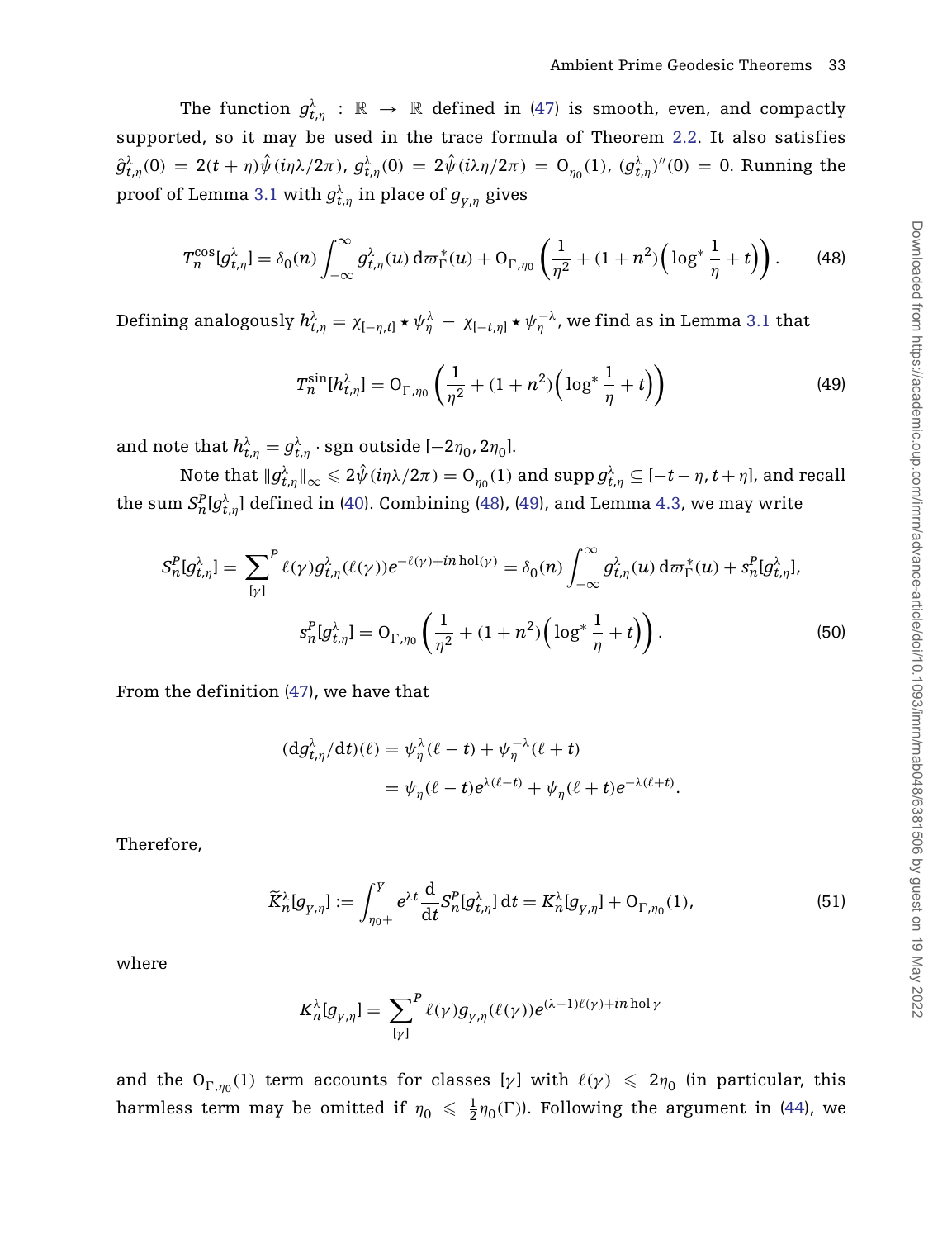The function $g^{\lambda}_{t,\eta} : \mathbb{R} \to \mathbb{R}$ defined in (47) is smooth, even, and compactly supported, so it may be used in the trace formula of Theorem 2.2. It also satisfies $\hat{g}^{\lambda}_{t,\eta}(0) = 2(t+\eta)\hat{\psi}(i\eta\lambda/2\pi)$, $g^{\lambda}_{t,\eta}(0) = 2\hat{\psi}(i\lambda\eta/2\pi) = \mathrm{O}_{\eta_0}(1)$, $(g^{\lambda}_{t,\eta})''(0) = 0$. Running the proof of Lemma 3.1 with $g^{\lambda}_{t,\eta}$ in place of $g_{Y,\eta}$ gives

$$T^{\cos}_n[g^{\lambda}_{t,\eta}] = \delta_0(n) \int_{-\infty}^{\infty} g^{\lambda}_{t,\eta}(u)\, \mathrm{d}\varpi^*_{\Gamma}(u) + \mathrm{O}_{\Gamma,\eta_0}\left(\frac{1}{\eta^2} + (1+n^2)\Big(\log^* \frac{1}{\eta} + t\Big)\right). \tag{48}$$

Defining analogously $h^{\lambda}_{t,\eta} = \chi_{[-\eta,t]} \star \psi^{\lambda}_{\eta} - \chi_{[-t,\eta]} \star \psi^{-\lambda}_{\eta}$, we find as in Lemma 3.1 that

$$T^{\sin}_n[h^{\lambda}_{t,\eta}] = \mathrm{O}_{\Gamma,\eta_0}\left(\frac{1}{\eta^2} + (1+n^2)\Big(\log^* \frac{1}{\eta} + t\Big)\right) \tag{49}$$

and note that $h^{\lambda}_{t,\eta} = g^{\lambda}_{t,\eta} \cdot \mathrm{sgn}$ outside $[-2\eta_0, 2\eta_0]$.

Note that $\|g^{\lambda}_{t,\eta}\|_{\infty} \leqslant 2\hat{\psi}(i\eta\lambda/2\pi) = \mathrm{O}_{\eta_0}(1)$ and $\mathrm{supp}\, g^{\lambda}_{t,\eta} \subseteq [-t-\eta, t+\eta]$, and recall the sum $S^P_n[g^{\lambda}_{t,\eta}]$ defined in (40). Combining (48), (49), and Lemma 4.3, we may write

$$S^P_n[g^{\lambda}_{t,\eta}] = \sum_{[\gamma]}^{P} \ell(\gamma) g^{\lambda}_{t,\eta}(\ell(\gamma)) e^{-\ell(\gamma) + in\,\mathrm{hol}(\gamma)} = \delta_0(n) \int_{-\infty}^{\infty} g^{\lambda}_{t,\eta}(u)\, \mathrm{d}\varpi^*_{\Gamma}(u) + s^P_n[g^{\lambda}_{t,\eta}],$$

$$s^P_n[g^{\lambda}_{t,\eta}] = \mathrm{O}_{\Gamma,\eta_0}\left(\frac{1}{\eta^2} + (1+n^2)\Big(\log^* \frac{1}{\eta} + t\Big)\right). \tag{50}$$

From the definition (47), we have that

$$\begin{aligned}
(\mathrm{d}g^{\lambda}_{t,\eta}/\mathrm{d}t)(\ell) &= \psi^{\lambda}_{\eta}(\ell - t) + \psi^{-\lambda}_{\eta}(\ell + t) \\
&= \psi_{\eta}(\ell - t) e^{\lambda(\ell - t)} + \psi_{\eta}(\ell + t) e^{-\lambda(\ell + t)}.
\end{aligned}$$

Therefore,

$$\widetilde{K}^{\lambda}_n[g_{Y,\eta}] := \int_{\eta_0+}^{Y} e^{\lambda t} \frac{\mathrm{d}}{\mathrm{d}t} S^P_n[g^{\lambda}_{t,\eta}]\, \mathrm{d}t = K^{\lambda}_n[g_{Y,\eta}] + \mathrm{O}_{\Gamma,\eta_0}(1), \tag{51}$$

where

$$K^{\lambda}_n[g_{Y,\eta}] = \sum_{[\gamma]}^{P} \ell(\gamma) g_{Y,\eta}(\ell(\gamma)) e^{(\lambda - 1)\ell(\gamma) + in\,\mathrm{hol}\,\gamma}$$

and the $\mathrm{O}_{\Gamma,\eta_0}(1)$ term accounts for classes $[\gamma]$ with $\ell(\gamma) \leqslant 2\eta_0$ (in particular, this harmless term may be omitted if $\eta_0 \leqslant \frac{1}{2}\eta_0(\Gamma)$). Following the argument in (44), we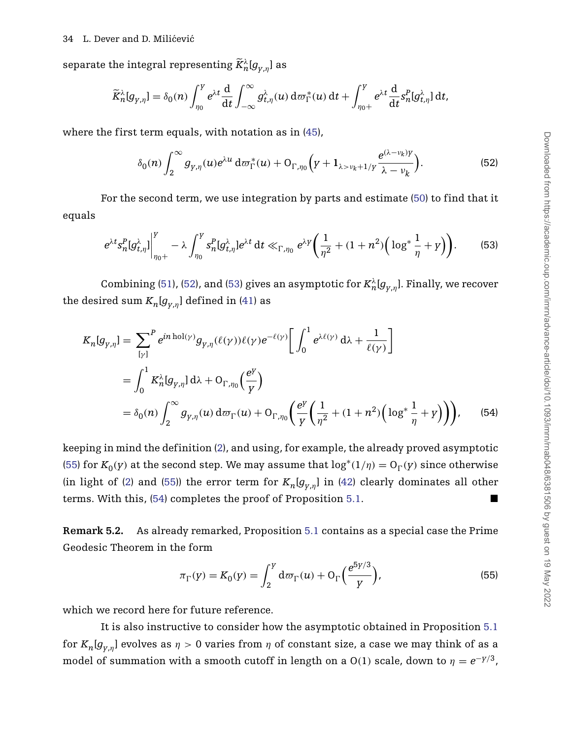separate the integral representing $\widetilde{K}_n^\lambda[g_{Y,\eta}]$ as

$$\widetilde{K}_n^\lambda[g_{Y,\eta}] = \delta_0(n) \int_{\eta_0}^{Y} e^{\lambda t} \frac{\mathrm{d}}{\mathrm{d}t} \int_{-\infty}^{\infty} g_{t,\eta}^\lambda(u)\, \mathrm{d}\varpi_\Gamma^*(u)\, \mathrm{d}t + \int_{\eta_0+}^{Y} e^{\lambda t} \frac{\mathrm{d}}{\mathrm{d}t} s_n^P[g_{t,\eta}^\lambda]\, \mathrm{d}t,$$

where the first term equals, with notation as in (45),

$$\delta_0(n) \int_2^\infty g_{Y,\eta}(u) e^{\lambda u}\, \mathrm{d}\varpi_\Gamma^*(u) + \mathrm{O}_{\Gamma,\eta_0}\Big(Y + \mathbf{1}_{\lambda > \nu_k + 1/Y} \frac{e^{(\lambda - \nu_k)Y}}{\lambda - \nu_k}\Big). \tag{52}$$

For the second term, we use integration by parts and estimate (50) to find that it equals

$$e^{\lambda t} s_n^P[g_{t,\eta}^\lambda]\Big|_{\eta_0+}^{Y} - \lambda \int_{\eta_0}^{Y} s_n^P[g_{t,\eta}^\lambda] e^{\lambda t}\, \mathrm{d}t \ll_{\Gamma,\eta_0} e^{\lambda Y}\Big(\frac{1}{\eta^2} + (1+n^2)\Big(\log^* \frac{1}{\eta} + Y\Big)\Big). \tag{53}$$

Combining (51), (52), and (53) gives an asymptotic for $K_n^\lambda[g_{Y,\eta}]$. Finally, we recover the desired sum $K_n[g_{Y,\eta}]$ defined in (41) as

$$\begin{aligned}
K_n[g_{Y,\eta}] &= \sum_{[\gamma]}^{P} e^{in\,\mathrm{hol}(\gamma)} g_{Y,\eta}(\ell(\gamma)) \ell(\gamma) e^{-\ell(\gamma)} \Big[\int_0^1 e^{\lambda \ell(\gamma)}\, \mathrm{d}\lambda + \frac{1}{\ell(\gamma)}\Big] \\
&= \int_0^1 K_n^\lambda[g_{Y,\eta}]\, \mathrm{d}\lambda + \mathrm{O}_{\Gamma,\eta_0}\Big(\frac{e^Y}{Y}\Big) \\
&= \delta_0(n) \int_2^\infty g_{Y,\eta}(u)\, \mathrm{d}\varpi_\Gamma(u) + \mathrm{O}_{\Gamma,\eta_0}\Big(\frac{e^Y}{Y}\Big(\frac{1}{\eta^2} + (1+n^2)\Big(\log^* \frac{1}{\eta} + Y\Big)\Big)\Big),
\end{aligned} \tag{54}$$

keeping in mind the definition (2), and using, for example, the already proved asymptotic (55) for $K_0(Y)$ at the second step. We may assume that $\log^*(1/\eta) = \mathrm{O}_\Gamma(Y)$ since otherwise (in light of (2) and (55)) the error term for $K_n[g_{Y,\eta}]$ in (42) clearly dominates all other terms. With this, (54) completes the proof of Proposition 5.1. ■

**Remark 5.2.** As already remarked, Proposition 5.1 contains as a special case the Prime Geodesic Theorem in the form

$$\pi_\Gamma(Y) = K_0(Y) = \int_2^Y \mathrm{d}\varpi_\Gamma(u) + \mathrm{O}_\Gamma\Big(\frac{e^{5Y/3}}{Y}\Big), \tag{55}$$

which we record here for future reference.

It is also instructive to consider how the asymptotic obtained in Proposition 5.1 for $K_n[g_{Y,\eta}]$ evolves as $\eta > 0$ varies from $\eta$ of constant size, a case we may think of as a model of summation with a smooth cutoff in length on a $\mathrm{O}(1)$ scale, down to $\eta = e^{-Y/3}$,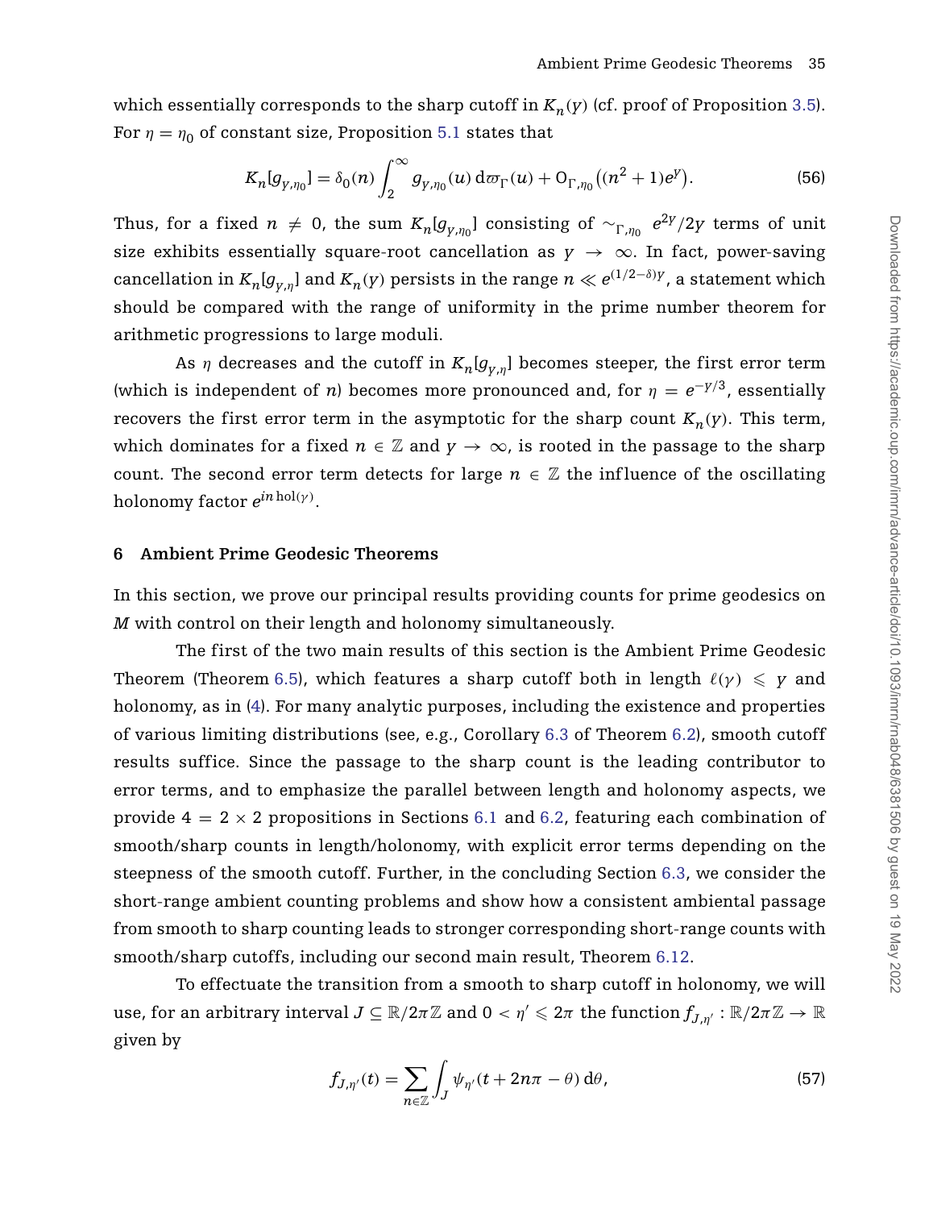which essentially corresponds to the sharp cutoff in $K_n(y)$ (cf. proof of Proposition 3.5). For $\eta = \eta_0$ of constant size, Proposition 5.1 states that

$$K_n[g_{y,\eta_0}] = \delta_0(n) \int_2^\infty g_{y,\eta_0}(u)\, \mathrm{d}\varpi_\Gamma(u) + \mathrm{O}_{\Gamma,\eta_0}\big((n^2+1)e^y\big). \tag{56}$$

Thus, for a fixed $n \neq 0$, the sum $K_n[g_{y,\eta_0}]$ consisting of $\sim_{\Gamma,\eta_0} e^{2y}/2y$ terms of unit size exhibits essentially square-root cancellation as $y \to \infty$. In fact, power-saving cancellation in $K_n[g_{y,\eta}]$ and $K_n(y)$ persists in the range $n \ll e^{(1/2-\delta)y}$, a statement which should be compared with the range of uniformity in the prime number theorem for arithmetic progressions to large moduli.

As $\eta$ decreases and the cutoff in $K_n[g_{y,\eta}]$ becomes steeper, the first error term (which is independent of $n$) becomes more pronounced and, for $\eta = e^{-y/3}$, essentially recovers the first error term in the asymptotic for the sharp count $K_n(y)$. This term, which dominates for a fixed $n \in \mathbb{Z}$ and $y \to \infty$, is rooted in the passage to the sharp count. The second error term detects for large $n \in \mathbb{Z}$ the influence of the oscillating holonomy factor $e^{in\,\mathrm{hol}(\gamma)}$.

## 6 Ambient Prime Geodesic Theorems

In this section, we prove our principal results providing counts for prime geodesics on $M$ with control on their length and holonomy simultaneously.

The first of the two main results of this section is the Ambient Prime Geodesic Theorem (Theorem 6.5), which features a sharp cutoff both in length $\ell(\gamma) \leqslant y$ and holonomy, as in (4). For many analytic purposes, including the existence and properties of various limiting distributions (see, e.g., Corollary 6.3 of Theorem 6.2), smooth cutoff results suffice. Since the passage to the sharp count is the leading contributor to error terms, and to emphasize the parallel between length and holonomy aspects, we provide $4 = 2 \times 2$ propositions in Sections 6.1 and 6.2, featuring each combination of smooth/sharp counts in length/holonomy, with explicit error terms depending on the steepness of the smooth cutoff. Further, in the concluding Section 6.3, we consider the short-range ambient counting problems and show how a consistent ambiental passage from smooth to sharp counting leads to stronger corresponding short-range counts with smooth/sharp cutoffs, including our second main result, Theorem 6.12.

To effectuate the transition from a smooth to sharp cutoff in holonomy, we will use, for an arbitrary interval $J \subseteq \mathbb{R}/2\pi\mathbb{Z}$ and $0 < \eta' \leqslant 2\pi$ the function $f_{J,\eta'} : \mathbb{R}/2\pi\mathbb{Z} \to \mathbb{R}$ given by

$$f_{J,\eta'}(t) = \sum_{n\in\mathbb{Z}} \int_J \psi_{\eta'}(t + 2n\pi - \theta)\, \mathrm{d}\theta, \tag{57}$$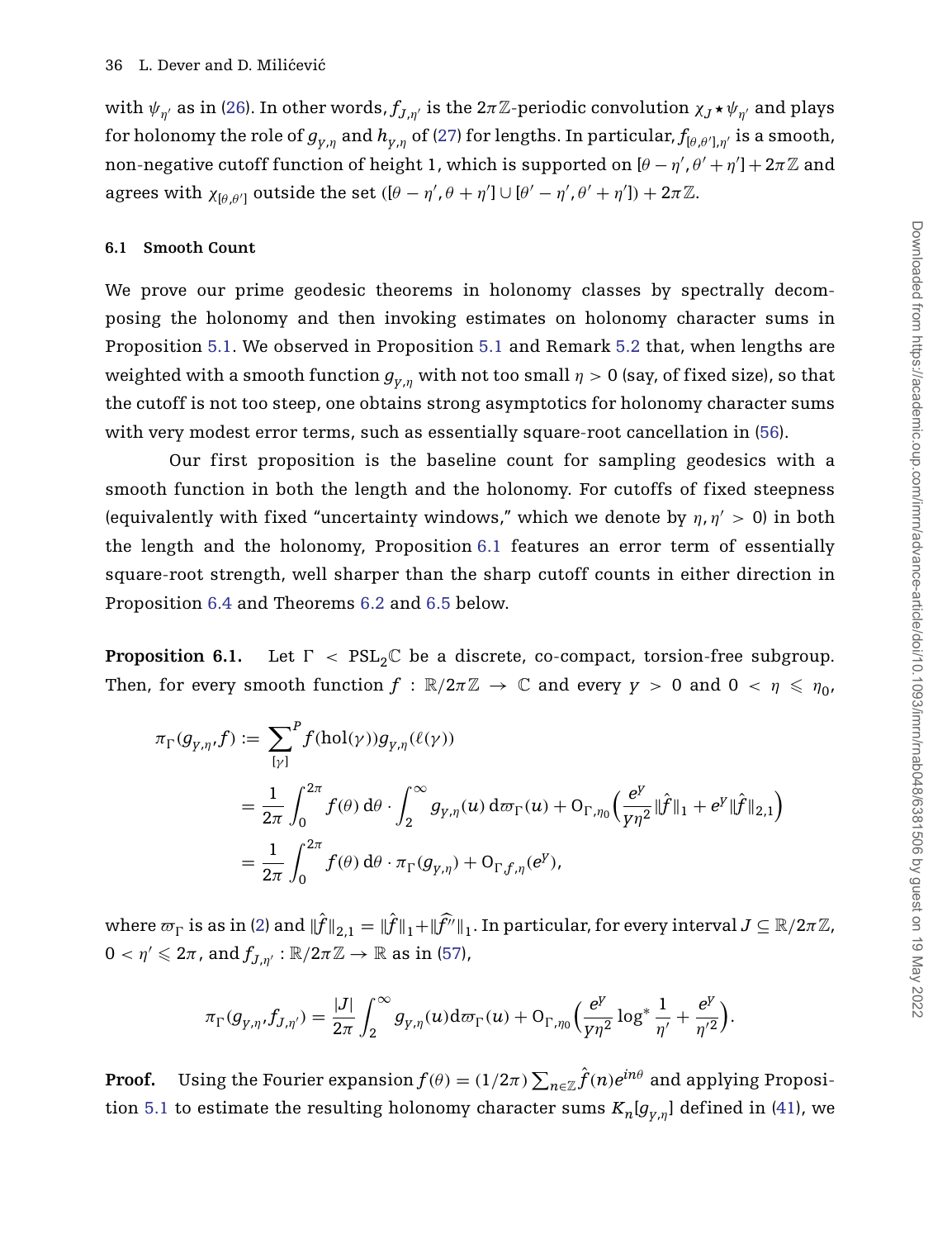with $\psi_{\eta'}$ as in (26). In other words, $f_{J,\eta'}$ is the $2\pi\mathbb{Z}$-periodic convolution $\chi_J \star \psi_{\eta'}$ and plays for holonomy the role of $g_{Y,\eta}$ and $h_{Y,\eta}$ of (27) for lengths. In particular, $f_{[\theta,\theta'],\eta'}$ is a smooth, non-negative cutoff function of height 1, which is supported on $[\theta-\eta', \theta'+\eta'] + 2\pi\mathbb{Z}$ and agrees with $\chi_{[\theta,\theta']}$ outside the set $([\theta-\eta',\theta+\eta'] \cup [\theta'-\eta',\theta'+\eta']) + 2\pi\mathbb{Z}$.

### 6.1 Smooth Count

We prove our prime geodesic theorems in holonomy classes by spectrally decomposing the holonomy and then invoking estimates on holonomy character sums in Proposition 5.1. We observed in Proposition 5.1 and Remark 5.2 that, when lengths are weighted with a smooth function $g_{Y,\eta}$ with not too small $\eta > 0$ (say, of fixed size), so that the cutoff is not too steep, one obtains strong asymptotics for holonomy character sums with very modest error terms, such as essentially square-root cancellation in (56).

Our first proposition is the baseline count for sampling geodesics with a smooth function in both the length and the holonomy. For cutoffs of fixed steepness (equivalently with fixed "uncertainty windows," which we denote by $\eta, \eta' > 0$) in both the length and the holonomy, Proposition 6.1 features an error term of essentially square-root strength, well sharper than the sharp cutoff counts in either direction in Proposition 6.4 and Theorems 6.2 and 6.5 below.

**Proposition 6.1.** Let $\Gamma < \mathrm{PSL}_2\mathbb{C}$ be a discrete, co-compact, torsion-free subgroup. Then, for every smooth function $f : \mathbb{R}/2\pi\mathbb{Z} \to \mathbb{C}$ and every $Y > 0$ and $0 < \eta \leqslant \eta_0$,

$$
\begin{aligned}
\pi_\Gamma(g_{Y,\eta}, f) &:= \sum_{[\gamma]}^{P} f(\mathrm{hol}(\gamma)) g_{Y,\eta}(\ell(\gamma)) \\
&= \frac{1}{2\pi}\int_0^{2\pi} f(\theta)\,\mathrm{d}\theta \cdot \int_2^\infty g_{Y,\eta}(u)\,\mathrm{d}\varpi_\Gamma(u) + \mathrm{O}_{\Gamma,\eta_0}\Big(\frac{e^Y}{Y\eta^2}\|\hat{f}\|_1 + e^Y\|\hat{f}\|_{2,1}\Big) \\
&= \frac{1}{2\pi}\int_0^{2\pi} f(\theta)\,\mathrm{d}\theta \cdot \pi_\Gamma(g_{Y,\eta}) + \mathrm{O}_{\Gamma,f,\eta}(e^Y),
\end{aligned}
$$

where $\varpi_\Gamma$ is as in (2) and $\|\hat{f}\|_{2,1} = \|\hat{f}\|_1 + \|\widehat{f''}\|_1$. In particular, for every interval $J \subseteq \mathbb{R}/2\pi\mathbb{Z}$, $0 < \eta' \leqslant 2\pi$, and $f_{J,\eta'} : \mathbb{R}/2\pi\mathbb{Z} \to \mathbb{R}$ as in (57),

$$
\pi_\Gamma(g_{Y,\eta}, f_{J,\eta'}) = \frac{|J|}{2\pi}\int_2^\infty g_{Y,\eta}(u)\mathrm{d}\varpi_\Gamma(u) + \mathrm{O}_{\Gamma,\eta_0}\Big(\frac{e^Y}{Y\eta^2}\log^*\frac{1}{\eta'} + \frac{e^Y}{\eta'^2}\Big).
$$

**Proof.** Using the Fourier expansion $f(\theta) = (1/2\pi)\sum_{n\in\mathbb{Z}}\hat{f}(n)e^{in\theta}$ and applying Proposition 5.1 to estimate the resulting holonomy character sums $K_n[g_{Y,\eta}]$ defined in (41), we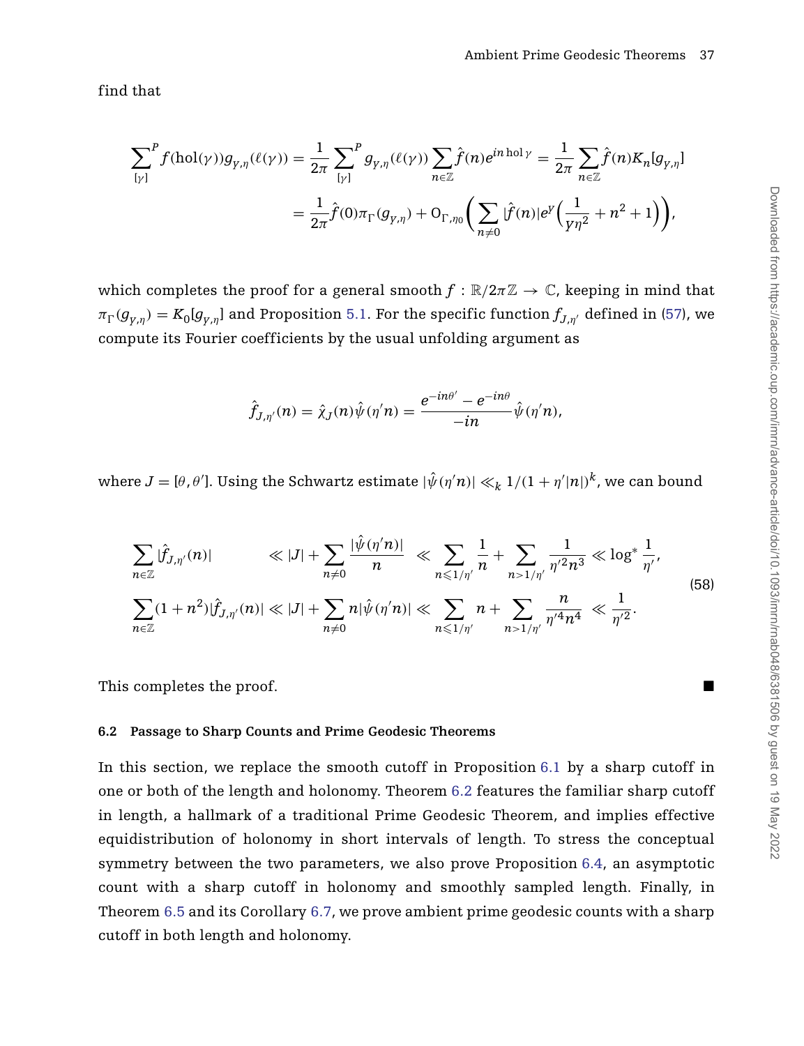find that

$$\sum_{[\gamma]}^{P} f(\mathrm{hol}(\gamma)) g_{Y,\eta}(\ell(\gamma)) = \frac{1}{2\pi} \sum_{[\gamma]}^{P} g_{Y,\eta}(\ell(\gamma)) \sum_{n\in\mathbb{Z}} \hat{f}(n) e^{in\,\mathrm{hol}\,\gamma} = \frac{1}{2\pi} \sum_{n\in\mathbb{Z}} \hat{f}(n) K_n[g_{Y,\eta}]$$

$$= \frac{1}{2\pi} \hat{f}(0) \pi_\Gamma(g_{Y,\eta}) + \mathrm{O}_{\Gamma,\eta_0}\bigg( \sum_{n\neq 0} |\hat{f}(n)| e^Y \Big( \frac{1}{Y\eta^2} + n^2 + 1 \Big) \bigg),$$

which completes the proof for a general smooth $f : \mathbb{R}/2\pi\mathbb{Z} \to \mathbb{C}$, keeping in mind that $\pi_\Gamma(g_{Y,\eta}) = K_0[g_{Y,\eta}]$ and Proposition 5.1. For the specific function $f_{J,\eta'}$ defined in (57), we compute its Fourier coefficients by the usual unfolding argument as

$$\hat{f}_{J,\eta'}(n) = \hat{\chi}_J(n) \hat{\psi}(\eta' n) = \frac{e^{-in\theta'} - e^{-in\theta}}{-in} \hat{\psi}(\eta' n),$$

where $J = [\theta, \theta']$. Using the Schwartz estimate $|\hat{\psi}(\eta' n)| \ll_k 1/(1 + \eta'|n|)^k$, we can bound

$$\begin{aligned}
\sum_{n\in\mathbb{Z}} |\hat{f}_{J,\eta'}(n)| \quad &\ll |J| + \sum_{n\neq 0} \frac{|\hat{\psi}(\eta' n)|}{n} \ll \sum_{n\leqslant 1/\eta'} \frac{1}{n} + \sum_{n>1/\eta'} \frac{1}{\eta'^2 n^3} \ll \log^* \frac{1}{\eta'}, \\
\sum_{n\in\mathbb{Z}} (1+n^2) |\hat{f}_{J,\eta'}(n)| &\ll |J| + \sum_{n\neq 0} n |\hat{\psi}(\eta' n)| \ll \sum_{n\leqslant 1/\eta'} n + \sum_{n>1/\eta'} \frac{n}{\eta'^4 n^4} \ll \frac{1}{\eta'^2}.
\end{aligned} \tag{58}$$

This completes the proof. ■

### 6.2 Passage to Sharp Counts and Prime Geodesic Theorems

In this section, we replace the smooth cutoff in Proposition 6.1 by a sharp cutoff in one or both of the length and holonomy. Theorem 6.2 features the familiar sharp cutoff in length, a hallmark of a traditional Prime Geodesic Theorem, and implies effective equidistribution of holonomy in short intervals of length. To stress the conceptual symmetry between the two parameters, we also prove Proposition 6.4, an asymptotic count with a sharp cutoff in holonomy and smoothly sampled length. Finally, in Theorem 6.5 and its Corollary 6.7, we prove ambient prime geodesic counts with a sharp cutoff in both length and holonomy.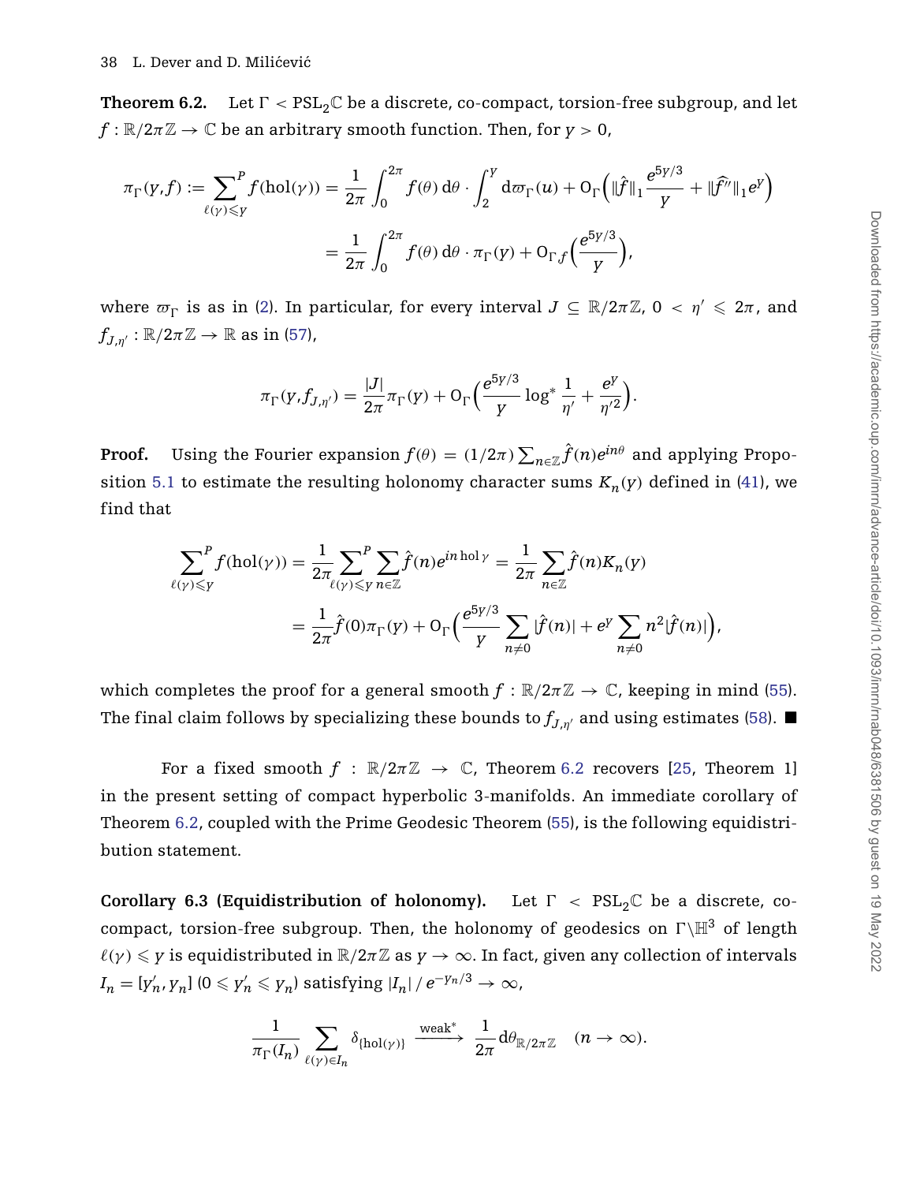**Theorem 6.2.** Let $\Gamma < \mathrm{PSL}_2\mathbb{C}$ be a discrete, co-compact, torsion-free subgroup, and let $f : \mathbb{R}/2\pi\mathbb{Z} \to \mathbb{C}$ be an arbitrary smooth function. Then, for $y > 0$,

$$\pi_\Gamma(y,f) := \sum_{\ell(\gamma)\leqslant y}^{P} f(\mathrm{hol}(\gamma)) = \frac{1}{2\pi}\int_0^{2\pi} f(\theta)\,\mathrm{d}\theta \cdot \int_2^y \mathrm{d}\varpi_\Gamma(u) + \mathrm{O}_\Gamma\Big(\|\hat{f}\|_1\frac{e^{5y/3}}{y} + \|\widehat{f''}\|_1 e^y\Big)$$

$$= \frac{1}{2\pi}\int_0^{2\pi} f(\theta)\,\mathrm{d}\theta \cdot \pi_\Gamma(y) + \mathrm{O}_{\Gamma,f}\Big(\frac{e^{5y/3}}{y}\Big),$$

where $\varpi_\Gamma$ is as in (2). In particular, for every interval $J \subseteq \mathbb{R}/2\pi\mathbb{Z}$, $0 < \eta' \leqslant 2\pi$, and $f_{J,\eta'} : \mathbb{R}/2\pi\mathbb{Z} \to \mathbb{R}$ as in (57),

$$\pi_\Gamma(y, f_{J,\eta'}) = \frac{|J|}{2\pi}\pi_\Gamma(y) + \mathrm{O}_\Gamma\Big(\frac{e^{5y/3}}{y}\log^*\frac{1}{\eta'} + \frac{e^y}{\eta'^2}\Big).$$

**Proof.** Using the Fourier expansion $f(\theta) = (1/2\pi)\sum_{n\in\mathbb{Z}}\hat{f}(n)e^{in\theta}$ and applying Proposition 5.1 to estimate the resulting holonomy character sums $K_n(y)$ defined in (41), we find that

$$\sum_{\ell(\gamma)\leqslant y}^{P} f(\mathrm{hol}(\gamma)) = \frac{1}{2\pi}\sum_{\ell(\gamma)\leqslant y}^{P}\sum_{n\in\mathbb{Z}}\hat{f}(n)e^{in\,\mathrm{hol}\,\gamma} = \frac{1}{2\pi}\sum_{n\in\mathbb{Z}}\hat{f}(n)K_n(y)$$

$$= \frac{1}{2\pi}\hat{f}(0)\pi_\Gamma(y) + \mathrm{O}_\Gamma\Big(\frac{e^{5y/3}}{y}\sum_{n\neq 0}|\hat{f}(n)| + e^y\sum_{n\neq 0}n^2|\hat{f}(n)|\Big),$$

which completes the proof for a general smooth $f : \mathbb{R}/2\pi\mathbb{Z} \to \mathbb{C}$, keeping in mind (55). The final claim follows by specializing these bounds to $f_{J,\eta'}$ and using estimates (58). ■

For a fixed smooth $f : \mathbb{R}/2\pi\mathbb{Z} \to \mathbb{C}$, Theorem 6.2 recovers [25, Theorem 1] in the present setting of compact hyperbolic 3-manifolds. An immediate corollary of Theorem 6.2, coupled with the Prime Geodesic Theorem (55), is the following equidistribution statement.

**Corollary 6.3 (Equidistribution of holonomy).** Let $\Gamma < \mathrm{PSL}_2\mathbb{C}$ be a discrete, co-compact, torsion-free subgroup. Then, the holonomy of geodesics on $\Gamma\backslash\mathbb{H}^3$ of length $\ell(\gamma) \leqslant y$ is equidistributed in $\mathbb{R}/2\pi\mathbb{Z}$ as $y \to \infty$. In fact, given any collection of intervals $I_n = [y_n', y_n]$ ($0 \leqslant y_n' \leqslant y_n$) satisfying $|I_n|/e^{-y_n/3} \to \infty$,

$$\frac{1}{\pi_\Gamma(I_n)}\sum_{\ell(\gamma)\in I_n}\delta_{\{\mathrm{hol}(\gamma)\}} \xrightarrow{\text{weak}^*} \frac{1}{2\pi}\mathrm{d}\theta_{\mathbb{R}/2\pi\mathbb{Z}} \quad (n\to\infty).$$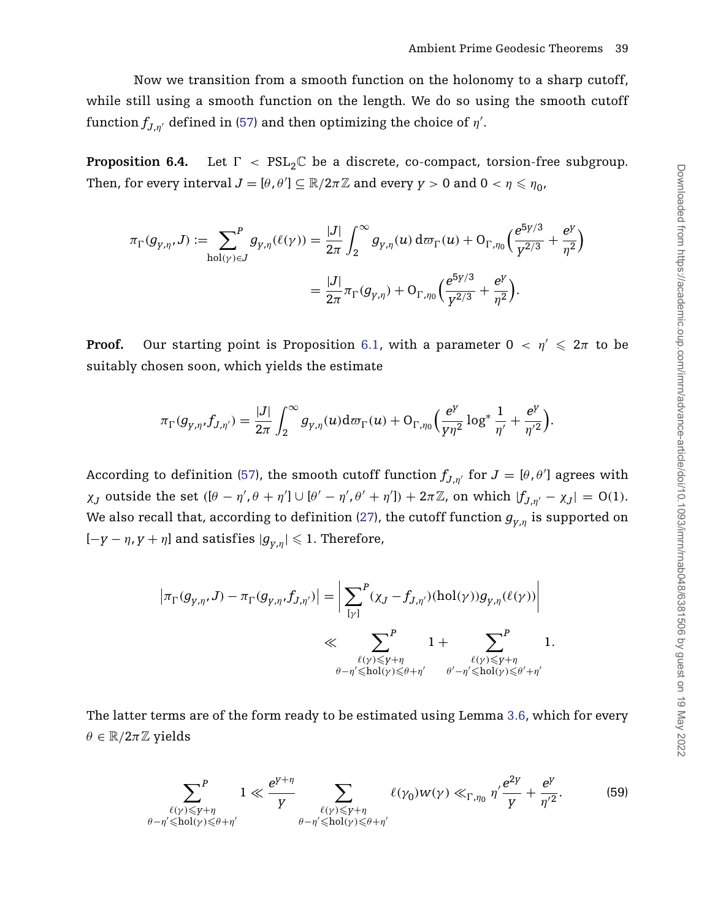Now we transition from a smooth function on the holonomy to a sharp cutoff, while still using a smooth function on the length. We do so using the smooth cutoff function $f_{J,\eta'}$ defined in (57) and then optimizing the choice of $\eta'$.

**Proposition 6.4.** Let $\Gamma < \mathrm{PSL}_2\mathbb{C}$ be a discrete, co-compact, torsion-free subgroup. Then, for every interval $J = [\theta, \theta'] \subseteq \mathbb{R}/2\pi\mathbb{Z}$ and every $Y > 0$ and $0 < \eta \leqslant \eta_0$,

$$
\begin{aligned}
\pi_\Gamma(g_{Y,\eta}, J) := \sum_{\mathrm{hol}(\gamma)\in J}^{P} g_{Y,\eta}(\ell(\gamma)) &= \frac{|J|}{2\pi}\int_2^\infty g_{Y,\eta}(u)\,\mathrm{d}\varpi_\Gamma(u) + \mathrm{O}_{\Gamma,\eta_0}\Big(\frac{e^{5Y/3}}{Y^{2/3}} + \frac{e^Y}{\eta^2}\Big) \\
&= \frac{|J|}{2\pi}\pi_\Gamma(g_{Y,\eta}) + \mathrm{O}_{\Gamma,\eta_0}\Big(\frac{e^{5Y/3}}{Y^{2/3}} + \frac{e^Y}{\eta^2}\Big).
\end{aligned}
$$

**Proof.** Our starting point is Proposition 6.1, with a parameter $0 < \eta' \leqslant 2\pi$ to be suitably chosen soon, which yields the estimate

$$
\pi_\Gamma(g_{Y,\eta}, f_{J,\eta'}) = \frac{|J|}{2\pi}\int_2^\infty g_{Y,\eta}(u)\mathrm{d}\varpi_\Gamma(u) + \mathrm{O}_{\Gamma,\eta_0}\Big(\frac{e^Y}{Y\eta^2}\log^*\frac{1}{\eta'} + \frac{e^Y}{\eta'^2}\Big).
$$

According to definition (57), the smooth cutoff function $f_{J,\eta'}$ for $J = [\theta, \theta']$ agrees with $\chi_J$ outside the set $([\theta - \eta', \theta + \eta'] \cup [\theta' - \eta', \theta' + \eta']) + 2\pi\mathbb{Z}$, on which $|f_{J,\eta'} - \chi_J| = \mathrm{O}(1)$. We also recall that, according to definition (27), the cutoff function $g_{Y,\eta}$ is supported on $[-Y-\eta, Y+\eta]$ and satisfies $|g_{Y,\eta}| \leqslant 1$. Therefore,

$$
\begin{aligned}
\left|\pi_\Gamma(g_{Y,\eta}, J) - \pi_\Gamma(g_{Y,\eta}, f_{J,\eta'})\right| &= \left|\sum_{[\gamma]}^{P}(\chi_J - f_{J,\eta'})(\mathrm{hol}(\gamma))g_{Y,\eta}(\ell(\gamma))\right| \\
&\ll \sum_{\substack{\ell(\gamma)\leqslant Y+\eta \\ \theta-\eta'\leqslant\mathrm{hol}(\gamma)\leqslant\theta+\eta'}}^{P} 1 + \sum_{\substack{\ell(\gamma)\leqslant Y+\eta \\ \theta'-\eta'\leqslant\mathrm{hol}(\gamma)\leqslant\theta'+\eta'}}^{P} 1.
\end{aligned}
$$

The latter terms are of the form ready to be estimated using Lemma 3.6, which for every $\theta \in \mathbb{R}/2\pi\mathbb{Z}$ yields

$$
\sum_{\substack{\ell(\gamma)\leqslant Y+\eta \\ \theta-\eta'\leqslant\mathrm{hol}(\gamma)\leqslant\theta+\eta'}}^{P} 1 \ll \frac{e^{Y+\eta}}{Y}\sum_{\substack{\ell(\gamma)\leqslant Y+\eta \\ \theta-\eta'\leqslant\mathrm{hol}(\gamma)\leqslant\theta+\eta'}} \ell(\gamma_0)w(\gamma) \ll_{\Gamma,\eta_0} \eta'\frac{e^{2Y}}{Y} + \frac{e^Y}{\eta'^2}. \tag{59}
$$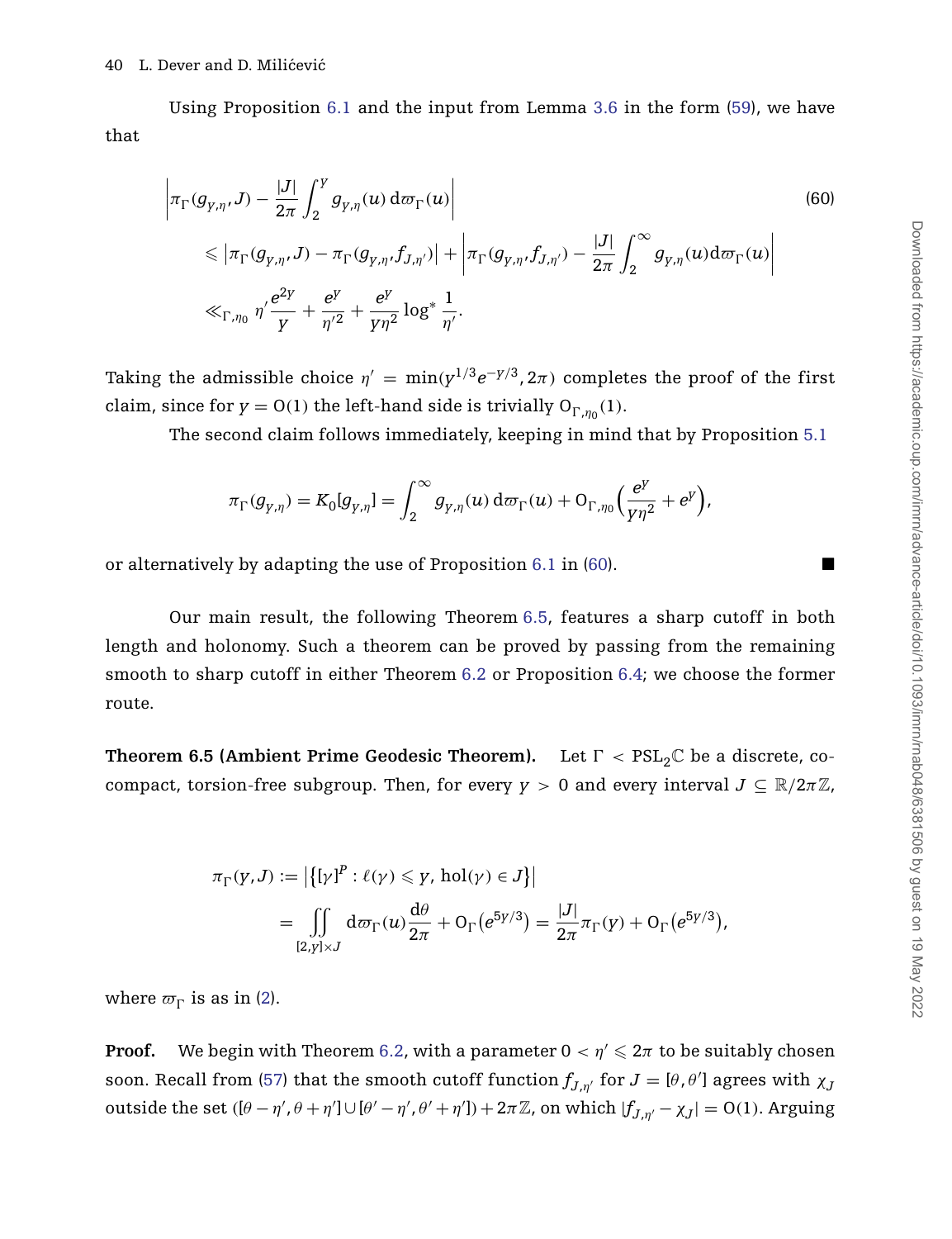Using Proposition 6.1 and the input from Lemma 3.6 in the form (59), we have that

$$
\begin{aligned}
&\left|\pi_\Gamma(g_{y,\eta}, J) - \frac{|J|}{2\pi}\int_2^y g_{y,\eta}(u)\,\mathrm{d}\varpi_\Gamma(u)\right| \qquad (60)\\
&\leqslant \left|\pi_\Gamma(g_{y,\eta}, J) - \pi_\Gamma(g_{y,\eta}, f_{J,\eta'})\right| + \left|\pi_\Gamma(g_{y,\eta}, f_{J,\eta'}) - \frac{|J|}{2\pi}\int_2^\infty g_{y,\eta}(u)\mathrm{d}\varpi_\Gamma(u)\right|\\
&\ll_{\Gamma,\eta_0} \eta'\frac{e^{2y}}{y} + \frac{e^y}{\eta'^2} + \frac{e^y}{y\eta^2}\log^*\frac{1}{\eta'}.
\end{aligned}
$$

Taking the admissible choice $\eta' = \min(y^{1/3}e^{-y/3}, 2\pi)$ completes the proof of the first claim, since for $y = \mathrm{O}(1)$ the left-hand side is trivially $\mathrm{O}_{\Gamma,\eta_0}(1)$.

The second claim follows immediately, keeping in mind that by Proposition 5.1

$$
\pi_\Gamma(g_{y,\eta}) = K_0[g_{y,\eta}] = \int_2^\infty g_{y,\eta}(u)\,\mathrm{d}\varpi_\Gamma(u) + \mathrm{O}_{\Gamma,\eta_0}\Big(\frac{e^y}{y\eta^2} + e^y\Big),
$$

or alternatively by adapting the use of Proposition 6.1 in (60). ■

Our main result, the following Theorem 6.5, features a sharp cutoff in both length and holonomy. Such a theorem can be proved by passing from the remaining smooth to sharp cutoff in either Theorem 6.2 or Proposition 6.4; we choose the former route.

**Theorem 6.5 (Ambient Prime Geodesic Theorem).** Let $\Gamma < \mathrm{PSL}_2\mathbb{C}$ be a discrete, co-compact, torsion-free subgroup. Then, for every $y > 0$ and every interval $J \subseteq \mathbb{R}/2\pi\mathbb{Z}$,

$$
\begin{aligned}
\pi_\Gamma(y, J) &:= \left|\left\{[\gamma]^P : \ell(\gamma) \leqslant y,\ \mathrm{hol}(\gamma) \in J\right\}\right|\\
&= \iint\limits_{[2,y]\times J} \mathrm{d}\varpi_\Gamma(u)\frac{\mathrm{d}\theta}{2\pi} + \mathrm{O}_\Gamma\big(e^{5y/3}\big) = \frac{|J|}{2\pi}\pi_\Gamma(y) + \mathrm{O}_\Gamma\big(e^{5y/3}\big),
\end{aligned}
$$

where $\varpi_\Gamma$ is as in (2).

**Proof.** We begin with Theorem 6.2, with a parameter $0 < \eta' \leqslant 2\pi$ to be suitably chosen soon. Recall from (57) that the smooth cutoff function $f_{J,\eta'}$ for $J = [\theta, \theta']$ agrees with $\chi_J$ outside the set $([\theta - \eta', \theta + \eta'] \cup [\theta' - \eta', \theta' + \eta']) + 2\pi\mathbb{Z}$, on which $|f_{J,\eta'} - \chi_J| = \mathrm{O}(1)$. Arguing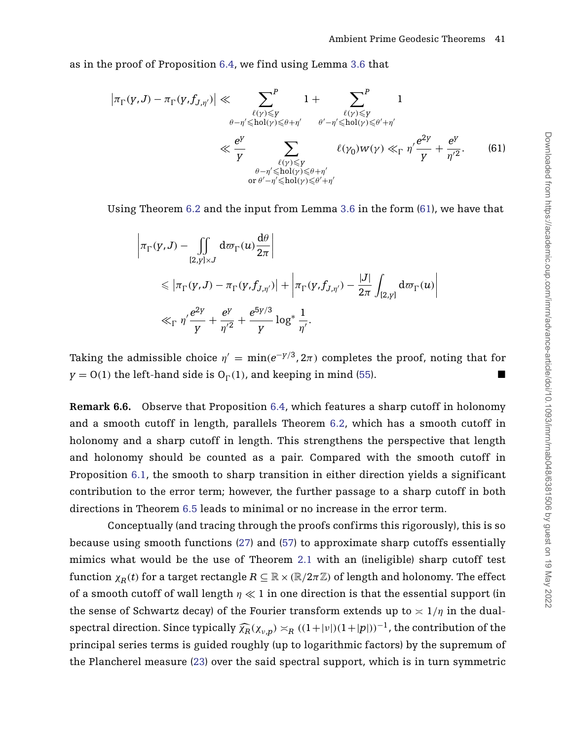as in the proof of Proposition 6.4, we find using Lemma 3.6 that

$$\left|\pi_\Gamma(y,J) - \pi_\Gamma(y, f_{J,\eta'})\right| \ll \sum_{\substack{\ell(\gamma)\leqslant y \\ \theta-\eta'\leqslant \mathrm{hol}(\gamma)\leqslant \theta+\eta'}}^{P} 1 + \sum_{\substack{\ell(\gamma)\leqslant y \\ \theta'-\eta'\leqslant \mathrm{hol}(\gamma)\leqslant \theta'+\eta'}}^{P} 1$$

$$\ll \frac{e^y}{y} \sum_{\substack{\ell(\gamma)\leqslant y \\ \theta-\eta'\leqslant \mathrm{hol}(\gamma)\leqslant \theta+\eta' \\ \text{or } \theta'-\eta'\leqslant \mathrm{hol}(\gamma)\leqslant \theta'+\eta'}} \ell(\gamma_0) w(\gamma) \ll_\Gamma \eta' \frac{e^{2y}}{y} + \frac{e^y}{\eta'^2}. \tag{61}$$

Using Theorem 6.2 and the input from Lemma 3.6 in the form (61), we have that

$$\left|\pi_\Gamma(y,J) - \iint\limits_{[2,y]\times J} \mathrm{d}\varpi_\Gamma(u) \frac{\mathrm{d}\theta}{2\pi}\right|$$

$$\leqslant \left|\pi_\Gamma(y,J) - \pi_\Gamma(y, f_{J,\eta'})\right| + \left|\pi_\Gamma(y, f_{J,\eta'}) - \frac{|J|}{2\pi} \int_{[2,y]} \mathrm{d}\varpi_\Gamma(u)\right|$$

$$\ll_\Gamma \eta' \frac{e^{2y}}{y} + \frac{e^y}{\eta'^2} + \frac{e^{5y/3}}{y} \log^* \frac{1}{\eta'}.$$

Taking the admissible choice $\eta' = \min(e^{-y/3}, 2\pi)$ completes the proof, noting that for $y = \mathrm{O}(1)$ the left-hand side is $\mathrm{O}_\Gamma(1)$, and keeping in mind (55). ■

**Remark 6.6.** Observe that Proposition 6.4, which features a sharp cutoff in holonomy and a smooth cutoff in length, parallels Theorem 6.2, which has a smooth cutoff in holonomy and a sharp cutoff in length. This strengthens the perspective that length and holonomy should be counted as a pair. Compared with the smooth cutoff in Proposition 6.1, the smooth to sharp transition in either direction yields a significant contribution to the error term; however, the further passage to a sharp cutoff in both directions in Theorem 6.5 leads to minimal or no increase in the error term.

Conceptually (and tracing through the proofs confirms this rigorously), this is so because using smooth functions (27) and (57) to approximate sharp cutoffs essentially mimics what would be the use of Theorem 2.1 with an (ineligible) sharp cutoff test function $\chi_R(t)$ for a target rectangle $R \subseteq \mathbb{R} \times (\mathbb{R}/2\pi\mathbb{Z})$ of length and holonomy. The effect of a smooth cutoff of wall length $\eta \ll 1$ in one direction is that the essential support (in the sense of Schwartz decay) of the Fourier transform extends up to $\asymp 1/\eta$ in the dual-spectral direction. Since typically $\widehat{\chi_R}(\chi_{\nu,p}) \asymp_R ((1+|\nu|)(1+|p|))^{-1}$, the contribution of the principal series terms is guided roughly (up to logarithmic factors) by the supremum of the Plancherel measure (23) over the said spectral support, which is in turn symmetric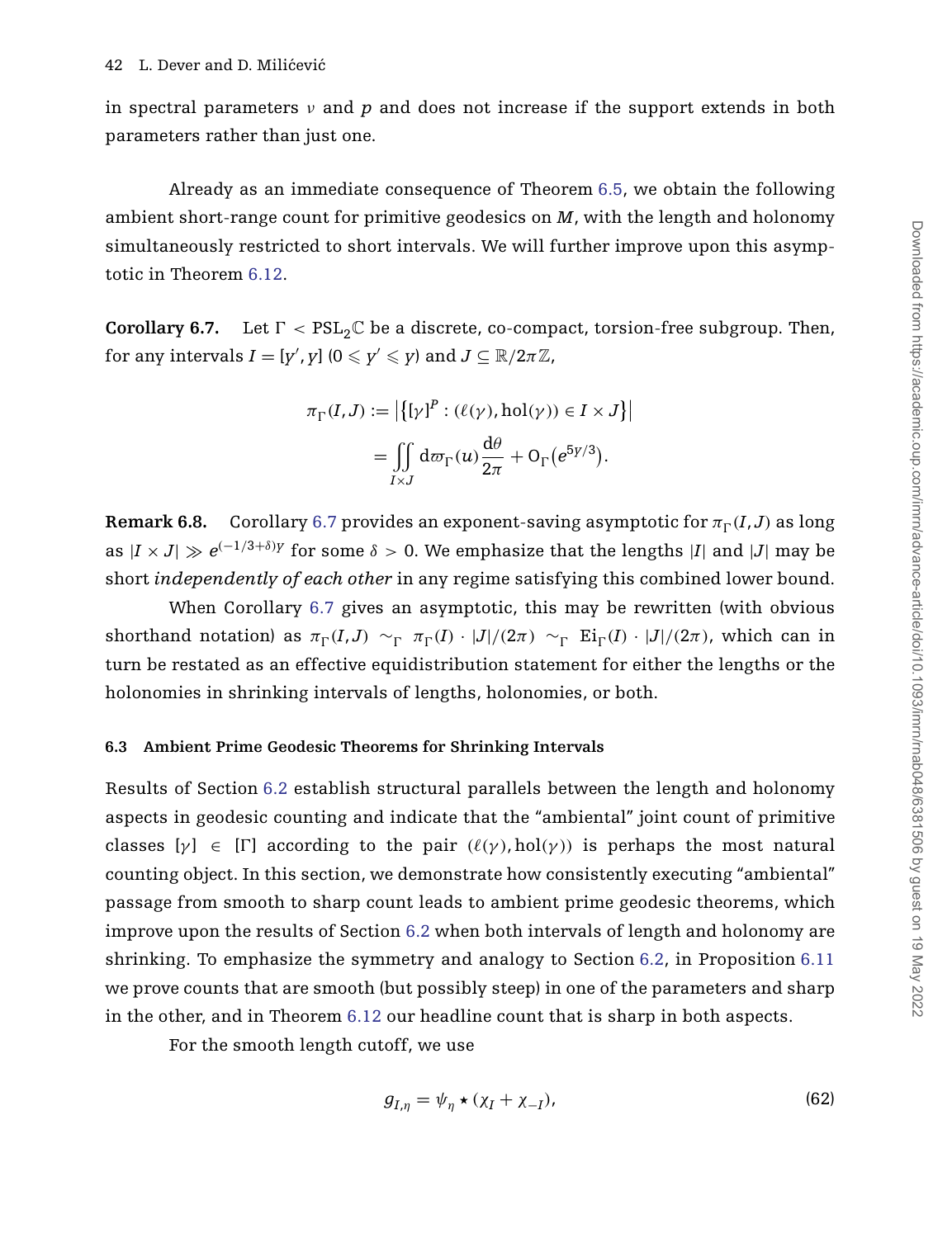in spectral parameters $\nu$ and $p$ and does not increase if the support extends in both parameters rather than just one.

Already as an immediate consequence of Theorem 6.5, we obtain the following ambient short-range count for primitive geodesics on $M$, with the length and holonomy simultaneously restricted to short intervals. We will further improve upon this asymptotic in Theorem 6.12.

**Corollary 6.7.** Let $\Gamma < \mathrm{PSL}_2\mathbb{C}$ be a discrete, co-compact, torsion-free subgroup. Then, for any intervals $I = [y', y]$ $(0 \leqslant y' \leqslant y)$ and $J \subseteq \mathbb{R}/2\pi\mathbb{Z}$,

$$\pi_\Gamma(I, J) := \left|\left\{[\gamma]^P : (\ell(\gamma), \mathrm{hol}(\gamma)) \in I \times J\right\}\right|$$
$$= \iint_{I\times J} \mathrm{d}\varpi_\Gamma(u) \frac{\mathrm{d}\theta}{2\pi} + \mathrm{O}_\Gamma\big(e^{5y/3}\big).$$

**Remark 6.8.** Corollary 6.7 provides an exponent-saving asymptotic for $\pi_\Gamma(I, J)$ as long as $|I \times J| \gg e^{(-1/3+\delta)y}$ for some $\delta > 0$. We emphasize that the lengths $|I|$ and $|J|$ may be short *independently of each other* in any regime satisfying this combined lower bound.

When Corollary 6.7 gives an asymptotic, this may be rewritten (with obvious shorthand notation) as $\pi_\Gamma(I, J) \sim_\Gamma \pi_\Gamma(I) \cdot |J|/(2\pi) \sim_\Gamma \mathrm{Ei}_\Gamma(I) \cdot |J|/(2\pi)$, which can in turn be restated as an effective equidistribution statement for either the lengths or the holonomies in shrinking intervals of lengths, holonomies, or both.

### 6.3 Ambient Prime Geodesic Theorems for Shrinking Intervals

Results of Section 6.2 establish structural parallels between the length and holonomy aspects in geodesic counting and indicate that the "ambiental" joint count of primitive classes $[\gamma] \in [\Gamma]$ according to the pair $(\ell(\gamma), \mathrm{hol}(\gamma))$ is perhaps the most natural counting object. In this section, we demonstrate how consistently executing "ambiental" passage from smooth to sharp count leads to ambient prime geodesic theorems, which improve upon the results of Section 6.2 when both intervals of length and holonomy are shrinking. To emphasize the symmetry and analogy to Section 6.2, in Proposition 6.11 we prove counts that are smooth (but possibly steep) in one of the parameters and sharp in the other, and in Theorem 6.12 our headline count that is sharp in both aspects.

For the smooth length cutoff, we use

$$g_{I,\eta} = \psi_\eta \star (\chi_I + \chi_{-I}), \tag{62}$$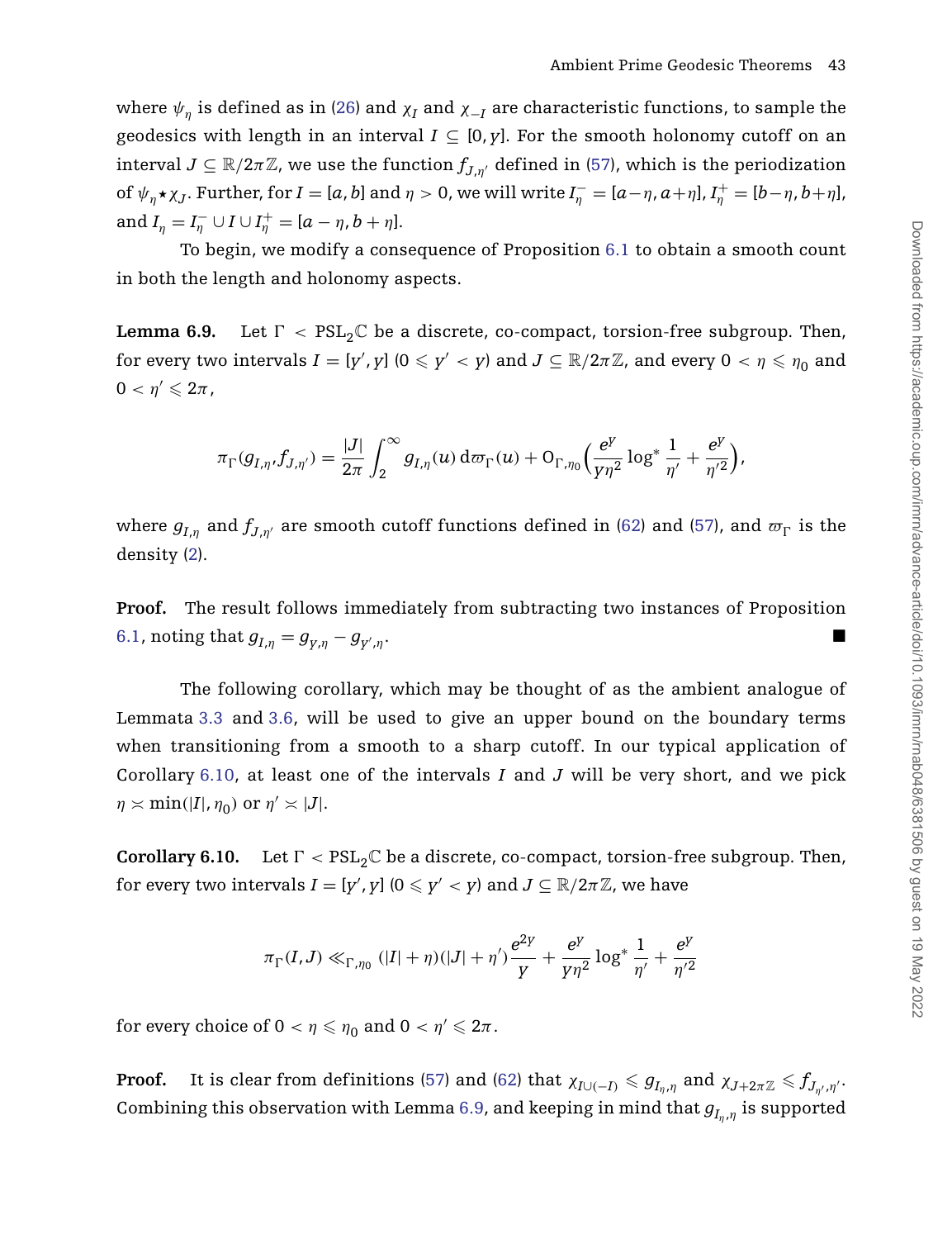where $\psi_\eta$ is defined as in (26) and $\chi_I$ and $\chi_{-I}$ are characteristic functions, to sample the geodesics with length in an interval $I \subseteq [0, y]$. For the smooth holonomy cutoff on an interval $J \subseteq \mathbb{R}/2\pi\mathbb{Z}$, we use the function $f_{J,\eta'}$ defined in (57), which is the periodization of $\psi_\eta \star \chi_J$. Further, for $I = [a, b]$ and $\eta > 0$, we will write $I_\eta^- = [a-\eta, a+\eta]$, $I_\eta^+ = [b-\eta, b+\eta]$, and $I_\eta = I_\eta^- \cup I \cup I_\eta^+ = [a-\eta, b+\eta]$.

To begin, we modify a consequence of Proposition 6.1 to obtain a smooth count in both the length and holonomy aspects.

**Lemma 6.9.** Let $\Gamma < \mathrm{PSL}_2\mathbb{C}$ be a discrete, co-compact, torsion-free subgroup. Then, for every two intervals $I = [y', y]$ $(0 \leqslant y' < y)$ and $J \subseteq \mathbb{R}/2\pi\mathbb{Z}$, and every $0 < \eta \leqslant \eta_0$ and $0 < \eta' \leqslant 2\pi$,

$$\pi_\Gamma(g_{I,\eta}, f_{J,\eta'}) = \frac{|J|}{2\pi} \int_2^\infty g_{I,\eta}(u)\, \mathrm{d}\varpi_\Gamma(u) + \mathrm{O}_{\Gamma,\eta_0}\Big(\frac{e^y}{y\eta^2} \log^* \frac{1}{\eta'} + \frac{e^y}{\eta'^2}\Big),$$

where $g_{I,\eta}$ and $f_{J,\eta'}$ are smooth cutoff functions defined in (62) and (57), and $\varpi_\Gamma$ is the density (2).

**Proof.** The result follows immediately from subtracting two instances of Proposition 6.1, noting that $g_{I,\eta} = g_{y,\eta} - g_{y',\eta}$. ■

The following corollary, which may be thought of as the ambient analogue of Lemmata 3.3 and 3.6, will be used to give an upper bound on the boundary terms when transitioning from a smooth to a sharp cutoff. In our typical application of Corollary 6.10, at least one of the intervals $I$ and $J$ will be very short, and we pick $\eta \asymp \min(|I|, \eta_0)$ or $\eta' \asymp |J|$.

**Corollary 6.10.** Let $\Gamma < \mathrm{PSL}_2\mathbb{C}$ be a discrete, co-compact, torsion-free subgroup. Then, for every two intervals $I = [y', y]$ $(0 \leqslant y' < y)$ and $J \subseteq \mathbb{R}/2\pi\mathbb{Z}$, we have

$$\pi_\Gamma(I, J) \ll_{\Gamma,\eta_0} (|I| + \eta)(|J| + \eta')\frac{e^{2y}}{y} + \frac{e^y}{y\eta^2} \log^* \frac{1}{\eta'} + \frac{e^y}{\eta'^2}$$

for every choice of $0 < \eta \leqslant \eta_0$ and $0 < \eta' \leqslant 2\pi$.

**Proof.** It is clear from definitions (57) and (62) that $\chi_{I\cup(-I)} \leqslant g_{I_\eta,\eta}$ and $\chi_{J+2\pi\mathbb{Z}} \leqslant f_{J_{\eta'},\eta'}$. Combining this observation with Lemma 6.9, and keeping in mind that $g_{I_\eta,\eta}$ is supported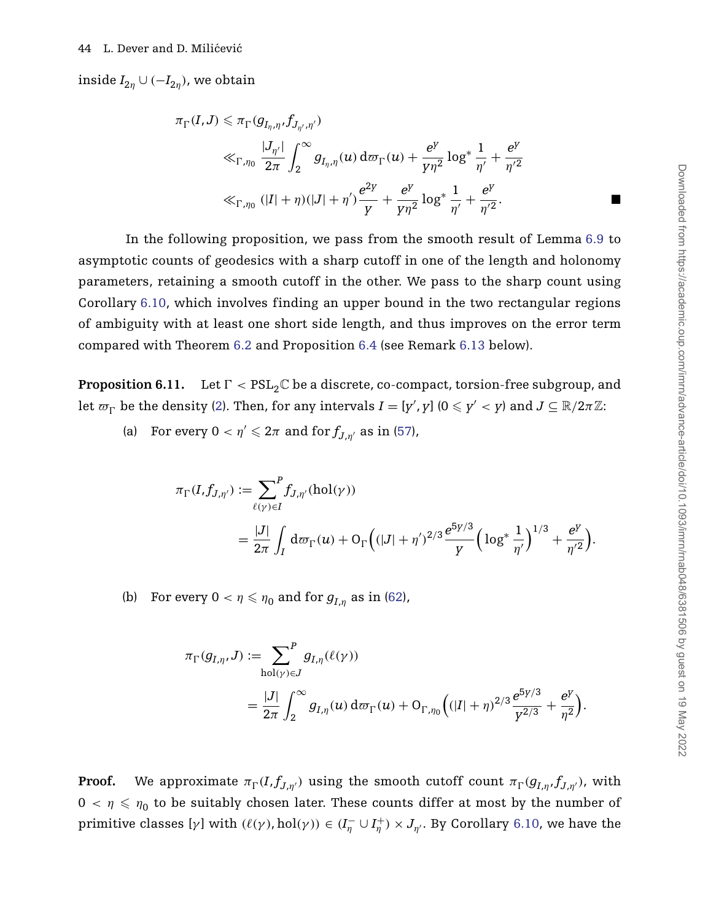inside $I_{2\eta} \cup (-I_{2\eta})$, we obtain

$$
\begin{aligned}
\pi_\Gamma(I, J) &\leqslant \pi_\Gamma(g_{I_\eta,\eta}, f_{J_{\eta'},\eta'}) \\
&\ll_{\Gamma,\eta_0} \frac{|J_{\eta'}|}{2\pi} \int_2^\infty g_{I_\eta,\eta}(u)\, \mathrm{d}\varpi_\Gamma(u) + \frac{e^y}{y\eta^2} \log^* \frac{1}{\eta'} + \frac{e^y}{\eta'^2} \\
&\ll_{\Gamma,\eta_0} (|I| + \eta)(|J| + \eta') \frac{e^{2y}}{y} + \frac{e^y}{y\eta^2} \log^* \frac{1}{\eta'} + \frac{e^y}{\eta'^2}. \qquad \blacksquare
\end{aligned}
$$

In the following proposition, we pass from the smooth result of Lemma 6.9 to asymptotic counts of geodesics with a sharp cutoff in one of the length and holonomy parameters, retaining a smooth cutoff in the other. We pass to the sharp count using Corollary 6.10, which involves finding an upper bound in the two rectangular regions of ambiguity with at least one short side length, and thus improves on the error term compared with Theorem 6.2 and Proposition 6.4 (see Remark 6.13 below).

**Proposition 6.11.** Let $\Gamma < \mathrm{PSL}_2\mathbb{C}$ be a discrete, co-compact, torsion-free subgroup, and let $\varpi_\Gamma$ be the density (2). Then, for any intervals $I = [y', y]$ $(0 \leqslant y' < y)$ and $J \subseteq \mathbb{R}/2\pi\mathbb{Z}$:

(a) For every $0 < \eta' \leqslant 2\pi$ and for $f_{J,\eta'}$ as in (57),

$$
\begin{aligned}
\pi_\Gamma(I, f_{J,\eta'}) &:= \sum_{\ell(\gamma)\in I}^{P} f_{J,\eta'}(\mathrm{hol}(\gamma)) \\
&= \frac{|J|}{2\pi} \int_I \mathrm{d}\varpi_\Gamma(u) + \mathrm{O}_\Gamma\Big( (|J| + \eta')^{2/3} \frac{e^{5y/3}}{y} \Big( \log^* \frac{1}{\eta'} \Big)^{1/3} + \frac{e^y}{\eta'^2} \Big).
\end{aligned}
$$

(b) For every $0 < \eta \leqslant \eta_0$ and for $g_{I,\eta}$ as in (62),

$$
\begin{aligned}
\pi_\Gamma(g_{I,\eta}, J) &:= \sum_{\mathrm{hol}(\gamma)\in J}^{P} g_{I,\eta}(\ell(\gamma)) \\
&= \frac{|J|}{2\pi} \int_2^\infty g_{I,\eta}(u)\, \mathrm{d}\varpi_\Gamma(u) + \mathrm{O}_{\Gamma,\eta_0}\Big( (|I| + \eta)^{2/3} \frac{e^{5y/3}}{y^{2/3}} + \frac{e^y}{\eta^2} \Big).
\end{aligned}
$$

**Proof.** We approximate $\pi_\Gamma(I, f_{J,\eta'})$ using the smooth cutoff count $\pi_\Gamma(g_{I,\eta}, f_{J,\eta'})$, with $0 < \eta \leqslant \eta_0$ to be suitably chosen later. These counts differ at most by the number of primitive classes $[\gamma]$ with $(\ell(\gamma), \mathrm{hol}(\gamma)) \in (I_\eta^- \cup I_\eta^+) \times J_{\eta'}$. By Corollary 6.10, we have the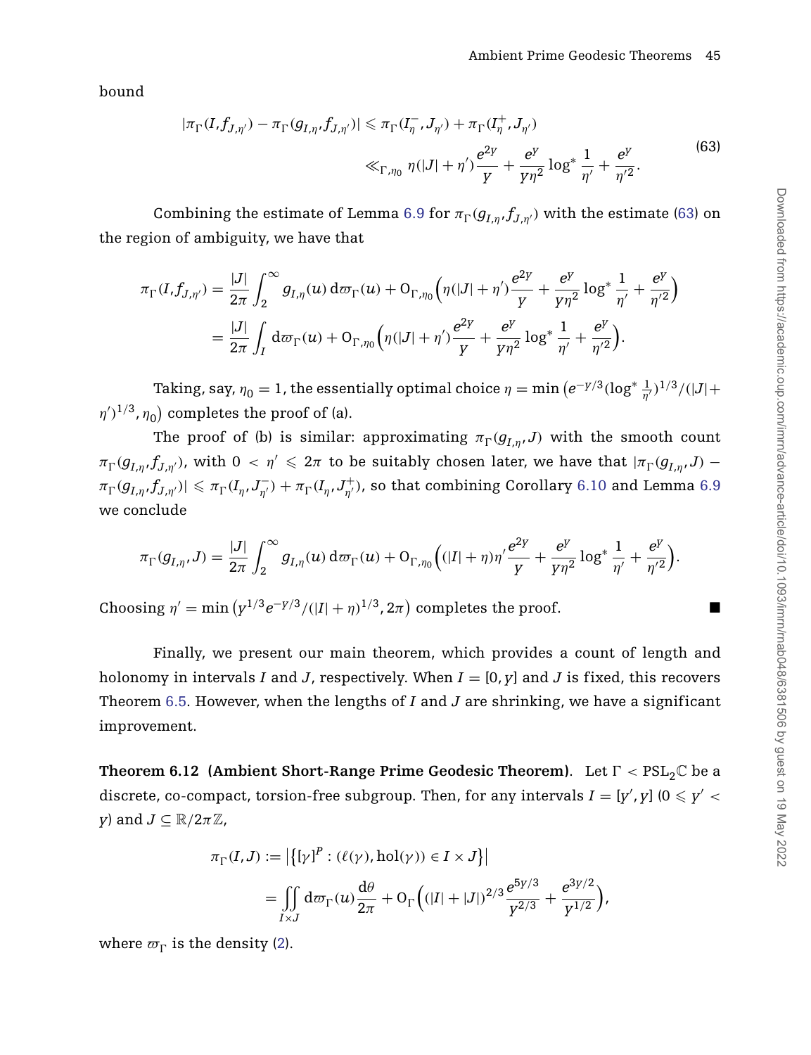bound

$$
\begin{aligned}
|\pi_\Gamma(I,f_{J,\eta'}) - \pi_\Gamma(g_{I,\eta},f_{J,\eta'})| &\leqslant \pi_\Gamma(I_\eta^-,J_{\eta'}) + \pi_\Gamma(I_\eta^+,J_{\eta'}) \\
&\ll_{\Gamma,\eta_0} \eta(|J|+\eta')\frac{e^{2y}}{y} + \frac{e^y}{y\eta^2}\log^*\frac{1}{\eta'} + \frac{e^y}{\eta'^2}.
\end{aligned}
\tag{63}
$$

Combining the estimate of Lemma 6.9 for $\pi_\Gamma(g_{I,\eta},f_{J,\eta'})$ with the estimate (63) on the region of ambiguity, we have that

$$
\begin{aligned}
\pi_\Gamma(I,f_{J,\eta'}) &= \frac{|J|}{2\pi}\int_2^\infty g_{I,\eta}(u)\,\mathrm{d}\varpi_\Gamma(u) + \mathrm{O}_{\Gamma,\eta_0}\Big(\eta(|J|+\eta')\frac{e^{2y}}{y} + \frac{e^y}{y\eta^2}\log^*\frac{1}{\eta'} + \frac{e^y}{\eta'^2}\Big) \\
&= \frac{|J|}{2\pi}\int_I \mathrm{d}\varpi_\Gamma(u) + \mathrm{O}_{\Gamma,\eta_0}\Big(\eta(|J|+\eta')\frac{e^{2y}}{y} + \frac{e^y}{y\eta^2}\log^*\frac{1}{\eta'} + \frac{e^y}{\eta'^2}\Big).
\end{aligned}
$$

Taking, say, $\eta_0 = 1$, the essentially optimal choice $\eta = \min\big(e^{-y/3}(\log^*\frac{1}{\eta'})^{1/3}/(|J|+\eta')^{1/3}, \eta_0\big)$ completes the proof of (a).

The proof of (b) is similar: approximating $\pi_\Gamma(g_{I,\eta},J)$ with the smooth count $\pi_\Gamma(g_{I,\eta},f_{J,\eta'})$, with $0 < \eta' \leqslant 2\pi$ to be suitably chosen later, we have that $|\pi_\Gamma(g_{I,\eta},J) - \pi_\Gamma(g_{I,\eta},f_{J,\eta'})| \leqslant \pi_\Gamma(I_\eta,J_{\eta'}^-) + \pi_\Gamma(I_\eta,J_{\eta'}^+)$, so that combining Corollary 6.10 and Lemma 6.9 we conclude

$$
\pi_\Gamma(g_{I,\eta},J) = \frac{|J|}{2\pi}\int_2^\infty g_{I,\eta}(u)\,\mathrm{d}\varpi_\Gamma(u) + \mathrm{O}_{\Gamma,\eta_0}\Big((|I|+\eta)\eta'\frac{e^{2y}}{y} + \frac{e^y}{y\eta^2}\log^*\frac{1}{\eta'} + \frac{e^y}{\eta'^2}\Big).
$$

Choosing $\eta' = \min\big(y^{1/3}e^{-y/3}/(|I|+\eta)^{1/3}, 2\pi\big)$ completes the proof. ■

Finally, we present our main theorem, which provides a count of length and holonomy in intervals $I$ and $J$, respectively. When $I = [0,y]$ and $J$ is fixed, this recovers Theorem 6.5. However, when the lengths of $I$ and $J$ are shrinking, we have a significant improvement.

**Theorem 6.12 (Ambient Short-Range Prime Geodesic Theorem).** Let $\Gamma < \mathrm{PSL}_2\mathbb{C}$ be a discrete, co-compact, torsion-free subgroup. Then, for any intervals $I = [y',y]$ ($0 \leqslant y' < y$) and $J \subseteq \mathbb{R}/2\pi\mathbb{Z}$,

$$
\begin{aligned}
\pi_\Gamma(I,J) &:= \big|\big\{[\gamma]^P : (\ell(\gamma),\mathrm{hol}(\gamma)) \in I\times J\big\}\big| \\
&= \iint_{I\times J}\mathrm{d}\varpi_\Gamma(u)\frac{\mathrm{d}\theta}{2\pi} + \mathrm{O}_\Gamma\Big((|I|+|J|)^{2/3}\frac{e^{5y/3}}{y^{2/3}} + \frac{e^{3y/2}}{y^{1/2}}\Big),
\end{aligned}
$$

where $\varpi_\Gamma$ is the density (2).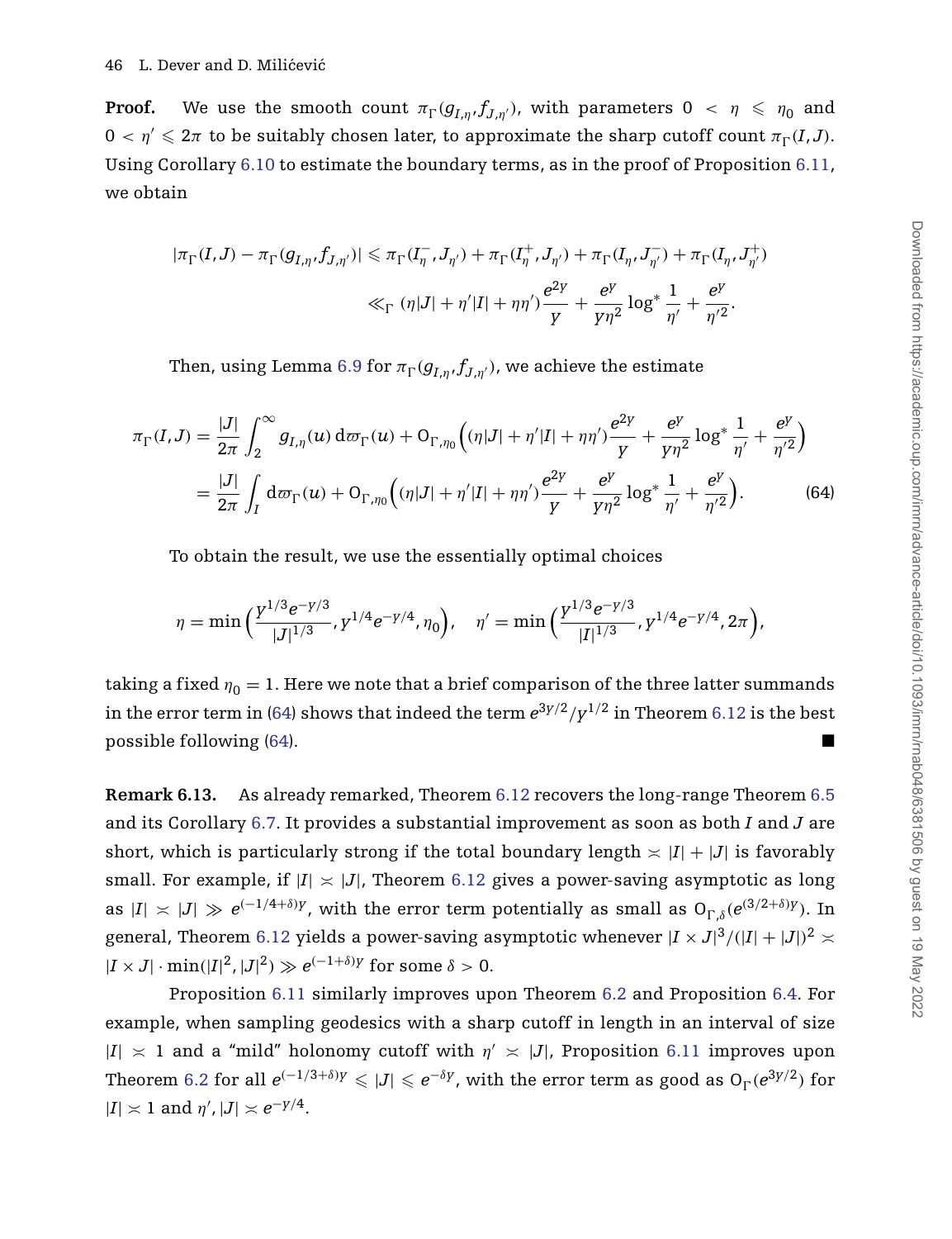**Proof.** We use the smooth count $\pi_\Gamma(g_{I,\eta}, f_{J,\eta'})$, with parameters $0 < \eta \leqslant \eta_0$ and $0 < \eta' \leqslant 2\pi$ to be suitably chosen later, to approximate the sharp cutoff count $\pi_\Gamma(I, J)$. Using Corollary 6.10 to estimate the boundary terms, as in the proof of Proposition 6.11, we obtain

$$
\begin{aligned}
|\pi_\Gamma(I,J) - \pi_\Gamma(g_{I,\eta}, f_{J,\eta'})| &\leqslant \pi_\Gamma(I_\eta^-, J_{\eta'}) + \pi_\Gamma(I_\eta^+, J_{\eta'}) + \pi_\Gamma(I_\eta, J_{\eta'}^-) + \pi_\Gamma(I_\eta, J_{\eta'}^+) \\
&\ll_\Gamma (\eta|J| + \eta'|I| + \eta\eta')\frac{e^{2Y}}{Y} + \frac{e^Y}{Y\eta^2}\log^* \frac{1}{\eta'} + \frac{e^Y}{\eta'^2}.
\end{aligned}
$$

Then, using Lemma 6.9 for $\pi_\Gamma(g_{I,\eta}, f_{J,\eta'})$, we achieve the estimate

$$
\begin{aligned}
\pi_\Gamma(I,J) &= \frac{|J|}{2\pi}\int_2^\infty g_{I,\eta}(u)\,\mathrm{d}\varpi_\Gamma(u) + \mathrm{O}_{\Gamma,\eta_0}\Big((\eta|J| + \eta'|I| + \eta\eta')\frac{e^{2Y}}{Y} + \frac{e^Y}{Y\eta^2}\log^*\frac{1}{\eta'} + \frac{e^Y}{\eta'^2}\Big) \\
&= \frac{|J|}{2\pi}\int_I \mathrm{d}\varpi_\Gamma(u) + \mathrm{O}_{\Gamma,\eta_0}\Big((\eta|J| + \eta'|I| + \eta\eta')\frac{e^{2Y}}{Y} + \frac{e^Y}{Y\eta^2}\log^*\frac{1}{\eta'} + \frac{e^Y}{\eta'^2}\Big).
\end{aligned} \tag{64}
$$

To obtain the result, we use the essentially optimal choices

$$
\eta = \min\Big(\frac{Y^{1/3}e^{-Y/3}}{|J|^{1/3}}, Y^{1/4}e^{-Y/4}, \eta_0\Big), \quad \eta' = \min\Big(\frac{Y^{1/3}e^{-Y/3}}{|I|^{1/3}}, Y^{1/4}e^{-Y/4}, 2\pi\Big),
$$

taking a fixed $\eta_0 = 1$. Here we note that a brief comparison of the three latter summands in the error term in (64) shows that indeed the term $e^{3Y/2}/Y^{1/2}$ in Theorem 6.12 is the best possible following (64). ■

**Remark 6.13.** As already remarked, Theorem 6.12 recovers the long-range Theorem 6.5 and its Corollary 6.7. It provides a substantial improvement as soon as both $I$ and $J$ are short, which is particularly strong if the total boundary length $\asymp |I| + |J|$ is favorably small. For example, if $|I| \asymp |J|$, Theorem 6.12 gives a power-saving asymptotic as long as $|I| \asymp |J| \gg e^{(-1/4+\delta)Y}$, with the error term potentially as small as $\mathrm{O}_{\Gamma,\delta}(e^{(3/2+\delta)Y})$. In general, Theorem 6.12 yields a power-saving asymptotic whenever $|I \times J|^3/(|I| + |J|)^2 \asymp |I \times J| \cdot \min(|I|^2, |J|^2) \gg e^{(-1+\delta)Y}$ for some $\delta > 0$.

Proposition 6.11 similarly improves upon Theorem 6.2 and Proposition 6.4. For example, when sampling geodesics with a sharp cutoff in length in an interval of size $|I| \asymp 1$ and a "mild" holonomy cutoff with $\eta' \asymp |J|$, Proposition 6.11 improves upon Theorem 6.2 for all $e^{(-1/3+\delta)Y} \leqslant |J| \leqslant e^{-\delta Y}$, with the error term as good as $\mathrm{O}_\Gamma(e^{3Y/2})$ for $|I| \asymp 1$ and $\eta', |J| \asymp e^{-Y/4}$.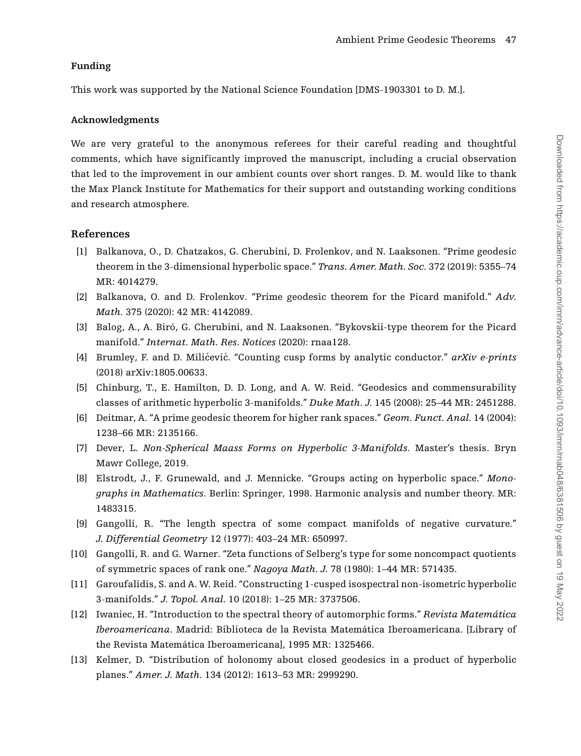### Funding

This work was supported by the National Science Foundation [DMS-1903301 to D. M.].

### Acknowledgments

We are very grateful to the anonymous referees for their careful reading and thoughtful comments, which have significantly improved the manuscript, including a crucial observation that led to the improvement in our ambient counts over short ranges. D. M. would like to thank the Max Planck Institute for Mathematics for their support and outstanding working conditions and research atmosphere.

## References

[1] Balkanova, O., D. Chatzakos, G. Cherubini, D. Frolenkov, and N. Laaksonen. "Prime geodesic theorem in the 3-dimensional hyperbolic space." *Trans. Amer. Math. Soc.* 372 (2019): 5355–74 MR: 4014279.

[2] Balkanova, O. and D. Frolenkov. "Prime geodesic theorem for the Picard manifold." *Adv. Math.* 375 (2020): 42 MR: 4142089.

[3] Balog, A., A. Biró, G. Cherubini, and N. Laaksonen. "Bykovskii-type theorem for the Picard manifold." *Internat. Math. Res. Notices* (2020): rnaa128.

[4] Brumley, F. and D. Milićević. "Counting cusp forms by analytic conductor." *arXiv e-prints* (2018) arXiv:1805.00633.

[5] Chinburg, T., E. Hamilton, D. D. Long, and A. W. Reid. "Geodesics and commensurability classes of arithmetic hyperbolic 3-manifolds." *Duke Math. J.* 145 (2008): 25–44 MR: 2451288.

[6] Deitmar, A. "A prime geodesic theorem for higher rank spaces." *Geom. Funct. Anal.* 14 (2004): 1238–66 MR: 2135166.

[7] Dever, L. *Non-Spherical Maass Forms on Hyperbolic 3-Manifolds*. Master's thesis. Bryn Mawr College, 2019.

[8] Elstrodt, J., F. Grunewald, and J. Mennicke. "Groups acting on hyperbolic space." *Monographs in Mathematics*. Berlin: Springer, 1998. Harmonic analysis and number theory. MR: 1483315.

[9] Gangolli, R. "The length spectra of some compact manifolds of negative curvature." *J. Differential Geometry* 12 (1977): 403–24 MR: 650997.

[10] Gangolli, R. and G. Warner. "Zeta functions of Selberg's type for some noncompact quotients of symmetric spaces of rank one." *Nagoya Math. J.* 78 (1980): 1–44 MR: 571435.

[11] Garoufalidis, S. and A. W. Reid. "Constructing 1-cusped isospectral non-isometric hyperbolic 3-manifolds." *J. Topol. Anal.* 10 (2018): 1–25 MR: 3737506.

[12] Iwaniec, H. "Introduction to the spectral theory of automorphic forms." *Revista Matemática Iberoamericana*. Madrid: Biblioteca de la Revista Matemática Iberoamericana. [Library of the Revista Matemática Iberoamericana], 1995 MR: 1325466.

[13] Kelmer, D. "Distribution of holonomy about closed geodesics in a product of hyperbolic planes." *Amer. J. Math.* 134 (2012): 1613–53 MR: 2999290.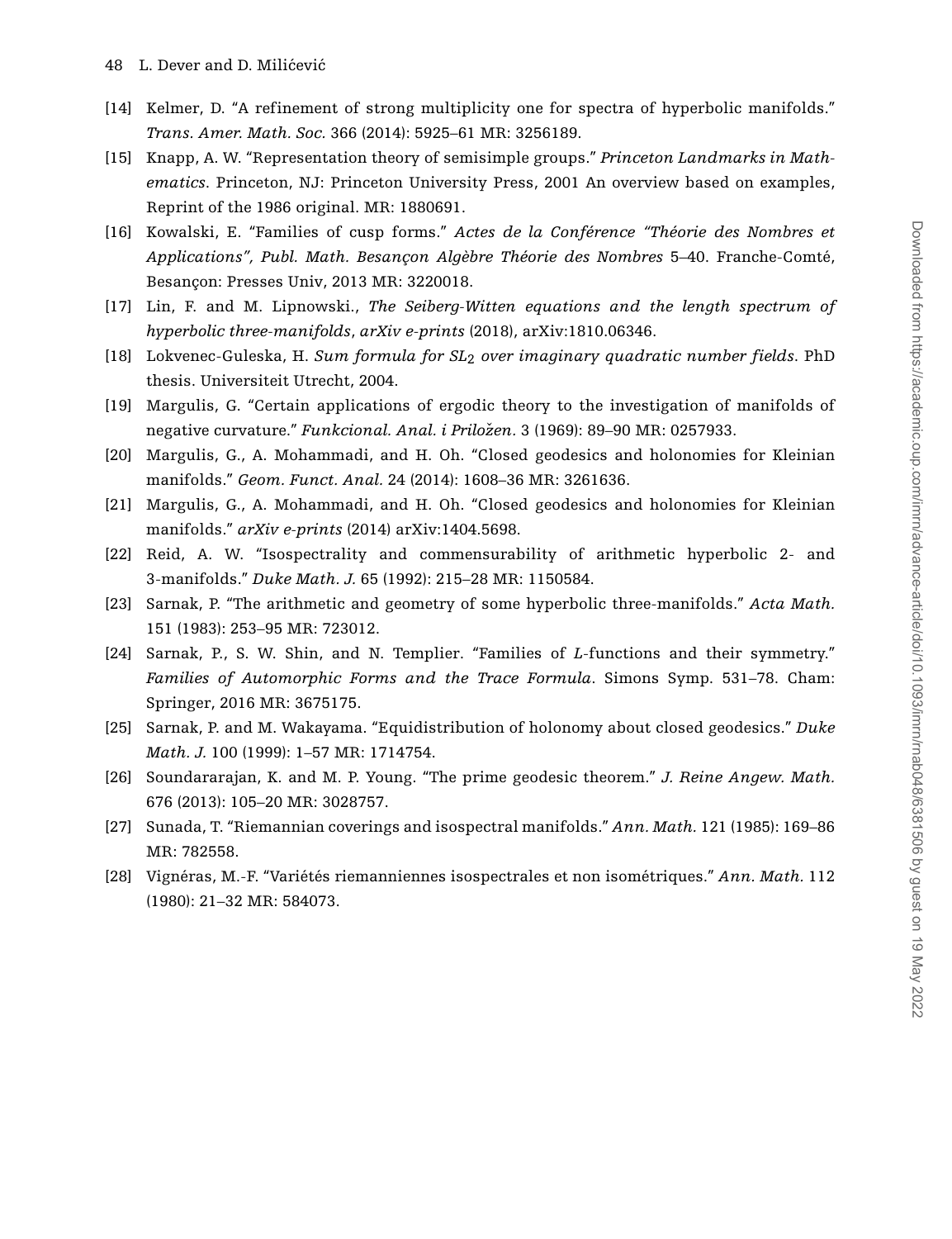[14] Kelmer, D. “A refinement of strong multiplicity one for spectra of hyperbolic manifolds.” *Trans. Amer. Math. Soc.* 366 (2014): 5925–61 MR: 3256189.

[15] Knapp, A. W. “Representation theory of semisimple groups.” *Princeton Landmarks in Mathematics*. Princeton, NJ: Princeton University Press, 2001 An overview based on examples, Reprint of the 1986 original. MR: 1880691.

[16] Kowalski, E. “Families of cusp forms.” *Actes de la Conférence “Théorie des Nombres et Applications”, Publ. Math. Besançon Algèbre Théorie des Nombres* 5–40. Franche-Comté, Besançon: Presses Univ, 2013 MR: 3220018.

[17] Lin, F. and M. Lipnowski., *The Seiberg-Witten equations and the length spectrum of hyperbolic three-manifolds*, *arXiv e-prints* (2018), arXiv:1810.06346.

[18] Lokvenec-Guleska, H. *Sum formula for $SL_2$ over imaginary quadratic number fields*. PhD thesis. Universiteit Utrecht, 2004.

[19] Margulis, G. “Certain applications of ergodic theory to the investigation of manifolds of negative curvature.” *Funkcional. Anal. i Priložen.* 3 (1969): 89–90 MR: 0257933.

[20] Margulis, G., A. Mohammadi, and H. Oh. “Closed geodesics and holonomies for Kleinian manifolds.” *Geom. Funct. Anal.* 24 (2014): 1608–36 MR: 3261636.

[21] Margulis, G., A. Mohammadi, and H. Oh. “Closed geodesics and holonomies for Kleinian manifolds.” *arXiv e-prints* (2014) arXiv:1404.5698.

[22] Reid, A. W. “Isospectrality and commensurability of arithmetic hyperbolic 2- and 3-manifolds.” *Duke Math. J.* 65 (1992): 215–28 MR: 1150584.

[23] Sarnak, P. “The arithmetic and geometry of some hyperbolic three-manifolds.” *Acta Math.* 151 (1983): 253–95 MR: 723012.

[24] Sarnak, P., S. W. Shin, and N. Templier. “Families of *L*-functions and their symmetry.” *Families of Automorphic Forms and the Trace Formula.* Simons Symp. 531–78. Cham: Springer, 2016 MR: 3675175.

[25] Sarnak, P. and M. Wakayama. “Equidistribution of holonomy about closed geodesics.” *Duke Math. J.* 100 (1999): 1–57 MR: 1714754.

[26] Soundararajan, K. and M. P. Young. “The prime geodesic theorem.” *J. Reine Angew. Math.* 676 (2013): 105–20 MR: 3028757.

[27] Sunada, T. “Riemannian coverings and isospectral manifolds.” *Ann. Math.* 121 (1985): 169–86 MR: 782558.

[28] Vignéras, M.-F. “Variétés riemanniennes isospectrales et non isométriques.” *Ann. Math.* 112 (1980): 21–32 MR: 584073.